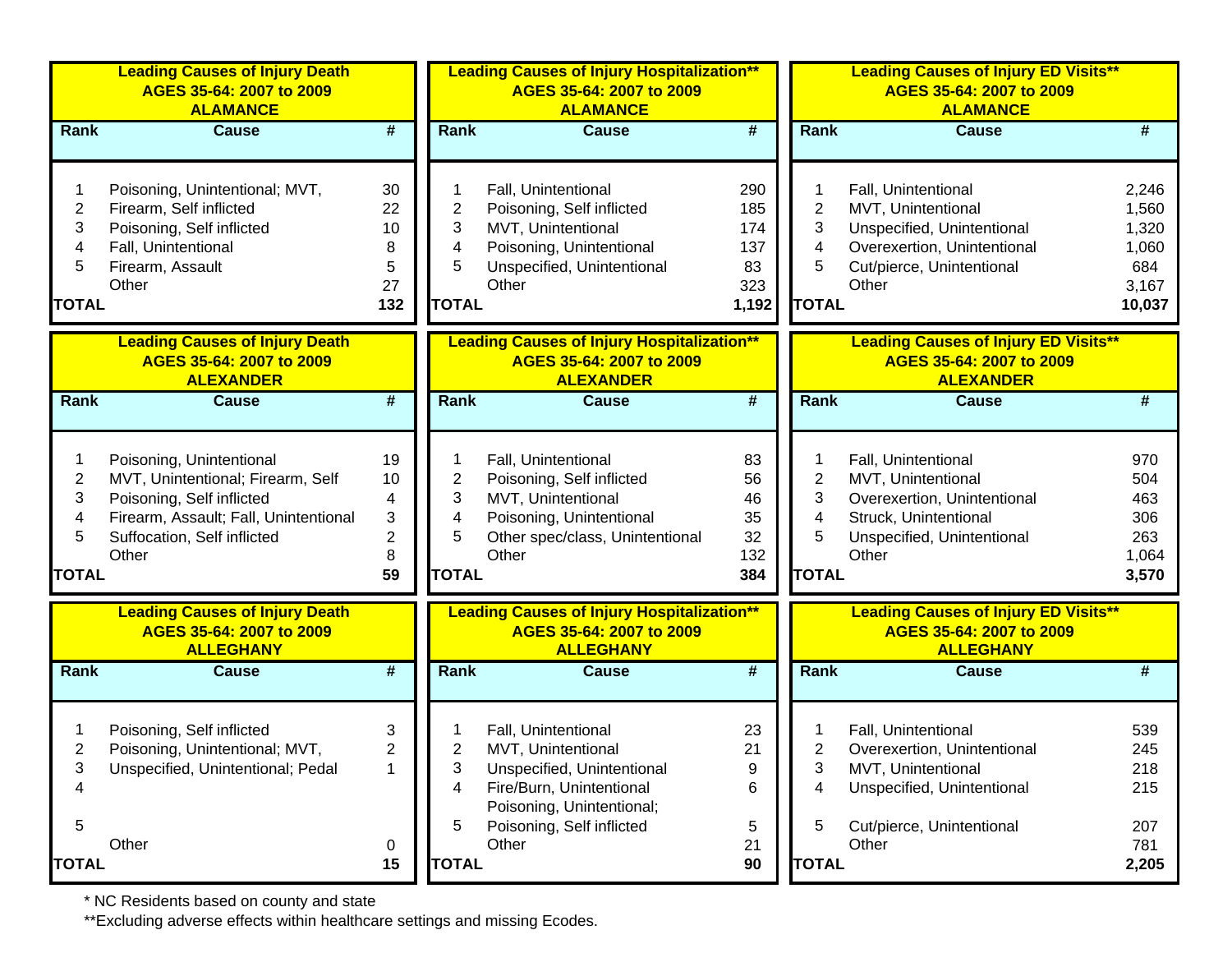### Leading Causes of Injury Death AGES 35-64: 2007 to 2009 ALAMANCE

| Rank | Cause | # |
|---|---|---|
| 1 | Poisoning, Unintentional; MVT, | 30 |
| 2 | Firearm, Self inflicted | 22 |
| 3 | Poisoning, Self inflicted | 10 |
| 4 | Fall, Unintentional | 8 |
| 5 | Firearm, Assault | 5 |
| | Other | 27 |
| TOTAL | | 132 |

### Leading Causes of Injury Hospitalization** AGES 35-64: 2007 to 2009 ALAMANCE

| Rank | Cause | # |
|---|---|---|
| 1 | Fall, Unintentional | 290 |
| 2 | Poisoning, Self inflicted | 185 |
| 3 | MVT, Unintentional | 174 |
| 4 | Poisoning, Unintentional | 137 |
| 5 | Unspecified, Unintentional | 83 |
| | Other | 323 |
| TOTAL | | 1,192 |

### Leading Causes of Injury ED Visits** AGES 35-64: 2007 to 2009 ALAMANCE

| Rank | Cause | # |
|---|---|---|
| 1 | Fall, Unintentional | 2,246 |
| 2 | MVT, Unintentional | 1,560 |
| 3 | Unspecified, Unintentional | 1,320 |
| 4 | Overexertion, Unintentional | 1,060 |
| 5 | Cut/pierce, Unintentional | 684 |
| | Other | 3,167 |
| TOTAL | | 10,037 |

### Leading Causes of Injury Death AGES 35-64: 2007 to 2009 ALEXANDER

| Rank | Cause | # |
|---|---|---|
| 1 | Poisoning, Unintentional | 19 |
| 2 | MVT, Unintentional; Firearm, Self | 10 |
| 3 | Poisoning, Self inflicted | 4 |
| 4 | Firearm, Assault; Fall, Unintentional | 3 |
| 5 | Suffocation, Self inflicted | 2 |
| | Other | 8 |
| TOTAL | | 59 |

### Leading Causes of Injury Hospitalization** AGES 35-64: 2007 to 2009 ALEXANDER

| Rank | Cause | # |
|---|---|---|
| 1 | Fall, Unintentional | 83 |
| 2 | Poisoning, Self inflicted | 56 |
| 3 | MVT, Unintentional | 46 |
| 4 | Poisoning, Unintentional | 35 |
| 5 | Other spec/class, Unintentional | 32 |
| | Other | 132 |
| TOTAL | | 384 |

### Leading Causes of Injury ED Visits** AGES 35-64: 2007 to 2009 ALEXANDER

| Rank | Cause | # |
|---|---|---|
| 1 | Fall, Unintentional | 970 |
| 2 | MVT, Unintentional | 504 |
| 3 | Overexertion, Unintentional | 463 |
| 4 | Struck, Unintentional | 306 |
| 5 | Unspecified, Unintentional | 263 |
| | Other | 1,064 |
| TOTAL | | 3,570 |

### Leading Causes of Injury Death AGES 35-64: 2007 to 2009 ALLEGHANY

| Rank | Cause | # |
|---|---|---|
| 1 | Poisoning, Self inflicted | 3 |
| 2 | Poisoning, Unintentional; MVT, | 2 |
| 3 | Unspecified, Unintentional; Pedal | 1 |
| 4 | | |
| 5 | | |
| | Other | 0 |
| TOTAL | | 15 |

### Leading Causes of Injury Hospitalization** AGES 35-64: 2007 to 2009 ALLEGHANY

| Rank | Cause | # |
|---|---|---|
| 1 | Fall, Unintentional | 23 |
| 2 | MVT, Unintentional | 21 |
| 3 | Unspecified, Unintentional | 9 |
| 4 | Fire/Burn, Unintentional | 6 |
| 5 | Poisoning, Unintentional; Poisoning, Self inflicted | 5 |
| | Other | 21 |
| TOTAL | | 90 |

### Leading Causes of Injury ED Visits** AGES 35-64: 2007 to 2009 ALLEGHANY

| Rank | Cause | # |
|---|---|---|
| 1 | Fall, Unintentional | 539 |
| 2 | Overexertion, Unintentional | 245 |
| 3 | MVT, Unintentional | 218 |
| 4 | Unspecified, Unintentional | 215 |
| 5 | Cut/pierce, Unintentional | 207 |
| | Other | 781 |
| TOTAL | | 2,205 |

* NC Residents based on county and state

**Excluding adverse effects within healthcare settings and missing Ecodes.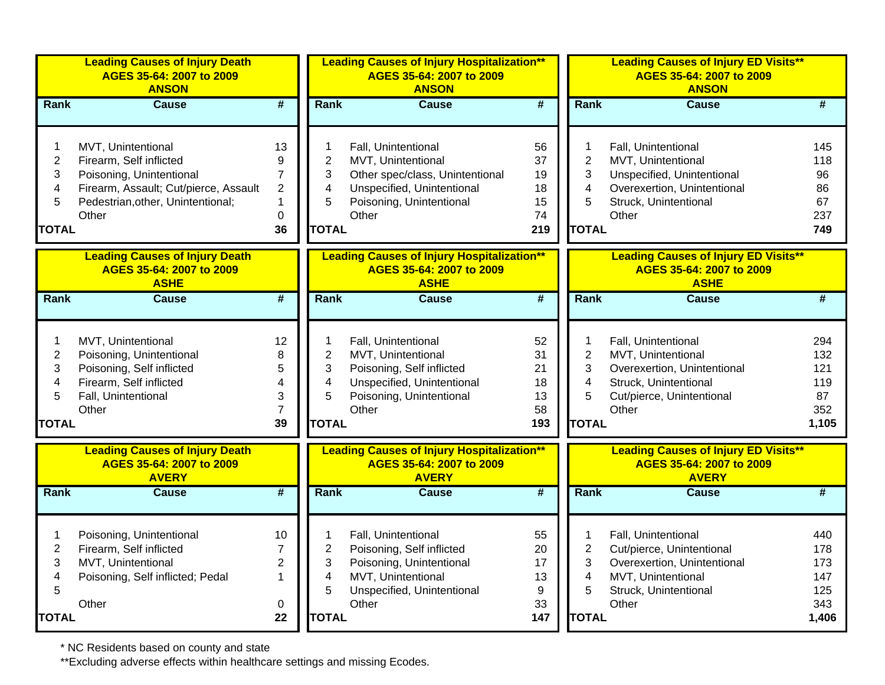### Leading Causes of Injury Death AGES 35-64: 2007 to 2009 ANSON

| Rank | Cause | # |
|---|---|---|
| 1 | MVT, Unintentional | 13 |
| 2 | Firearm, Self inflicted | 9 |
| 3 | Poisoning, Unintentional | 7 |
| 4 | Firearm, Assault; Cut/pierce, Assault | 2 |
| 5 | Pedestrian,other, Unintentional; | 1 |
| | Other | 0 |
| **TOTAL** | | **36** |

### Leading Causes of Injury Hospitalization** AGES 35-64: 2007 to 2009 ANSON

| Rank | Cause | # |
|---|---|---|
| 1 | Fall, Unintentional | 56 |
| 2 | MVT, Unintentional | 37 |
| 3 | Other spec/class, Unintentional | 19 |
| 4 | Unspecified, Unintentional | 18 |
| 5 | Poisoning, Unintentional | 15 |
| | Other | 74 |
| **TOTAL** | | **219** |

### Leading Causes of Injury ED Visits** AGES 35-64: 2007 to 2009 ANSON

| Rank | Cause | # |
|---|---|---|
| 1 | Fall, Unintentional | 145 |
| 2 | MVT, Unintentional | 118 |
| 3 | Unspecified, Unintentional | 96 |
| 4 | Overexertion, Unintentional | 86 |
| 5 | Struck, Unintentional | 67 |
| | Other | 237 |
| **TOTAL** | | **749** |

### Leading Causes of Injury Death AGES 35-64: 2007 to 2009 ASHE

| Rank | Cause | # |
|---|---|---|
| 1 | MVT, Unintentional | 12 |
| 2 | Poisoning, Unintentional | 8 |
| 3 | Poisoning, Self inflicted | 5 |
| 4 | Firearm, Self inflicted | 4 |
| 5 | Fall, Unintentional | 3 |
| | Other | 7 |
| **TOTAL** | | **39** |

### Leading Causes of Injury Hospitalization** AGES 35-64: 2007 to 2009 ASHE

| Rank | Cause | # |
|---|---|---|
| 1 | Fall, Unintentional | 52 |
| 2 | MVT, Unintentional | 31 |
| 3 | Poisoning, Self inflicted | 21 |
| 4 | Unspecified, Unintentional | 18 |
| 5 | Poisoning, Unintentional | 13 |
| | Other | 58 |
| **TOTAL** | | **193** |

### Leading Causes of Injury ED Visits** AGES 35-64: 2007 to 2009 ASHE

| Rank | Cause | # |
|---|---|---|
| 1 | Fall, Unintentional | 294 |
| 2 | MVT, Unintentional | 132 |
| 3 | Overexertion, Unintentional | 121 |
| 4 | Struck, Unintentional | 119 |
| 5 | Cut/pierce, Unintentional | 87 |
| | Other | 352 |
| **TOTAL** | | **1,105** |

### Leading Causes of Injury Death AGES 35-64: 2007 to 2009 AVERY

| Rank | Cause | # |
|---|---|---|
| 1 | Poisoning, Unintentional | 10 |
| 2 | Firearm, Self inflicted | 7 |
| 3 | MVT, Unintentional | 2 |
| 4 | Poisoning, Self inflicted; Pedal | 1 |
| 5 | | |
| | Other | 0 |
| **TOTAL** | | **22** |

### Leading Causes of Injury Hospitalization** AGES 35-64: 2007 to 2009 AVERY

| Rank | Cause | # |
|---|---|---|
| 1 | Fall, Unintentional | 55 |
| 2 | Poisoning, Self inflicted | 20 |
| 3 | Poisoning, Unintentional | 17 |
| 4 | MVT, Unintentional | 13 |
| 5 | Unspecified, Unintentional | 9 |
| | Other | 33 |
| **TOTAL** | | **147** |

### Leading Causes of Injury ED Visits** AGES 35-64: 2007 to 2009 AVERY

| Rank | Cause | # |
|---|---|---|
| 1 | Fall, Unintentional | 440 |
| 2 | Cut/pierce, Unintentional | 178 |
| 3 | Overexertion, Unintentional | 173 |
| 4 | MVT, Unintentional | 147 |
| 5 | Struck, Unintentional | 125 |
| | Other | 343 |
| **TOTAL** | | **1,406** |

* NC Residents based on county and state

**Excluding adverse effects within healthcare settings and missing Ecodes.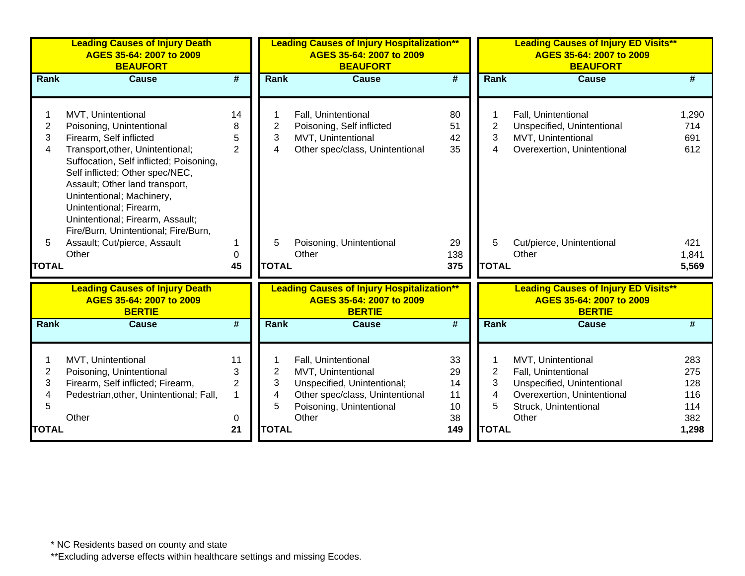### Leading Causes of Injury Death AGES 35-64: 2007 to 2009 BEAUFORT

| Rank | Cause | # |
|---|---|---|
| 1 | MVT, Unintentional | 14 |
| 2 | Poisoning, Unintentional | 8 |
| 3 | Firearm, Self inflicted | 5 |
| 4 | Transport,other, Unintentional; Suffocation, Self inflicted; Poisoning, Self inflicted; Other spec/NEC, Assault; Other land transport, Unintentional; Machinery, Unintentional; Firearm, Unintentional; Firearm, Assault; Fire/Burn, Unintentional; Fire/Burn, | 2 |
| 5 | Assault; Cut/pierce, Assault | 1 |
| | Other | 0 |
| **TOTAL** | | **45** |

### Leading Causes of Injury Hospitalization** AGES 35-64: 2007 to 2009 BEAUFORT

| Rank | Cause | # |
|---|---|---|
| 1 | Fall, Unintentional | 80 |
| 2 | Poisoning, Self inflicted | 51 |
| 3 | MVT, Unintentional | 42 |
| 4 | Other spec/class, Unintentional | 35 |
| 5 | Poisoning, Unintentional | 29 |
| | Other | 138 |
| **TOTAL** | | **375** |

### Leading Causes of Injury ED Visits** AGES 35-64: 2007 to 2009 BEAUFORT

| Rank | Cause | # |
|---|---|---|
| 1 | Fall, Unintentional | 1,290 |
| 2 | Unspecified, Unintentional | 714 |
| 3 | MVT, Unintentional | 691 |
| 4 | Overexertion, Unintentional | 612 |
| 5 | Cut/pierce, Unintentional | 421 |
| | Other | 1,841 |
| **TOTAL** | | **5,569** |

### Leading Causes of Injury Death AGES 35-64: 2007 to 2009 BERTIE

| Rank | Cause | # |
|---|---|---|
| 1 | MVT, Unintentional | 11 |
| 2 | Poisoning, Unintentional | 3 |
| 3 | Firearm, Self inflicted; Firearm, | 2 |
| 4 | Pedestrian,other, Unintentional; Fall, | 1 |
| 5 | | |
| | Other | 0 |
| **TOTAL** | | **21** |

### Leading Causes of Injury Hospitalization** AGES 35-64: 2007 to 2009 BERTIE

| Rank | Cause | # |
|---|---|---|
| 1 | Fall, Unintentional | 33 |
| 2 | MVT, Unintentional | 29 |
| 3 | Unspecified, Unintentional; | 14 |
| 4 | Other spec/class, Unintentional | 11 |
| 5 | Poisoning, Unintentional | 10 |
| | Other | 38 |
| **TOTAL** | | **149** |

### Leading Causes of Injury ED Visits** AGES 35-64: 2007 to 2009 BERTIE

| Rank | Cause | # |
|---|---|---|
| 1 | MVT, Unintentional | 283 |
| 2 | Fall, Unintentional | 275 |
| 3 | Unspecified, Unintentional | 128 |
| 4 | Overexertion, Unintentional | 116 |
| 5 | Struck, Unintentional | 114 |
| | Other | 382 |
| **TOTAL** | | **1,298** |

* NC Residents based on county and state

**Excluding adverse effects within healthcare settings and missing Ecodes.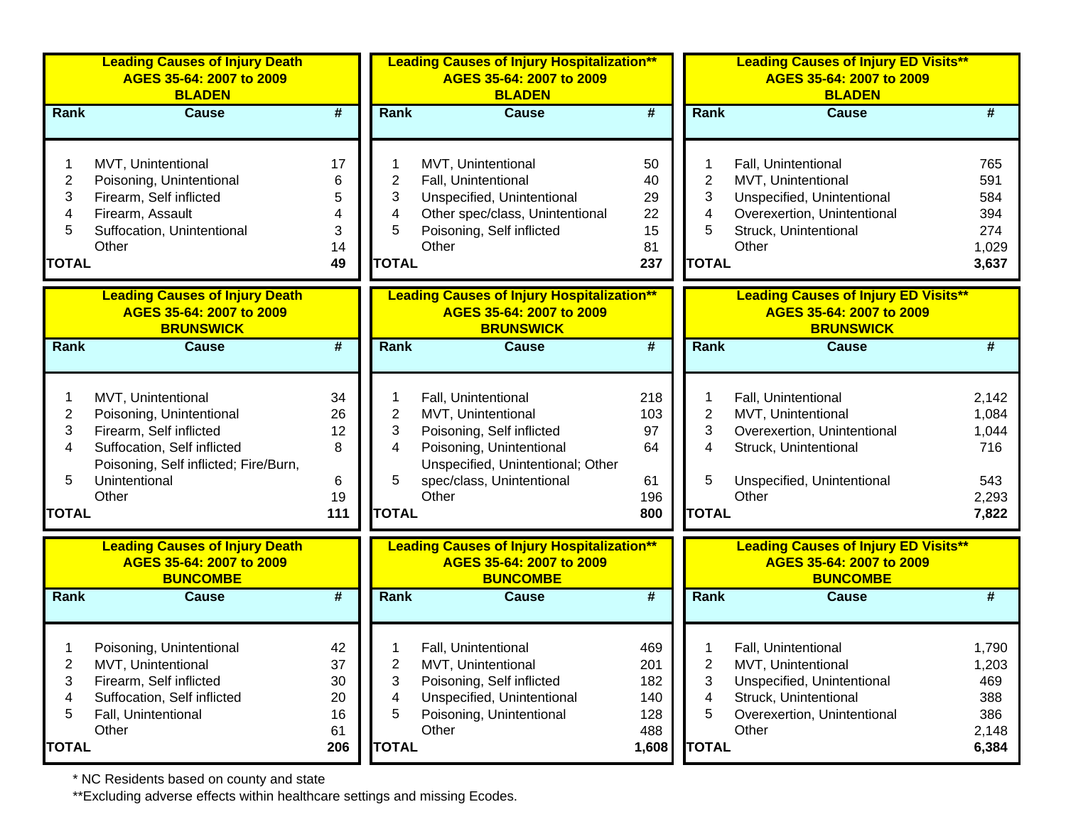### Leading Causes of Injury Death AGES 35-64: 2007 to 2009 BLADEN

| Rank | Cause | # |
|---|---|---|
| 1 | MVT, Unintentional | 17 |
| 2 | Poisoning, Unintentional | 6 |
| 3 | Firearm, Self inflicted | 5 |
| 4 | Firearm, Assault | 4 |
| 5 | Suffocation, Unintentional | 3 |
| | Other | 14 |
| **TOTAL** | | **49** |

### Leading Causes of Injury Hospitalization** AGES 35-64: 2007 to 2009 BLADEN

| Rank | Cause | # |
|---|---|---|
| 1 | MVT, Unintentional | 50 |
| 2 | Fall, Unintentional | 40 |
| 3 | Unspecified, Unintentional | 29 |
| 4 | Other spec/class, Unintentional | 22 |
| 5 | Poisoning, Self inflicted | 15 |
| | Other | 81 |
| **TOTAL** | | **237** |

### Leading Causes of Injury ED Visits** AGES 35-64: 2007 to 2009 BLADEN

| Rank | Cause | # |
|---|---|---|
| 1 | Fall, Unintentional | 765 |
| 2 | MVT, Unintentional | 591 |
| 3 | Unspecified, Unintentional | 584 |
| 4 | Overexertion, Unintentional | 394 |
| 5 | Struck, Unintentional | 274 |
| | Other | 1,029 |
| **TOTAL** | | **3,637** |

### Leading Causes of Injury Death AGES 35-64: 2007 to 2009 BRUNSWICK

| Rank | Cause | # |
|---|---|---|
| 1 | MVT, Unintentional | 34 |
| 2 | Poisoning, Unintentional | 26 |
| 3 | Firearm, Self inflicted | 12 |
| 4 | Suffocation, Self inflicted | 8 |
| 5 | Poisoning, Self inflicted; Fire/Burn, Unintentional | 6 |
| | Other | 19 |
| **TOTAL** | | **111** |

### Leading Causes of Injury Hospitalization** AGES 35-64: 2007 to 2009 BRUNSWICK

| Rank | Cause | # |
|---|---|---|
| 1 | Fall, Unintentional | 218 |
| 2 | MVT, Unintentional | 103 |
| 3 | Poisoning, Self inflicted | 97 |
| 4 | Poisoning, Unintentional | 64 |
| 5 | Unspecified, Unintentional; Other spec/class, Unintentional | 61 |
| | Other | 196 |
| **TOTAL** | | **800** |

### Leading Causes of Injury ED Visits** AGES 35-64: 2007 to 2009 BRUNSWICK

| Rank | Cause | # |
|---|---|---|
| 1 | Fall, Unintentional | 2,142 |
| 2 | MVT, Unintentional | 1,084 |
| 3 | Overexertion, Unintentional | 1,044 |
| 4 | Struck, Unintentional | 716 |
| 5 | Unspecified, Unintentional | 543 |
| | Other | 2,293 |
| **TOTAL** | | **7,822** |

### Leading Causes of Injury Death AGES 35-64: 2007 to 2009 BUNCOMBE

| Rank | Cause | # |
|---|---|---|
| 1 | Poisoning, Unintentional | 42 |
| 2 | MVT, Unintentional | 37 |
| 3 | Firearm, Self inflicted | 30 |
| 4 | Suffocation, Self inflicted | 20 |
| 5 | Fall, Unintentional | 16 |
| | Other | 61 |
| **TOTAL** | | **206** |

### Leading Causes of Injury Hospitalization** AGES 35-64: 2007 to 2009 BUNCOMBE

| Rank | Cause | # |
|---|---|---|
| 1 | Fall, Unintentional | 469 |
| 2 | MVT, Unintentional | 201 |
| 3 | Poisoning, Self inflicted | 182 |
| 4 | Unspecified, Unintentional | 140 |
| 5 | Poisoning, Unintentional | 128 |
| | Other | 488 |
| **TOTAL** | | **1,608** |

### Leading Causes of Injury ED Visits** AGES 35-64: 2007 to 2009 BUNCOMBE

| Rank | Cause | # |
|---|---|---|
| 1 | Fall, Unintentional | 1,790 |
| 2 | MVT, Unintentional | 1,203 |
| 3 | Unspecified, Unintentional | 469 |
| 4 | Struck, Unintentional | 388 |
| 5 | Overexertion, Unintentional | 386 |
| | Other | 2,148 |
| **TOTAL** | | **6,384** |

* NC Residents based on county and state

**Excluding adverse effects within healthcare settings and missing Ecodes.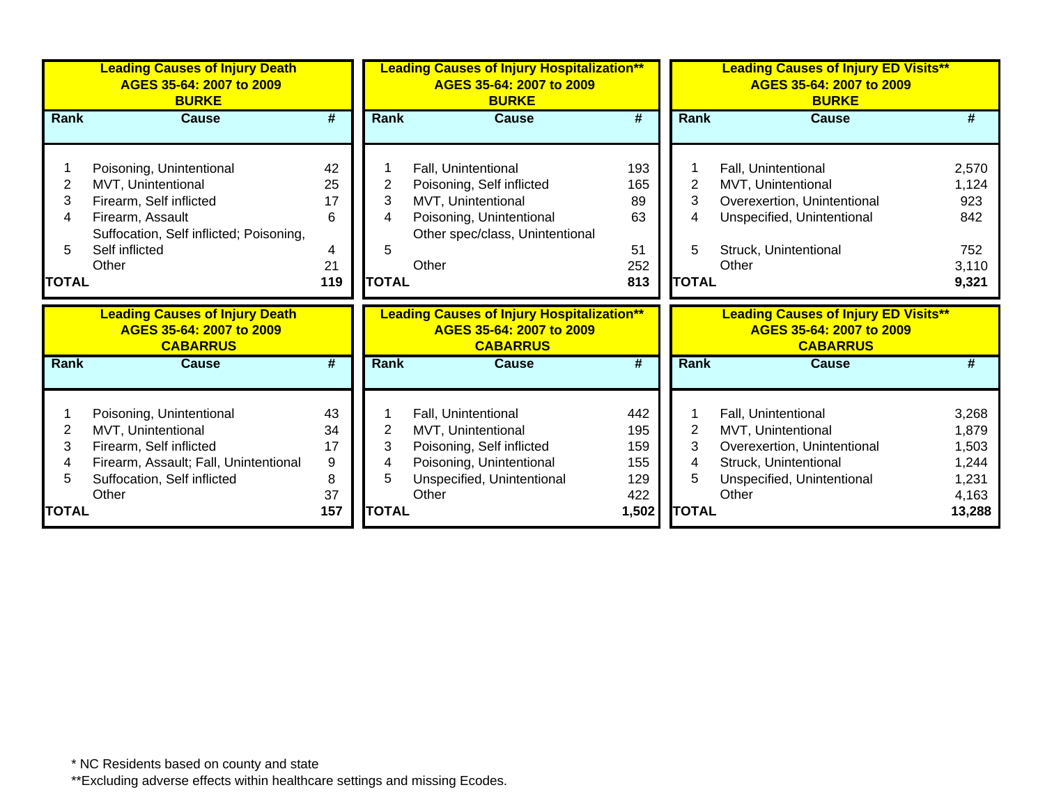**Leading Causes of Injury Death**
**AGES 35-64: 2007 to 2009**
**BURKE**

| Rank | Cause | # |
|---|---|---|
| 1 | Poisoning, Unintentional | 42 |
| 2 | MVT, Unintentional | 25 |
| 3 | Firearm, Self inflicted | 17 |
| 4 | Firearm, Assault | 6 |
| 5 | Suffocation, Self inflicted; Poisoning, Self inflicted | 4 |
| | Other | 21 |
| **TOTAL** | | **119** |

**Leading Causes of Injury Hospitalization****
**AGES 35-64: 2007 to 2009**
**BURKE**

| Rank | Cause | # |
|---|---|---|
| 1 | Fall, Unintentional | 193 |
| 2 | Poisoning, Self inflicted | 165 |
| 3 | MVT, Unintentional | 89 |
| 4 | Poisoning, Unintentional | 63 |
| 5 | Other spec/class, Unintentional | 51 |
| | Other | 252 |
| **TOTAL** | | **813** |

**Leading Causes of Injury ED Visits****
**AGES 35-64: 2007 to 2009**
**BURKE**

| Rank | Cause | # |
|---|---|---|
| 1 | Fall, Unintentional | 2,570 |
| 2 | MVT, Unintentional | 1,124 |
| 3 | Overexertion, Unintentional | 923 |
| 4 | Unspecified, Unintentional | 842 |
| 5 | Struck, Unintentional | 752 |
| | Other | 3,110 |
| **TOTAL** | | **9,321** |

**Leading Causes of Injury Death**
**AGES 35-64: 2007 to 2009**
**CABARRUS**

| Rank | Cause | # |
|---|---|---|
| 1 | Poisoning, Unintentional | 43 |
| 2 | MVT, Unintentional | 34 |
| 3 | Firearm, Self inflicted | 17 |
| 4 | Firearm, Assault; Fall, Unintentional | 9 |
| 5 | Suffocation, Self inflicted | 8 |
| | Other | 37 |
| **TOTAL** | | **157** |

**Leading Causes of Injury Hospitalization****
**AGES 35-64: 2007 to 2009**
**CABARRUS**

| Rank | Cause | # |
|---|---|---|
| 1 | Fall, Unintentional | 442 |
| 2 | MVT, Unintentional | 195 |
| 3 | Poisoning, Self inflicted | 159 |
| 4 | Poisoning, Unintentional | 155 |
| 5 | Unspecified, Unintentional | 129 |
| | Other | 422 |
| **TOTAL** | | **1,502** |

**Leading Causes of Injury ED Visits****
**AGES 35-64: 2007 to 2009**
**CABARRUS**

| Rank | Cause | # |
|---|---|---|
| 1 | Fall, Unintentional | 3,268 |
| 2 | MVT, Unintentional | 1,879 |
| 3 | Overexertion, Unintentional | 1,503 |
| 4 | Struck, Unintentional | 1,244 |
| 5 | Unspecified, Unintentional | 1,231 |
| | Other | 4,163 |
| **TOTAL** | | **13,288** |

* NC Residents based on county and state

**Excluding adverse effects within healthcare settings and missing Ecodes.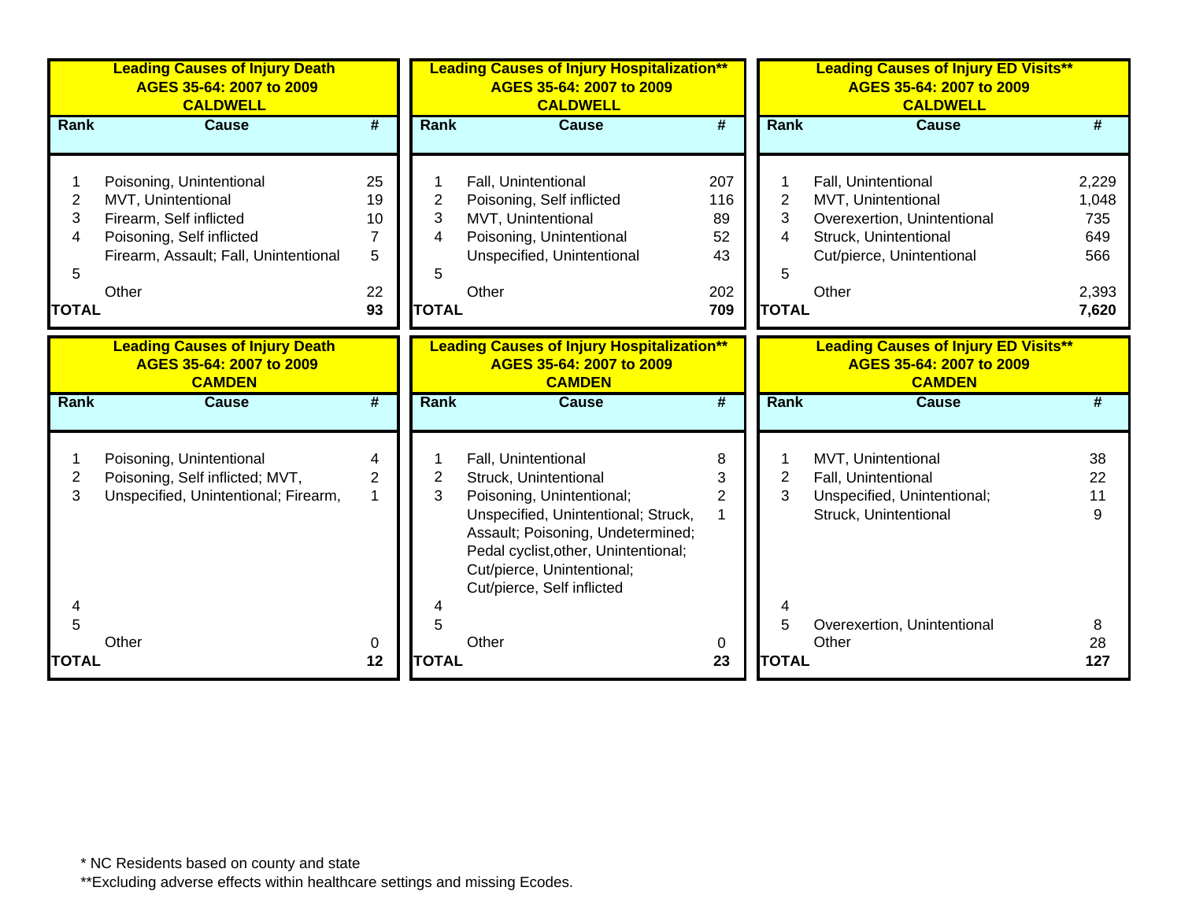## Leading Causes of Injury Death AGES 35-64: 2007 to 2009 CALDWELL

| Rank | Cause | # |
|---|---|---|
| 1 | Poisoning, Unintentional | 25 |
| 2 | MVT, Unintentional | 19 |
| 3 | Firearm, Self inflicted | 10 |
| 4 | Poisoning, Self inflicted | 7 |
| 5 | Firearm, Assault; Fall, Unintentional | 5 |
| | Other | 22 |
| TOTAL | | 93 |

## Leading Causes of Injury Hospitalization** AGES 35-64: 2007 to 2009 CALDWELL

| Rank | Cause | # |
|---|---|---|
| 1 | Fall, Unintentional | 207 |
| 2 | Poisoning, Self inflicted | 116 |
| 3 | MVT, Unintentional | 89 |
| 4 | Poisoning, Unintentional | 52 |
| 5 | Unspecified, Unintentional | 43 |
| | Other | 202 |
| TOTAL | | 709 |

## Leading Causes of Injury ED Visits** AGES 35-64: 2007 to 2009 CALDWELL

| Rank | Cause | # |
|---|---|---|
| 1 | Fall, Unintentional | 2,229 |
| 2 | MVT, Unintentional | 1,048 |
| 3 | Overexertion, Unintentional | 735 |
| 4 | Struck, Unintentional | 649 |
| 5 | Cut/pierce, Unintentional | 566 |
| | Other | 2,393 |
| TOTAL | | 7,620 |

## Leading Causes of Injury Death AGES 35-64: 2007 to 2009 CAMDEN

| Rank | Cause | # |
|---|---|---|
| 1 | Poisoning, Unintentional | 4 |
| 2 | Poisoning, Self inflicted; MVT, | 2 |
| 3 | Unspecified, Unintentional; Firearm, | 1 |
| 4 | | |
| 5 | | |
| | Other | 0 |
| TOTAL | | 12 |

## Leading Causes of Injury Hospitalization** AGES 35-64: 2007 to 2009 CAMDEN

| Rank | Cause | # |
|---|---|---|
| 1 | Fall, Unintentional | 8 |
| 2 | Struck, Unintentional | 3 |
| 3 | Poisoning, Unintentional; | 2 |
| | Unspecified, Unintentional; Struck, Assault; Poisoning, Undetermined; Pedal cyclist,other, Unintentional; Cut/pierce, Unintentional; Cut/pierce, Self inflicted | 1 |
| 4 | | |
| 5 | | |
| | Other | 0 |
| TOTAL | | 23 |

## Leading Causes of Injury ED Visits** AGES 35-64: 2007 to 2009 CAMDEN

| Rank | Cause | # |
|---|---|---|
| 1 | MVT, Unintentional | 38 |
| 2 | Fall, Unintentional | 22 |
| 3 | Unspecified, Unintentional; | 11 |
| | Struck, Unintentional | 9 |
| 4 | | |
| 5 | Overexertion, Unintentional | 8 |
| | Other | 28 |
| TOTAL | | 127 |

* NC Residents based on county and state

**Excluding adverse effects within healthcare settings and missing Ecodes.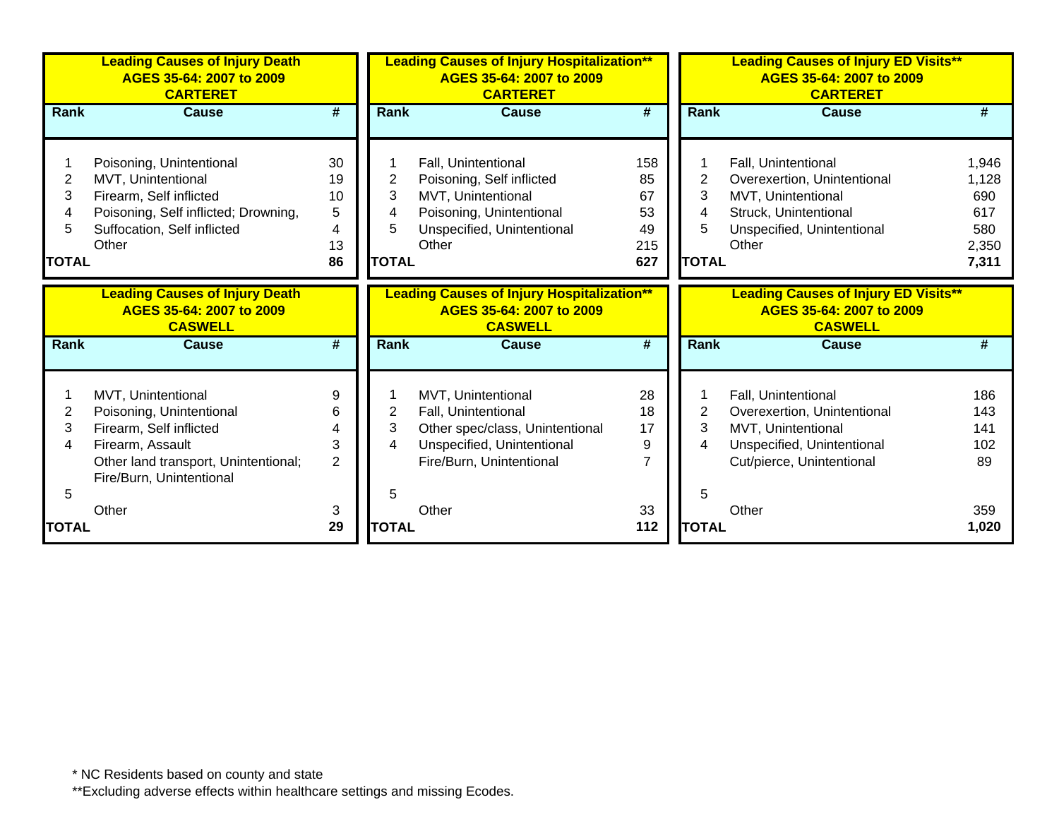## Leading Causes of Injury Death AGES 35-64: 2007 to 2009 CARTERET

| Rank | Cause | # |
|---|---|---|
| 1 | Poisoning, Unintentional | 30 |
| 2 | MVT, Unintentional | 19 |
| 3 | Firearm, Self inflicted | 10 |
| 4 | Poisoning, Self inflicted; Drowning, | 5 |
| 5 | Suffocation, Self inflicted | 4 |
| | Other | 13 |
| **TOTAL** | | **86** |

## Leading Causes of Injury Hospitalization** AGES 35-64: 2007 to 2009 CARTERET

| Rank | Cause | # |
|---|---|---|
| 1 | Fall, Unintentional | 158 |
| 2 | Poisoning, Self inflicted | 85 |
| 3 | MVT, Unintentional | 67 |
| 4 | Poisoning, Unintentional | 53 |
| 5 | Unspecified, Unintentional | 49 |
| | Other | 215 |
| **TOTAL** | | **627** |

## Leading Causes of Injury ED Visits** AGES 35-64: 2007 to 2009 CARTERET

| Rank | Cause | # |
|---|---|---|
| 1 | Fall, Unintentional | 1,946 |
| 2 | Overexertion, Unintentional | 1,128 |
| 3 | MVT, Unintentional | 690 |
| 4 | Struck, Unintentional | 617 |
| 5 | Unspecified, Unintentional | 580 |
| | Other | 2,350 |
| **TOTAL** | | **7,311** |

## Leading Causes of Injury Death AGES 35-64: 2007 to 2009 CASWELL

| Rank | Cause | # |
|---|---|---|
| 1 | MVT, Unintentional | 9 |
| 2 | Poisoning, Unintentional | 6 |
| 3 | Firearm, Self inflicted | 4 |
| 4 | Firearm, Assault | 3 |
| | Other land transport, Unintentional; Fire/Burn, Unintentional | 2 |
| 5 | | |
| | Other | 3 |
| **TOTAL** | | **29** |

## Leading Causes of Injury Hospitalization** AGES 35-64: 2007 to 2009 CASWELL

| Rank | Cause | # |
|---|---|---|
| 1 | MVT, Unintentional | 28 |
| 2 | Fall, Unintentional | 18 |
| 3 | Other spec/class, Unintentional | 17 |
| 4 | Unspecified, Unintentional | 9 |
| | Fire/Burn, Unintentional | 7 |
| 5 | | |
| | Other | 33 |
| **TOTAL** | | **112** |

## Leading Causes of Injury ED Visits** AGES 35-64: 2007 to 2009 CASWELL

| Rank | Cause | # |
|---|---|---|
| 1 | Fall, Unintentional | 186 |
| 2 | Overexertion, Unintentional | 143 |
| 3 | MVT, Unintentional | 141 |
| 4 | Unspecified, Unintentional | 102 |
| | Cut/pierce, Unintentional | 89 |
| 5 | | |
| | Other | 359 |
| **TOTAL** | | **1,020** |

\* NC Residents based on county and state

\*\*Excluding adverse effects within healthcare settings and missing Ecodes.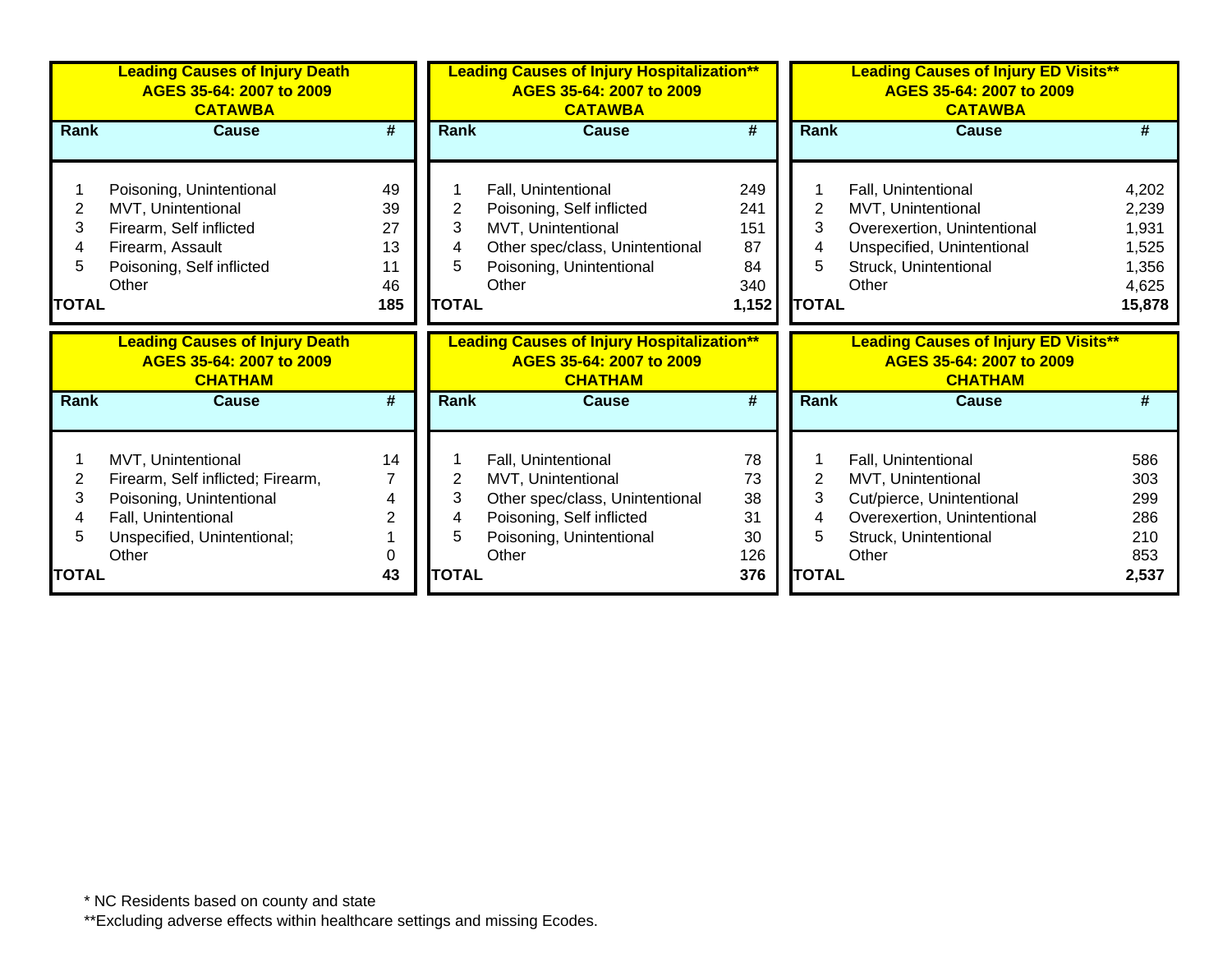**Leading Causes of Injury Death**
**AGES 35-64: 2007 to 2009**
**CATAWBA**

| Rank | Cause | # |
|---|---|---|
| 1 | Poisoning, Unintentional | 49 |
| 2 | MVT, Unintentional | 39 |
| 3 | Firearm, Self inflicted | 27 |
| 4 | Firearm, Assault | 13 |
| 5 | Poisoning, Self inflicted | 11 |
| | Other | 46 |
| **TOTAL** | | **185** |

**Leading Causes of Injury Hospitalization****
**AGES 35-64: 2007 to 2009**
**CATAWBA**

| Rank | Cause | # |
|---|---|---|
| 1 | Fall, Unintentional | 249 |
| 2 | Poisoning, Self inflicted | 241 |
| 3 | MVT, Unintentional | 151 |
| 4 | Other spec/class, Unintentional | 87 |
| 5 | Poisoning, Unintentional | 84 |
| | Other | 340 |
| **TOTAL** | | **1,152** |

**Leading Causes of Injury ED Visits****
**AGES 35-64: 2007 to 2009**
**CATAWBA**

| Rank | Cause | # |
|---|---|---|
| 1 | Fall, Unintentional | 4,202 |
| 2 | MVT, Unintentional | 2,239 |
| 3 | Overexertion, Unintentional | 1,931 |
| 4 | Unspecified, Unintentional | 1,525 |
| 5 | Struck, Unintentional | 1,356 |
| | Other | 4,625 |
| **TOTAL** | | **15,878** |

**Leading Causes of Injury Death**
**AGES 35-64: 2007 to 2009**
**CHATHAM**

| Rank | Cause | # |
|---|---|---|
| 1 | MVT, Unintentional | 14 |
| 2 | Firearm, Self inflicted; Firearm, | 7 |
| 3 | Poisoning, Unintentional | 4 |
| 4 | Fall, Unintentional | 2 |
| 5 | Unspecified, Unintentional; | 1 |
| | Other | 0 |
| **TOTAL** | | **43** |

**Leading Causes of Injury Hospitalization****
**AGES 35-64: 2007 to 2009**
**CHATHAM**

| Rank | Cause | # |
|---|---|---|
| 1 | Fall, Unintentional | 78 |
| 2 | MVT, Unintentional | 73 |
| 3 | Other spec/class, Unintentional | 38 |
| 4 | Poisoning, Self inflicted | 31 |
| 5 | Poisoning, Unintentional | 30 |
| | Other | 126 |
| **TOTAL** | | **376** |

**Leading Causes of Injury ED Visits****
**AGES 35-64: 2007 to 2009**
**CHATHAM**

| Rank | Cause | # |
|---|---|---|
| 1 | Fall, Unintentional | 586 |
| 2 | MVT, Unintentional | 303 |
| 3 | Cut/pierce, Unintentional | 299 |
| 4 | Overexertion, Unintentional | 286 |
| 5 | Struck, Unintentional | 210 |
| | Other | 853 |
| **TOTAL** | | **2,537** |

* NC Residents based on county and state

**Excluding adverse effects within healthcare settings and missing Ecodes.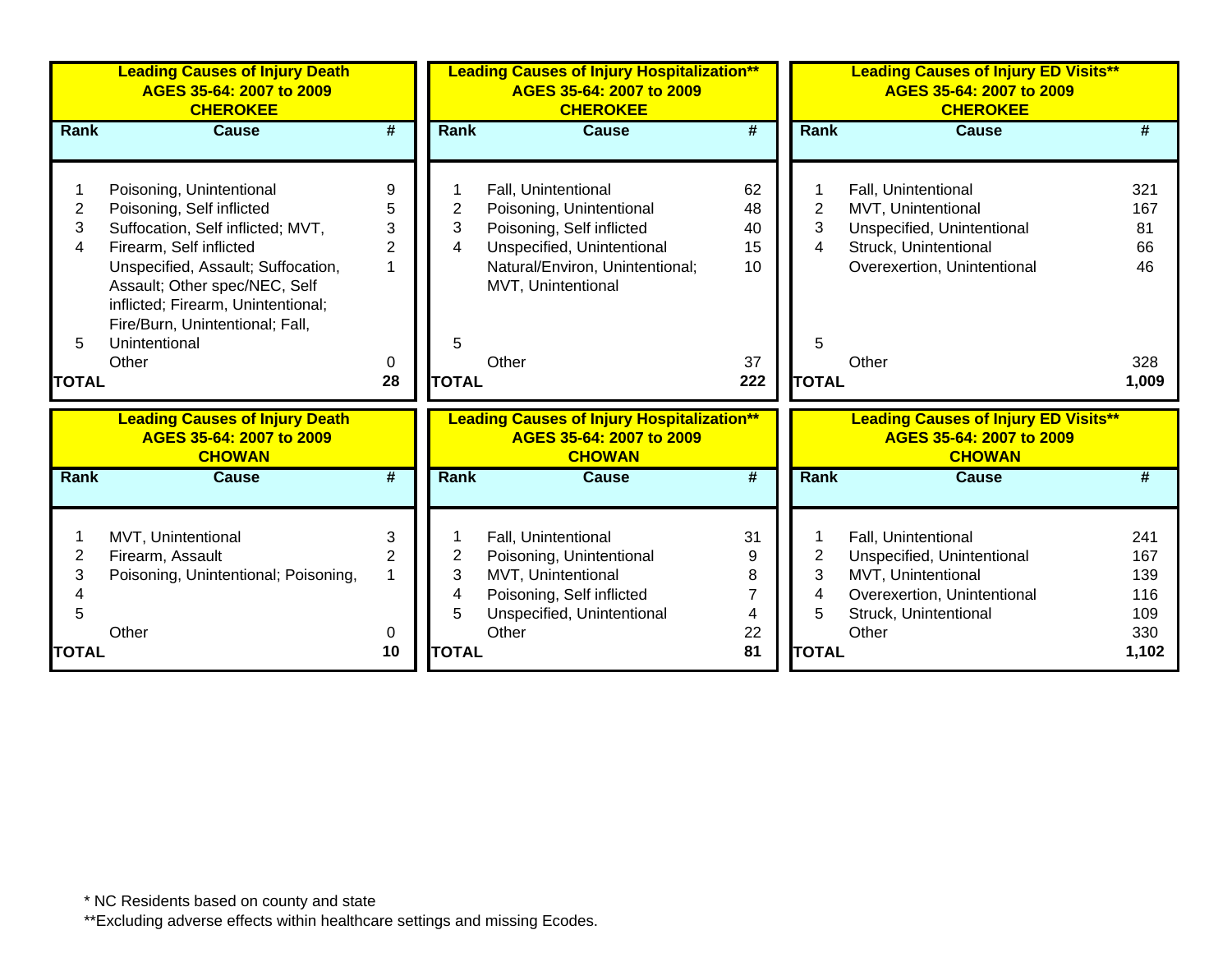### Leading Causes of Injury Death AGES 35-64: 2007 to 2009 CHEROKEE

| Rank | Cause | # |
|---|---|---|
| 1 | Poisoning, Unintentional | 9 |
| 2 | Poisoning, Self inflicted | 5 |
| 3 | Suffocation, Self inflicted; MVT, | 3 |
| 4 | Firearm, Self inflicted | 2 |
| 5 | Unspecified, Assault; Suffocation, Assault; Other spec/NEC, Self inflicted; Firearm, Unintentional; Fire/Burn, Unintentional; Fall, Unintentional | 1 |
| | Other | 0 |
| **TOTAL** | | **28** |

### Leading Causes of Injury Hospitalization** AGES 35-64: 2007 to 2009 CHEROKEE

| Rank | Cause | # |
|---|---|---|
| 1 | Fall, Unintentional | 62 |
| 2 | Poisoning, Unintentional | 48 |
| 3 | Poisoning, Self inflicted | 40 |
| 4 | Unspecified, Unintentional | 15 |
| | Natural/Environ, Unintentional; MVT, Unintentional | 10 |
| 5 | | |
| | Other | 37 |
| **TOTAL** | | **222** |

### Leading Causes of Injury ED Visits** AGES 35-64: 2007 to 2009 CHEROKEE

| Rank | Cause | # |
|---|---|---|
| 1 | Fall, Unintentional | 321 |
| 2 | MVT, Unintentional | 167 |
| 3 | Unspecified, Unintentional | 81 |
| 4 | Struck, Unintentional | 66 |
| | Overexertion, Unintentional | 46 |
| 5 | | |
| | Other | 328 |
| **TOTAL** | | **1,009** |

### Leading Causes of Injury Death AGES 35-64: 2007 to 2009 CHOWAN

| Rank | Cause | # |
|---|---|---|
| 1 | MVT, Unintentional | 3 |
| 2 | Firearm, Assault | 2 |
| 3 | Poisoning, Unintentional; Poisoning, | 1 |
| 4 | | |
| 5 | | |
| | Other | 0 |
| **TOTAL** | | **10** |

### Leading Causes of Injury Hospitalization** AGES 35-64: 2007 to 2009 CHOWAN

| Rank | Cause | # |
|---|---|---|
| 1 | Fall, Unintentional | 31 |
| 2 | Poisoning, Unintentional | 9 |
| 3 | MVT, Unintentional | 8 |
| 4 | Poisoning, Self inflicted | 7 |
| 5 | Unspecified, Unintentional | 4 |
| | Other | 22 |
| **TOTAL** | | **81** |

### Leading Causes of Injury ED Visits** AGES 35-64: 2007 to 2009 CHOWAN

| Rank | Cause | # |
|---|---|---|
| 1 | Fall, Unintentional | 241 |
| 2 | Unspecified, Unintentional | 167 |
| 3 | MVT, Unintentional | 139 |
| 4 | Overexertion, Unintentional | 116 |
| 5 | Struck, Unintentional | 109 |
| | Other | 330 |
| **TOTAL** | | **1,102** |

* NC Residents based on county and state

**Excluding adverse effects within healthcare settings and missing Ecodes.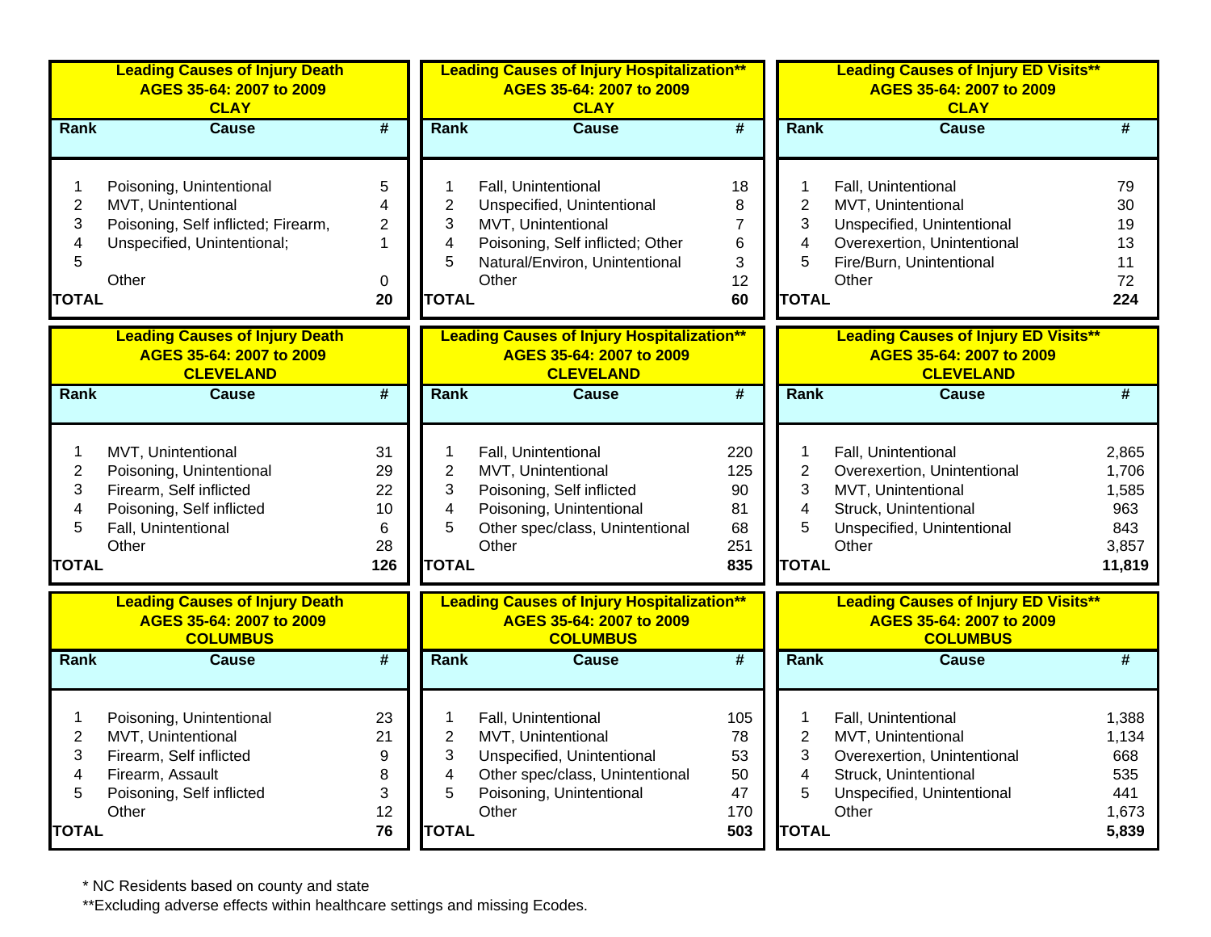**Leading Causes of Injury Death**
**AGES 35-64: 2007 to 2009**
**CLAY**

| Rank | Cause | # |
|---|---|---|
| 1 | Poisoning, Unintentional | 5 |
| 2 | MVT, Unintentional | 4 |
| 3 | Poisoning, Self inflicted; Firearm, | 2 |
| 4 | Unspecified, Unintentional; | 1 |
| 5 | | |
| | Other | 0 |
| **TOTAL** | | **20** |

**Leading Causes of Injury Hospitalization****
**AGES 35-64: 2007 to 2009**
**CLAY**

| Rank | Cause | # |
|---|---|---|
| 1 | Fall, Unintentional | 18 |
| 2 | Unspecified, Unintentional | 8 |
| 3 | MVT, Unintentional | 7 |
| 4 | Poisoning, Self inflicted; Other | 6 |
| 5 | Natural/Environ, Unintentional | 3 |
| | Other | 12 |
| **TOTAL** | | **60** |

**Leading Causes of Injury ED Visits****
**AGES 35-64: 2007 to 2009**
**CLAY**

| Rank | Cause | # |
|---|---|---|
| 1 | Fall, Unintentional | 79 |
| 2 | MVT, Unintentional | 30 |
| 3 | Unspecified, Unintentional | 19 |
| 4 | Overexertion, Unintentional | 13 |
| 5 | Fire/Burn, Unintentional | 11 |
| | Other | 72 |
| **TOTAL** | | **224** |

**Leading Causes of Injury Death**
**AGES 35-64: 2007 to 2009**
**CLEVELAND**

| Rank | Cause | # |
|---|---|---|
| 1 | MVT, Unintentional | 31 |
| 2 | Poisoning, Unintentional | 29 |
| 3 | Firearm, Self inflicted | 22 |
| 4 | Poisoning, Self inflicted | 10 |
| 5 | Fall, Unintentional | 6 |
| | Other | 28 |
| **TOTAL** | | **126** |

**Leading Causes of Injury Hospitalization****
**AGES 35-64: 2007 to 2009**
**CLEVELAND**

| Rank | Cause | # |
|---|---|---|
| 1 | Fall, Unintentional | 220 |
| 2 | MVT, Unintentional | 125 |
| 3 | Poisoning, Self inflicted | 90 |
| 4 | Poisoning, Unintentional | 81 |
| 5 | Other spec/class, Unintentional | 68 |
| | Other | 251 |
| **TOTAL** | | **835** |

**Leading Causes of Injury ED Visits****
**AGES 35-64: 2007 to 2009**
**CLEVELAND**

| Rank | Cause | # |
|---|---|---|
| 1 | Fall, Unintentional | 2,865 |
| 2 | Overexertion, Unintentional | 1,706 |
| 3 | MVT, Unintentional | 1,585 |
| 4 | Struck, Unintentional | 963 |
| 5 | Unspecified, Unintentional | 843 |
| | Other | 3,857 |
| **TOTAL** | | **11,819** |

**Leading Causes of Injury Death**
**AGES 35-64: 2007 to 2009**
**COLUMBUS**

| Rank | Cause | # |
|---|---|---|
| 1 | Poisoning, Unintentional | 23 |
| 2 | MVT, Unintentional | 21 |
| 3 | Firearm, Self inflicted | 9 |
| 4 | Firearm, Assault | 8 |
| 5 | Poisoning, Self inflicted | 3 |
| | Other | 12 |
| **TOTAL** | | **76** |

**Leading Causes of Injury Hospitalization****
**AGES 35-64: 2007 to 2009**
**COLUMBUS**

| Rank | Cause | # |
|---|---|---|
| 1 | Fall, Unintentional | 105 |
| 2 | MVT, Unintentional | 78 |
| 3 | Unspecified, Unintentional | 53 |
| 4 | Other spec/class, Unintentional | 50 |
| 5 | Poisoning, Unintentional | 47 |
| | Other | 170 |
| **TOTAL** | | **503** |

**Leading Causes of Injury ED Visits****
**AGES 35-64: 2007 to 2009**
**COLUMBUS**

| Rank | Cause | # |
|---|---|---|
| 1 | Fall, Unintentional | 1,388 |
| 2 | MVT, Unintentional | 1,134 |
| 3 | Overexertion, Unintentional | 668 |
| 4 | Struck, Unintentional | 535 |
| 5 | Unspecified, Unintentional | 441 |
| | Other | 1,673 |
| **TOTAL** | | **5,839** |

* NC Residents based on county and state

**Excluding adverse effects within healthcare settings and missing Ecodes.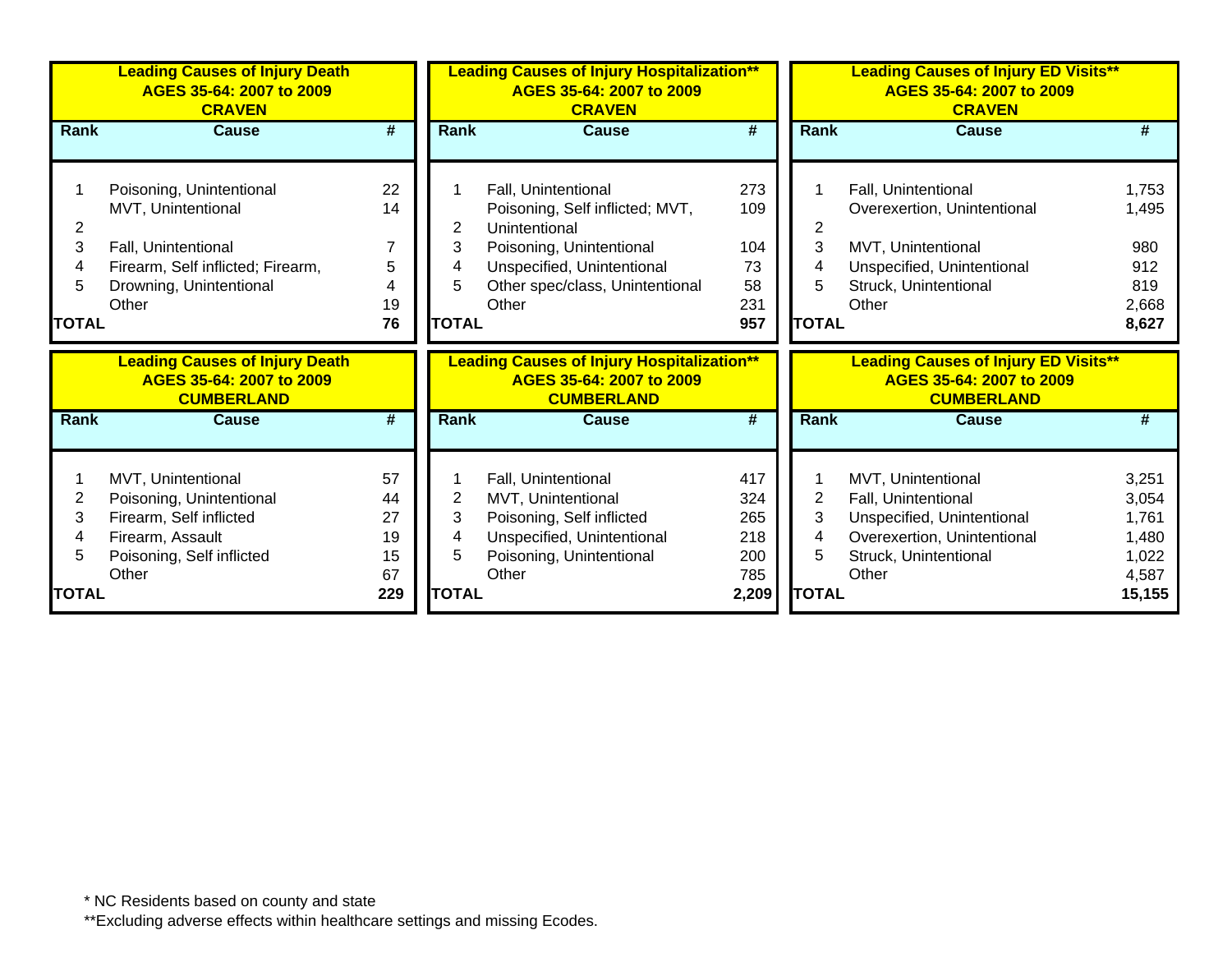| Leading Causes of Injury Death<br>AGES 35-64: 2007 to 2009<br>CRAVEN | | |
|---|---|---|
| **Rank** | **Cause** | **#** |
| 1 | Poisoning, Unintentional | 22 |
| 2 | MVT, Unintentional | 14 |
| 3 | Fall, Unintentional | 7 |
| 4 | Firearm, Self inflicted; Firearm, | 5 |
| 5 | Drowning, Unintentional | 4 |
| | Other | 19 |
| **TOTAL** | | **76** |

| Leading Causes of Injury Hospitalization**<br>AGES 35-64: 2007 to 2009<br>CRAVEN | | |
|---|---|---|
| **Rank** | **Cause** | **#** |
| 1 | Fall, Unintentional | 273 |
| 2 | Poisoning, Self inflicted; MVT, Unintentional | 109 |
| 3 | Poisoning, Unintentional | 104 |
| 4 | Unspecified, Unintentional | 73 |
| 5 | Other spec/class, Unintentional | 58 |
| | Other | 231 |
| **TOTAL** | | **957** |

| Leading Causes of Injury ED Visits**<br>AGES 35-64: 2007 to 2009<br>CRAVEN | | |
|---|---|---|
| **Rank** | **Cause** | **#** |
| 1 | Fall, Unintentional | 1,753 |
| 2 | Overexertion, Unintentional | 1,495 |
| 3 | MVT, Unintentional | 980 |
| 4 | Unspecified, Unintentional | 912 |
| 5 | Struck, Unintentional | 819 |
| | Other | 2,668 |
| **TOTAL** | | **8,627** |

| Leading Causes of Injury Death<br>AGES 35-64: 2007 to 2009<br>CUMBERLAND | | |
|---|---|---|
| **Rank** | **Cause** | **#** |
| 1 | MVT, Unintentional | 57 |
| 2 | Poisoning, Unintentional | 44 |
| 3 | Firearm, Self inflicted | 27 |
| 4 | Firearm, Assault | 19 |
| 5 | Poisoning, Self inflicted | 15 |
| | Other | 67 |
| **TOTAL** | | **229** |

| Leading Causes of Injury Hospitalization**<br>AGES 35-64: 2007 to 2009<br>CUMBERLAND | | |
|---|---|---|
| **Rank** | **Cause** | **#** |
| 1 | Fall, Unintentional | 417 |
| 2 | MVT, Unintentional | 324 |
| 3 | Poisoning, Self inflicted | 265 |
| 4 | Unspecified, Unintentional | 218 |
| 5 | Poisoning, Unintentional | 200 |
| | Other | 785 |
| **TOTAL** | | **2,209** |

| Leading Causes of Injury ED Visits**<br>AGES 35-64: 2007 to 2009<br>CUMBERLAND | | |
|---|---|---|
| **Rank** | **Cause** | **#** |
| 1 | MVT, Unintentional | 3,251 |
| 2 | Fall, Unintentional | 3,054 |
| 3 | Unspecified, Unintentional | 1,761 |
| 4 | Overexertion, Unintentional | 1,480 |
| 5 | Struck, Unintentional | 1,022 |
| | Other | 4,587 |
| **TOTAL** | | **15,155** |

* NC Residents based on county and state

**Excluding adverse effects within healthcare settings and missing Ecodes.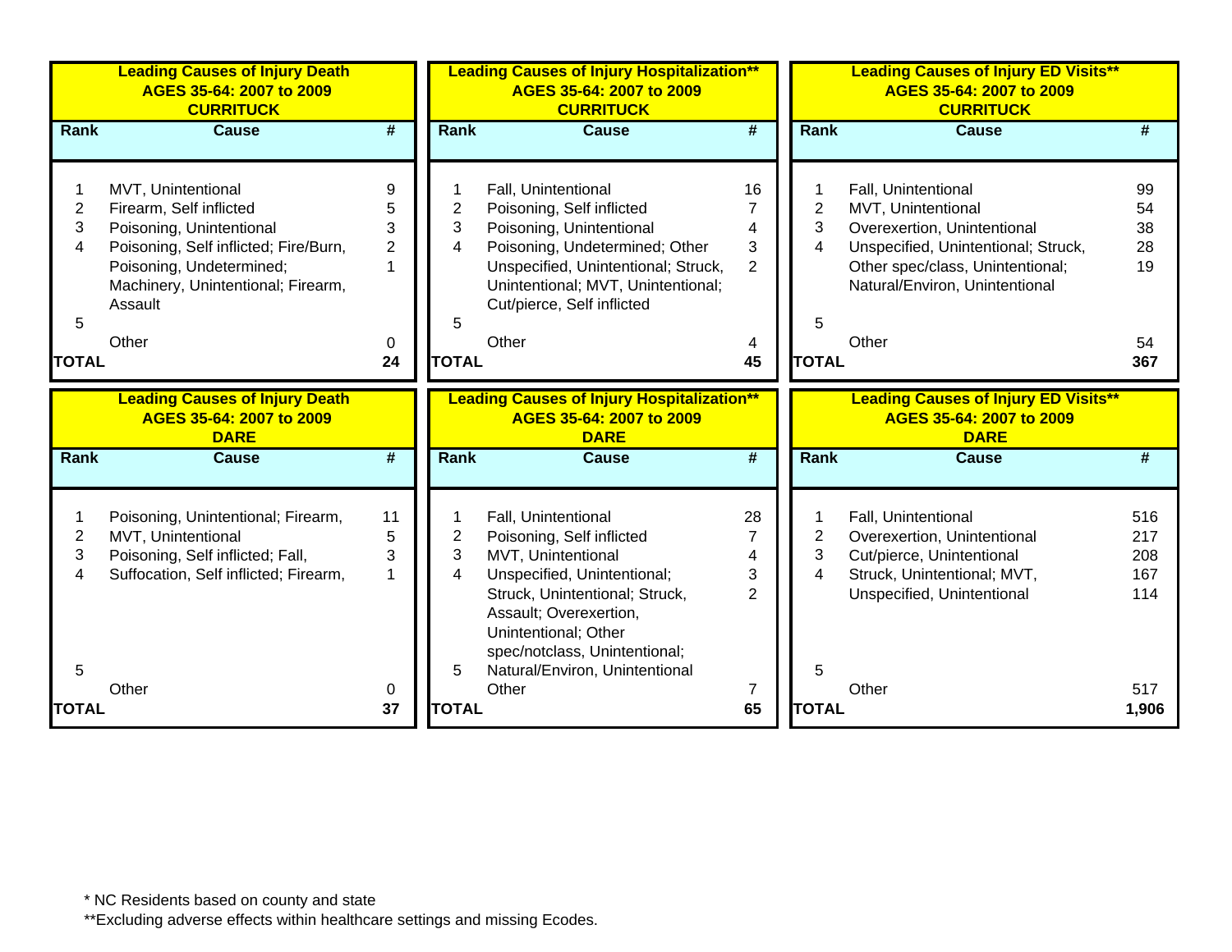### Leading Causes of Injury Death AGES 35-64: 2007 to 2009 CURRITUCK

| Rank | Cause | # |
|---|---|---|
| 1 | MVT, Unintentional | 9 |
| 2 | Firearm, Self inflicted | 5 |
| 3 | Poisoning, Unintentional | 3 |
| 4 | Poisoning, Self inflicted; Fire/Burn, | 2 |
| | Poisoning, Undetermined; Machinery, Unintentional; Firearm, Assault | 1 |
| 5 | | |
| | Other | 0 |
| TOTAL | | 24 |

### Leading Causes of Injury Hospitalization** AGES 35-64: 2007 to 2009 CURRITUCK

| Rank | Cause | # |
|---|---|---|
| 1 | Fall, Unintentional | 16 |
| 2 | Poisoning, Self inflicted | 7 |
| 3 | Poisoning, Unintentional | 4 |
| 4 | Poisoning, Undetermined; Other | 3 |
| | Unspecified, Unintentional; Struck, Unintentional; MVT, Unintentional; Cut/pierce, Self inflicted | 2 |
| 5 | | |
| | Other | 4 |
| TOTAL | | 45 |

### Leading Causes of Injury ED Visits** AGES 35-64: 2007 to 2009 CURRITUCK

| Rank | Cause | # |
|---|---|---|
| 1 | Fall, Unintentional | 99 |
| 2 | MVT, Unintentional | 54 |
| 3 | Overexertion, Unintentional | 38 |
| 4 | Unspecified, Unintentional; Struck, | 28 |
| | Other spec/class, Unintentional; Natural/Environ, Unintentional | 19 |
| 5 | | |
| | Other | 54 |
| TOTAL | | 367 |

### Leading Causes of Injury Death AGES 35-64: 2007 to 2009 DARE

| Rank | Cause | # |
|---|---|---|
| 1 | Poisoning, Unintentional; Firearm, | 11 |
| 2 | MVT, Unintentional | 5 |
| 3 | Poisoning, Self inflicted; Fall, | 3 |
| 4 | Suffocation, Self inflicted; Firearm, | 1 |
| 5 | | |
| | Other | 0 |
| TOTAL | | 37 |

### Leading Causes of Injury Hospitalization** AGES 35-64: 2007 to 2009 DARE

| Rank | Cause | # |
|---|---|---|
| 1 | Fall, Unintentional | 28 |
| 2 | Poisoning, Self inflicted | 7 |
| 3 | MVT, Unintentional | 4 |
| 4 | Unspecified, Unintentional; | 3 |
| | Struck, Unintentional; Struck, Assault; Overexertion, Unintentional; Other spec/notclass, Unintentional; | 2 |
| 5 | Natural/Environ, Unintentional | |
| | Other | 7 |
| TOTAL | | 65 |

### Leading Causes of Injury ED Visits** AGES 35-64: 2007 to 2009 DARE

| Rank | Cause | # |
|---|---|---|
| 1 | Fall, Unintentional | 516 |
| 2 | Overexertion, Unintentional | 217 |
| 3 | Cut/pierce, Unintentional | 208 |
| 4 | Struck, Unintentional; MVT, | 167 |
| | Unspecified, Unintentional | 114 |
| 5 | | |
| | Other | 517 |
| TOTAL | | 1,906 |

* NC Residents based on county and state

**Excluding adverse effects within healthcare settings and missing Ecodes.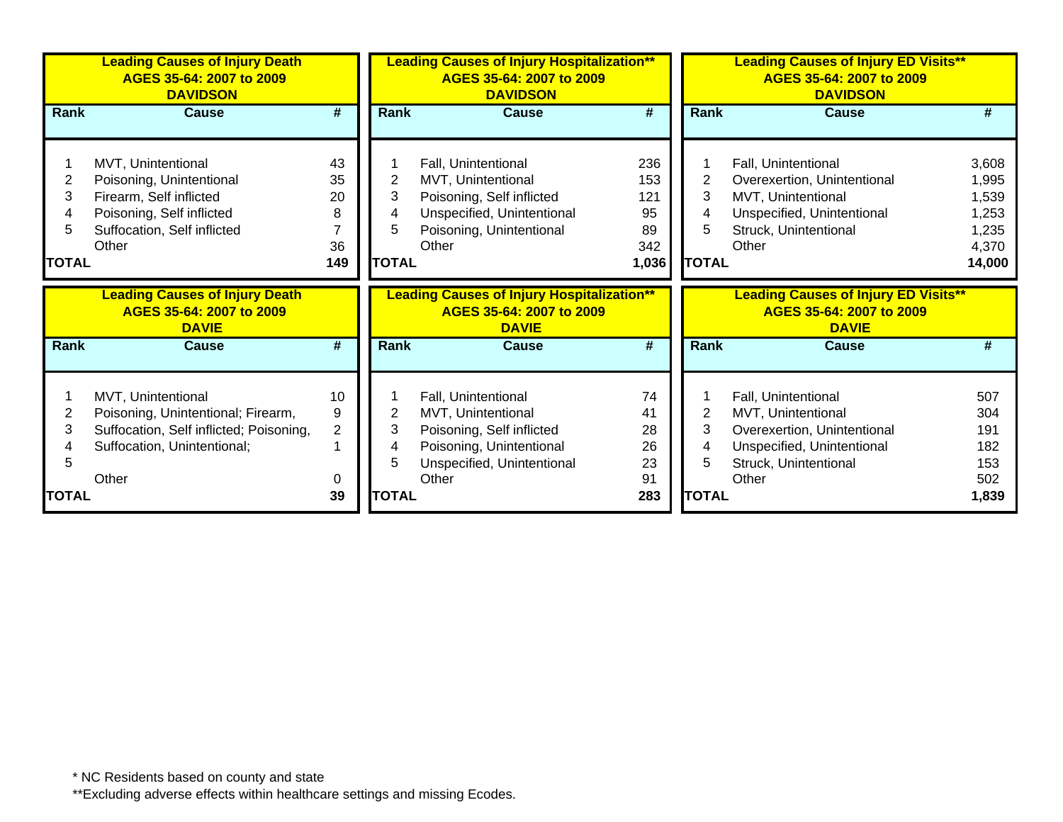**Leading Causes of Injury Death**
**AGES 35-64: 2007 to 2009**
**DAVIDSON**

| Rank | Cause | # |
|---|---|---|
| 1 | MVT, Unintentional | 43 |
| 2 | Poisoning, Unintentional | 35 |
| 3 | Firearm, Self inflicted | 20 |
| 4 | Poisoning, Self inflicted | 8 |
| 5 | Suffocation, Self inflicted | 7 |
| | Other | 36 |
| **TOTAL** | | **149** |

**Leading Causes of Injury Hospitalization****
**AGES 35-64: 2007 to 2009**
**DAVIDSON**

| Rank | Cause | # |
|---|---|---|
| 1 | Fall, Unintentional | 236 |
| 2 | MVT, Unintentional | 153 |
| 3 | Poisoning, Self inflicted | 121 |
| 4 | Unspecified, Unintentional | 95 |
| 5 | Poisoning, Unintentional | 89 |
| | Other | 342 |
| **TOTAL** | | **1,036** |

**Leading Causes of Injury ED Visits****
**AGES 35-64: 2007 to 2009**
**DAVIDSON**

| Rank | Cause | # |
|---|---|---|
| 1 | Fall, Unintentional | 3,608 |
| 2 | Overexertion, Unintentional | 1,995 |
| 3 | MVT, Unintentional | 1,539 |
| 4 | Unspecified, Unintentional | 1,253 |
| 5 | Struck, Unintentional | 1,235 |
| | Other | 4,370 |
| **TOTAL** | | **14,000** |

**Leading Causes of Injury Death**
**AGES 35-64: 2007 to 2009**
**DAVIE**

| Rank | Cause | # |
|---|---|---|
| 1 | MVT, Unintentional | 10 |
| 2 | Poisoning, Unintentional; Firearm, | 9 |
| 3 | Suffocation, Self inflicted; Poisoning, | 2 |
| 4 | Suffocation, Unintentional; | 1 |
| 5 | | |
| | Other | 0 |
| **TOTAL** | | **39** |

**Leading Causes of Injury Hospitalization****
**AGES 35-64: 2007 to 2009**
**DAVIE**

| Rank | Cause | # |
|---|---|---|
| 1 | Fall, Unintentional | 74 |
| 2 | MVT, Unintentional | 41 |
| 3 | Poisoning, Self inflicted | 28 |
| 4 | Poisoning, Unintentional | 26 |
| 5 | Unspecified, Unintentional | 23 |
| | Other | 91 |
| **TOTAL** | | **283** |

**Leading Causes of Injury ED Visits****
**AGES 35-64: 2007 to 2009**
**DAVIE**

| Rank | Cause | # |
|---|---|---|
| 1 | Fall, Unintentional | 507 |
| 2 | MVT, Unintentional | 304 |
| 3 | Overexertion, Unintentional | 191 |
| 4 | Unspecified, Unintentional | 182 |
| 5 | Struck, Unintentional | 153 |
| | Other | 502 |
| **TOTAL** | | **1,839** |

* NC Residents based on county and state

**Excluding adverse effects within healthcare settings and missing Ecodes.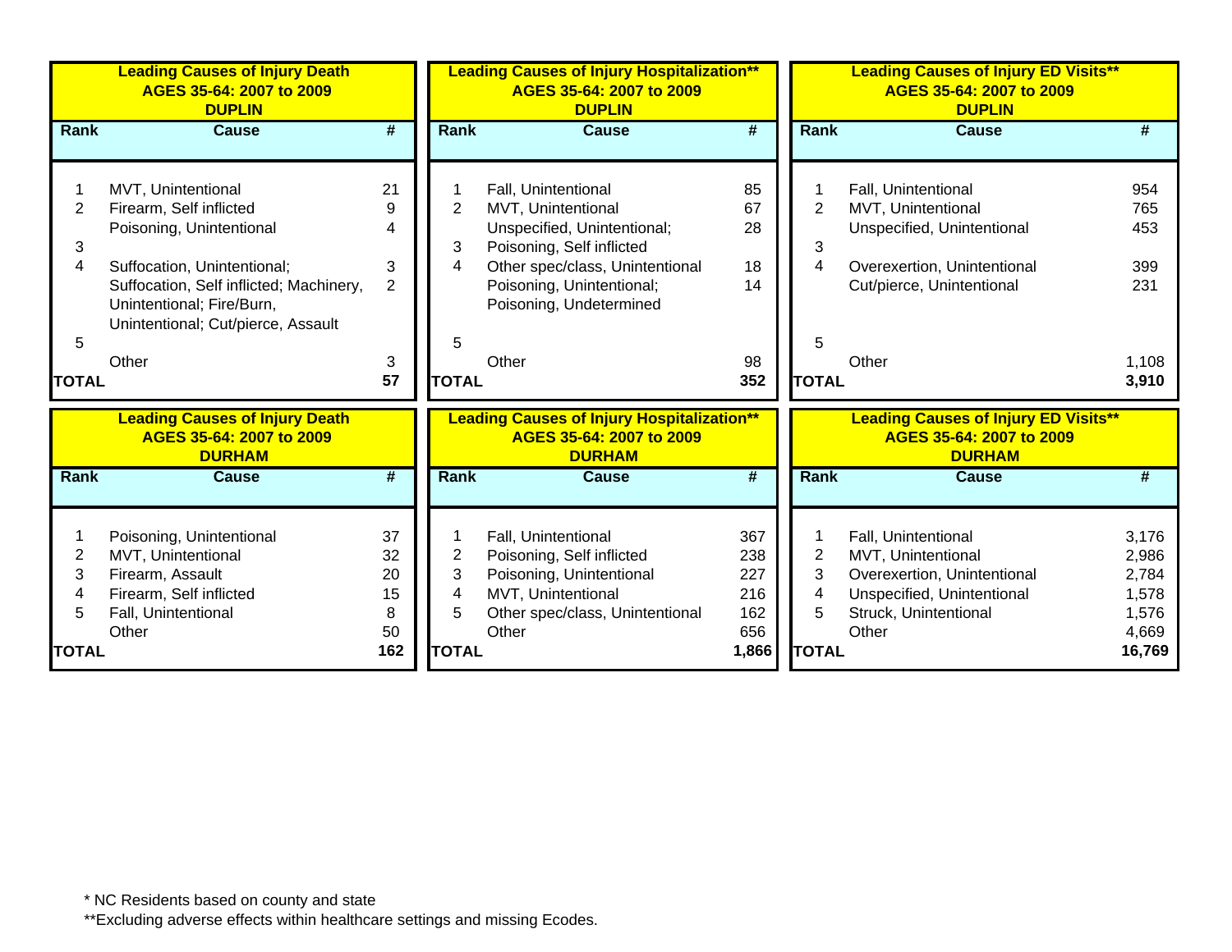| Rank | Cause | # |
|---|---|---|
| **Leading Causes of Injury Death AGES 35-64: 2007 to 2009 DUPLIN** | | |
| 1 | MVT, Unintentional | 21 |
| 2 | Firearm, Self inflicted | 9 |
| 3 | Poisoning, Unintentional | 4 |
| 4 | Suffocation, Unintentional; | 3 |
| 5 | Suffocation, Self inflicted; Machinery, Unintentional; Fire/Burn, Unintentional; Cut/pierce, Assault | 2 |
| | Other | 3 |
| **TOTAL** | | **57** |

| Rank | Cause | # |
|---|---|---|
| **Leading Causes of Injury Hospitalization** AGES 35-64: 2007 to 2009 DUPLIN** | | |
| 1 | Fall, Unintentional | 85 |
| 2 | MVT, Unintentional | 67 |
| 3 | Unspecified, Unintentional; Poisoning, Self inflicted | 28 |
| 4 | Other spec/class, Unintentional | 18 |
| 5 | Poisoning, Unintentional; Poisoning, Undetermined | 14 |
| | Other | 98 |
| **TOTAL** | | **352** |

| Rank | Cause | # |
|---|---|---|
| **Leading Causes of Injury ED Visits** AGES 35-64: 2007 to 2009 DUPLIN** | | |
| 1 | Fall, Unintentional | 954 |
| 2 | MVT, Unintentional | 765 |
| 3 | Unspecified, Unintentional | 453 |
| 4 | Overexertion, Unintentional | 399 |
| 5 | Cut/pierce, Unintentional | 231 |
| | Other | 1,108 |
| **TOTAL** | | **3,910** |

| Rank | Cause | # |
|---|---|---|
| **Leading Causes of Injury Death AGES 35-64: 2007 to 2009 DURHAM** | | |
| 1 | Poisoning, Unintentional | 37 |
| 2 | MVT, Unintentional | 32 |
| 3 | Firearm, Assault | 20 |
| 4 | Firearm, Self inflicted | 15 |
| 5 | Fall, Unintentional | 8 |
| | Other | 50 |
| **TOTAL** | | **162** |

| Rank | Cause | # |
|---|---|---|
| **Leading Causes of Injury Hospitalization** AGES 35-64: 2007 to 2009 DURHAM** | | |
| 1 | Fall, Unintentional | 367 |
| 2 | Poisoning, Self inflicted | 238 |
| 3 | Poisoning, Unintentional | 227 |
| 4 | MVT, Unintentional | 216 |
| 5 | Other spec/class, Unintentional | 162 |
| | Other | 656 |
| **TOTAL** | | **1,866** |

| Rank | Cause | # |
|---|---|---|
| **Leading Causes of Injury ED Visits** AGES 35-64: 2007 to 2009 DURHAM** | | |
| 1 | Fall, Unintentional | 3,176 |
| 2 | MVT, Unintentional | 2,986 |
| 3 | Overexertion, Unintentional | 2,784 |
| 4 | Unspecified, Unintentional | 1,578 |
| 5 | Struck, Unintentional | 1,576 |
| | Other | 4,669 |
| **TOTAL** | | **16,769** |

* NC Residents based on county and state

**Excluding adverse effects within healthcare settings and missing Ecodes.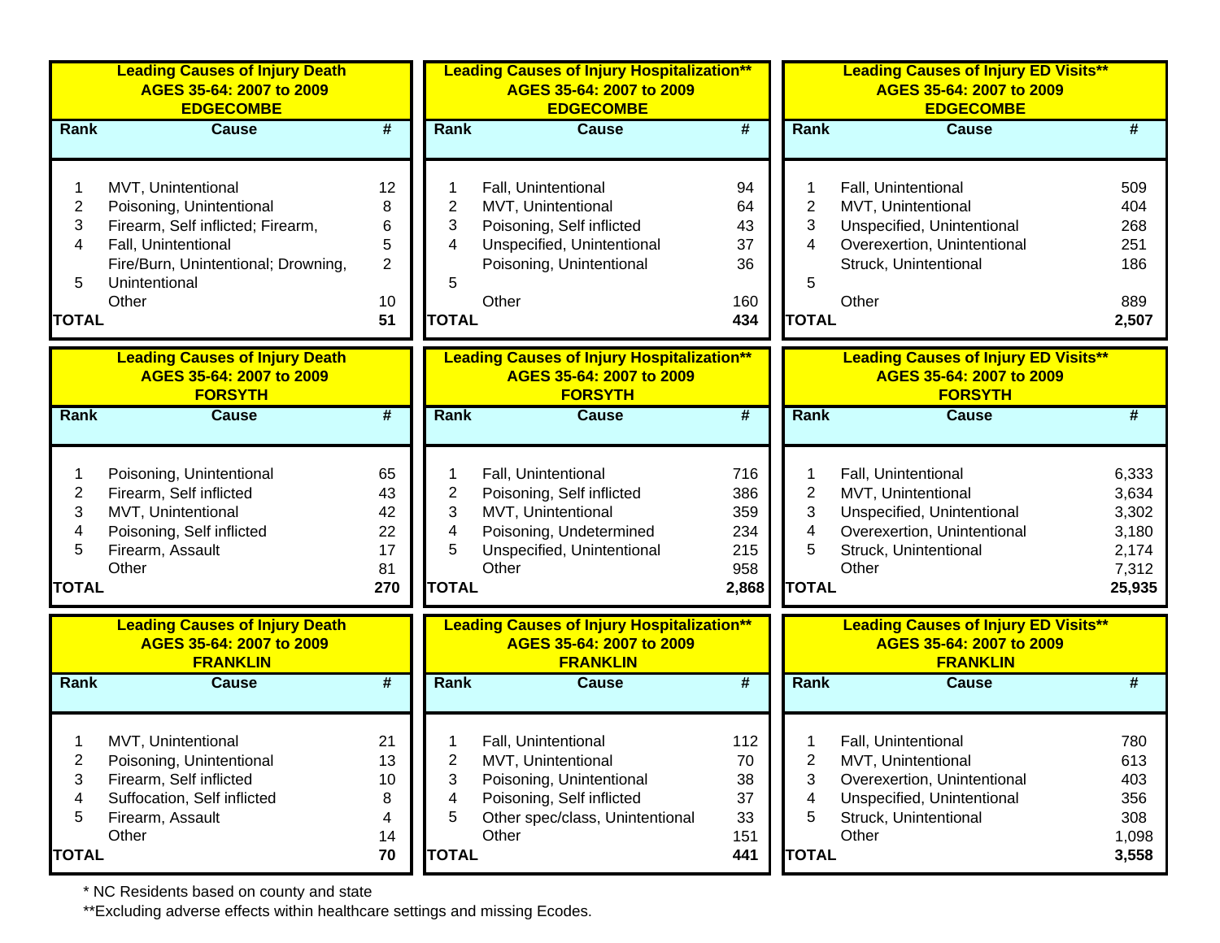| Leading Causes of Injury Death<br>AGES 35-64: 2007 to 2009<br>EDGECOMBE | | |
|---|---|---|
| **Rank** | **Cause** | **#** |
| 1 | MVT, Unintentional | 12 |
| 2 | Poisoning, Unintentional | 8 |
| 3 | Firearm, Self inflicted; Firearm, | 6 |
| 4 | Fall, Unintentional | 5 |
| 5 | Fire/Burn, Unintentional; Drowning, Unintentional | 2 |
| | Other | 10 |
| **TOTAL** | | **51** |

| Leading Causes of Injury Hospitalization**<br>AGES 35-64: 2007 to 2009<br>EDGECOMBE | | |
|---|---|---|
| **Rank** | **Cause** | **#** |
| 1 | Fall, Unintentional | 94 |
| 2 | MVT, Unintentional | 64 |
| 3 | Poisoning, Self inflicted | 43 |
| 4 | Unspecified, Unintentional | 37 |
| 5 | Poisoning, Unintentional | 36 |
| | Other | 160 |
| **TOTAL** | | **434** |

| Leading Causes of Injury ED Visits**<br>AGES 35-64: 2007 to 2009<br>EDGECOMBE | | |
|---|---|---|
| **Rank** | **Cause** | **#** |
| 1 | Fall, Unintentional | 509 |
| 2 | MVT, Unintentional | 404 |
| 3 | Unspecified, Unintentional | 268 |
| 4 | Overexertion, Unintentional | 251 |
| 5 | Struck, Unintentional | 186 |
| | Other | 889 |
| **TOTAL** | | **2,507** |

| Leading Causes of Injury Death<br>AGES 35-64: 2007 to 2009<br>FORSYTH | | |
|---|---|---|
| **Rank** | **Cause** | **#** |
| 1 | Poisoning, Unintentional | 65 |
| 2 | Firearm, Self inflicted | 43 |
| 3 | MVT, Unintentional | 42 |
| 4 | Poisoning, Self inflicted | 22 |
| 5 | Firearm, Assault | 17 |
| | Other | 81 |
| **TOTAL** | | **270** |

| Leading Causes of Injury Hospitalization**<br>AGES 35-64: 2007 to 2009<br>FORSYTH | | |
|---|---|---|
| **Rank** | **Cause** | **#** |
| 1 | Fall, Unintentional | 716 |
| 2 | Poisoning, Self inflicted | 386 |
| 3 | MVT, Unintentional | 359 |
| 4 | Poisoning, Undetermined | 234 |
| 5 | Unspecified, Unintentional | 215 |
| | Other | 958 |
| **TOTAL** | | **2,868** |

| Leading Causes of Injury ED Visits**<br>AGES 35-64: 2007 to 2009<br>FORSYTH | | |
|---|---|---|
| **Rank** | **Cause** | **#** |
| 1 | Fall, Unintentional | 6,333 |
| 2 | MVT, Unintentional | 3,634 |
| 3 | Unspecified, Unintentional | 3,302 |
| 4 | Overexertion, Unintentional | 3,180 |
| 5 | Struck, Unintentional | 2,174 |
| | Other | 7,312 |
| **TOTAL** | | **25,935** |

| Leading Causes of Injury Death<br>AGES 35-64: 2007 to 2009<br>FRANKLIN | | |
|---|---|---|
| **Rank** | **Cause** | **#** |
| 1 | MVT, Unintentional | 21 |
| 2 | Poisoning, Unintentional | 13 |
| 3 | Firearm, Self inflicted | 10 |
| 4 | Suffocation, Self inflicted | 8 |
| 5 | Firearm, Assault | 4 |
| | Other | 14 |
| **TOTAL** | | **70** |

| Leading Causes of Injury Hospitalization**<br>AGES 35-64: 2007 to 2009<br>FRANKLIN | | |
|---|---|---|
| **Rank** | **Cause** | **#** |
| 1 | Fall, Unintentional | 112 |
| 2 | MVT, Unintentional | 70 |
| 3 | Poisoning, Unintentional | 38 |
| 4 | Poisoning, Self inflicted | 37 |
| 5 | Other spec/class, Unintentional | 33 |
| | Other | 151 |
| **TOTAL** | | **441** |

| Leading Causes of Injury ED Visits**<br>AGES 35-64: 2007 to 2009<br>FRANKLIN | | |
|---|---|---|
| **Rank** | **Cause** | **#** |
| 1 | Fall, Unintentional | 780 |
| 2 | MVT, Unintentional | 613 |
| 3 | Overexertion, Unintentional | 403 |
| 4 | Unspecified, Unintentional | 356 |
| 5 | Struck, Unintentional | 308 |
| | Other | 1,098 |
| **TOTAL** | | **3,558** |

* NC Residents based on county and state

**Excluding adverse effects within healthcare settings and missing Ecodes.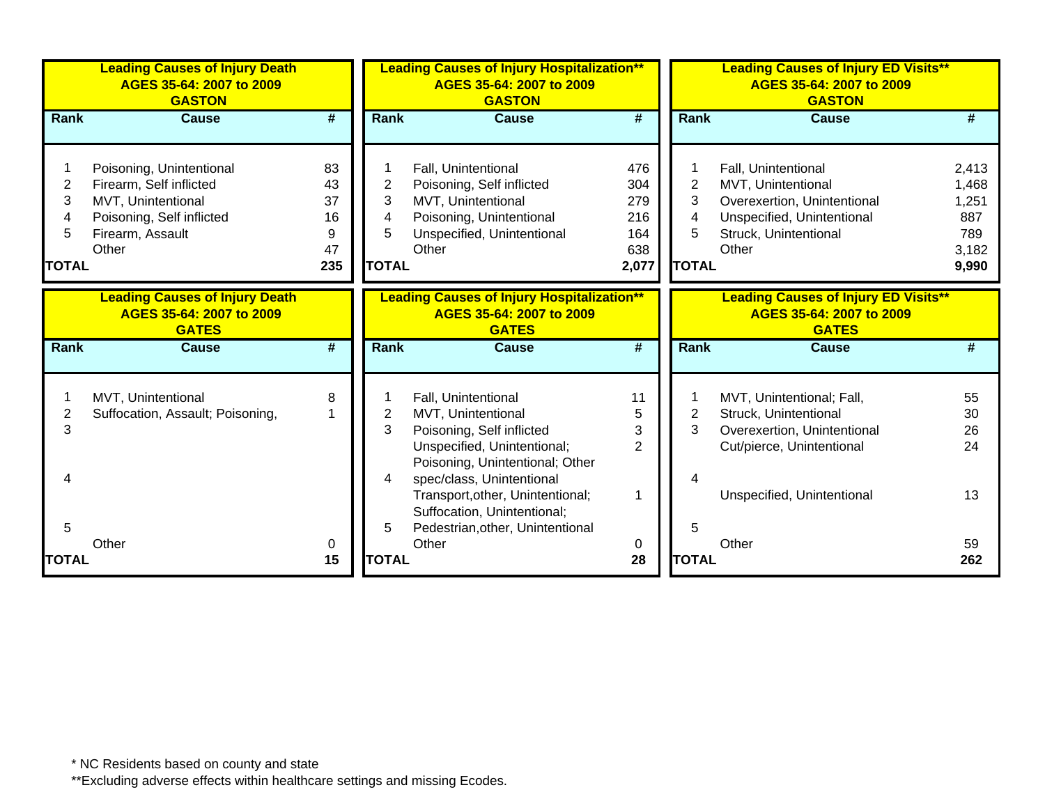**Leading Causes of Injury Death**
**AGES 35-64: 2007 to 2009**
**GASTON**

| Rank | Cause | # |
|---|---|---|
| 1 | Poisoning, Unintentional | 83 |
| 2 | Firearm, Self inflicted | 43 |
| 3 | MVT, Unintentional | 37 |
| 4 | Poisoning, Self inflicted | 16 |
| 5 | Firearm, Assault | 9 |
| | Other | 47 |
| **TOTAL** | | **235** |

**Leading Causes of Injury Hospitalization****
**AGES 35-64: 2007 to 2009**
**GASTON**

| Rank | Cause | # |
|---|---|---|
| 1 | Fall, Unintentional | 476 |
| 2 | Poisoning, Self inflicted | 304 |
| 3 | MVT, Unintentional | 279 |
| 4 | Poisoning, Unintentional | 216 |
| 5 | Unspecified, Unintentional | 164 |
| | Other | 638 |
| **TOTAL** | | **2,077** |

**Leading Causes of Injury ED Visits****
**AGES 35-64: 2007 to 2009**
**GASTON**

| Rank | Cause | # |
|---|---|---|
| 1 | Fall, Unintentional | 2,413 |
| 2 | MVT, Unintentional | 1,468 |
| 3 | Overexertion, Unintentional | 1,251 |
| 4 | Unspecified, Unintentional | 887 |
| 5 | Struck, Unintentional | 789 |
| | Other | 3,182 |
| **TOTAL** | | **9,990** |

**Leading Causes of Injury Death**
**AGES 35-64: 2007 to 2009**
**GATES**

| Rank | Cause | # |
|---|---|---|
| 1 | MVT, Unintentional | 8 |
| 2 | Suffocation, Assault; Poisoning, | 1 |
| 3 | | |
| 4 | | |
| 5 | | |
| | Other | 0 |
| **TOTAL** | | **15** |

**Leading Causes of Injury Hospitalization****
**AGES 35-64: 2007 to 2009**
**GATES**

| Rank | Cause | # |
|---|---|---|
| 1 | Fall, Unintentional | 11 |
| 2 | MVT, Unintentional | 5 |
| 3 | Poisoning, Self inflicted | 3 |
| 4 | Unspecified, Unintentional; Poisoning, Unintentional; Other spec/class, Unintentional | 2 |
| 5 | Transport,other, Unintentional; Suffocation, Unintentional; Pedestrian,other, Unintentional | 1 |
| | Other | 0 |
| **TOTAL** | | **28** |

**Leading Causes of Injury ED Visits****
**AGES 35-64: 2007 to 2009**
**GATES**

| Rank | Cause | # |
|---|---|---|
| 1 | MVT, Unintentional; Fall, | 55 |
| 2 | Struck, Unintentional | 30 |
| 3 | Overexertion, Unintentional | 26 |
| | Cut/pierce, Unintentional | 24 |
| 4 | Unspecified, Unintentional | 13 |
| 5 | | |
| | Other | 59 |
| **TOTAL** | | **262** |

* NC Residents based on county and state
**Excluding adverse effects within healthcare settings and missing Ecodes.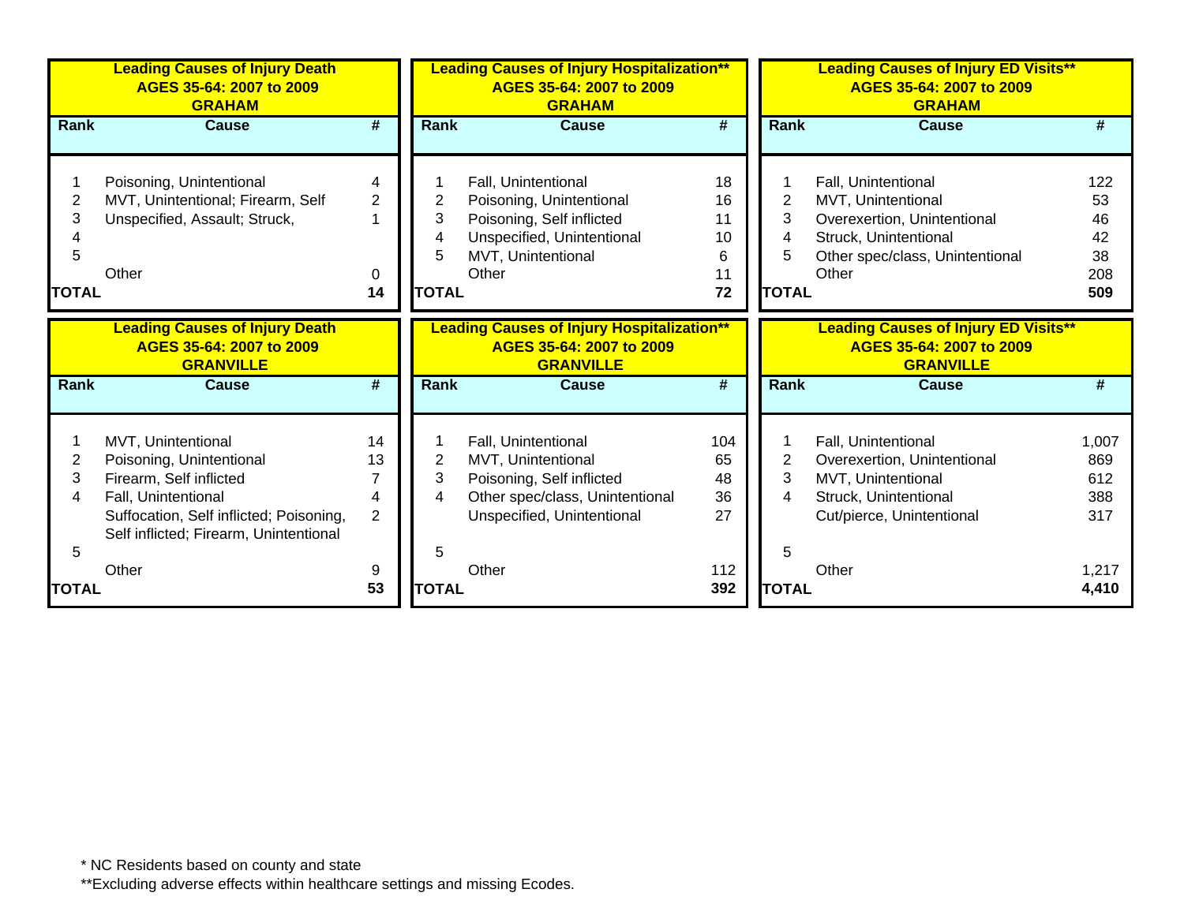## Leading Causes of Injury Death AGES 35-64: 2007 to 2009 GRAHAM

| Rank | Cause | # |
|---|---|---|
| 1 | Poisoning, Unintentional | 4 |
| 2 | MVT, Unintentional; Firearm, Self | 2 |
| 3 | Unspecified, Assault; Struck, | 1 |
| 4 | | |
| 5 | | |
| | Other | 0 |
| **TOTAL** | | **14** |

## Leading Causes of Injury Hospitalization** AGES 35-64: 2007 to 2009 GRAHAM

| Rank | Cause | # |
|---|---|---|
| 1 | Fall, Unintentional | 18 |
| 2 | Poisoning, Unintentional | 16 |
| 3 | Poisoning, Self inflicted | 11 |
| 4 | Unspecified, Unintentional | 10 |
| 5 | MVT, Unintentional | 6 |
| | Other | 11 |
| **TOTAL** | | **72** |

## Leading Causes of Injury ED Visits** AGES 35-64: 2007 to 2009 GRAHAM

| Rank | Cause | # |
|---|---|---|
| 1 | Fall, Unintentional | 122 |
| 2 | MVT, Unintentional | 53 |
| 3 | Overexertion, Unintentional | 46 |
| 4 | Struck, Unintentional | 42 |
| 5 | Other spec/class, Unintentional | 38 |
| | Other | 208 |
| **TOTAL** | | **509** |

## Leading Causes of Injury Death AGES 35-64: 2007 to 2009 GRANVILLE

| Rank | Cause | # |
|---|---|---|
| 1 | MVT, Unintentional | 14 |
| 2 | Poisoning, Unintentional | 13 |
| 3 | Firearm, Self inflicted | 7 |
| 4 | Fall, Unintentional | 4 |
| | Suffocation, Self inflicted; Poisoning, Self inflicted; Firearm, Unintentional | 2 |
| 5 | | |
| | Other | 9 |
| **TOTAL** | | **53** |

## Leading Causes of Injury Hospitalization** AGES 35-64: 2007 to 2009 GRANVILLE

| Rank | Cause | # |
|---|---|---|
| 1 | Fall, Unintentional | 104 |
| 2 | MVT, Unintentional | 65 |
| 3 | Poisoning, Self inflicted | 48 |
| 4 | Other spec/class, Unintentional | 36 |
| | Unspecified, Unintentional | 27 |
| 5 | | |
| | Other | 112 |
| **TOTAL** | | **392** |

## Leading Causes of Injury ED Visits** AGES 35-64: 2007 to 2009 GRANVILLE

| Rank | Cause | # |
|---|---|---|
| 1 | Fall, Unintentional | 1,007 |
| 2 | Overexertion, Unintentional | 869 |
| 3 | MVT, Unintentional | 612 |
| 4 | Struck, Unintentional | 388 |
| | Cut/pierce, Unintentional | 317 |
| 5 | | |
| | Other | 1,217 |
| **TOTAL** | | **4,410** |

* NC Residents based on county and state

**Excluding adverse effects within healthcare settings and missing Ecodes.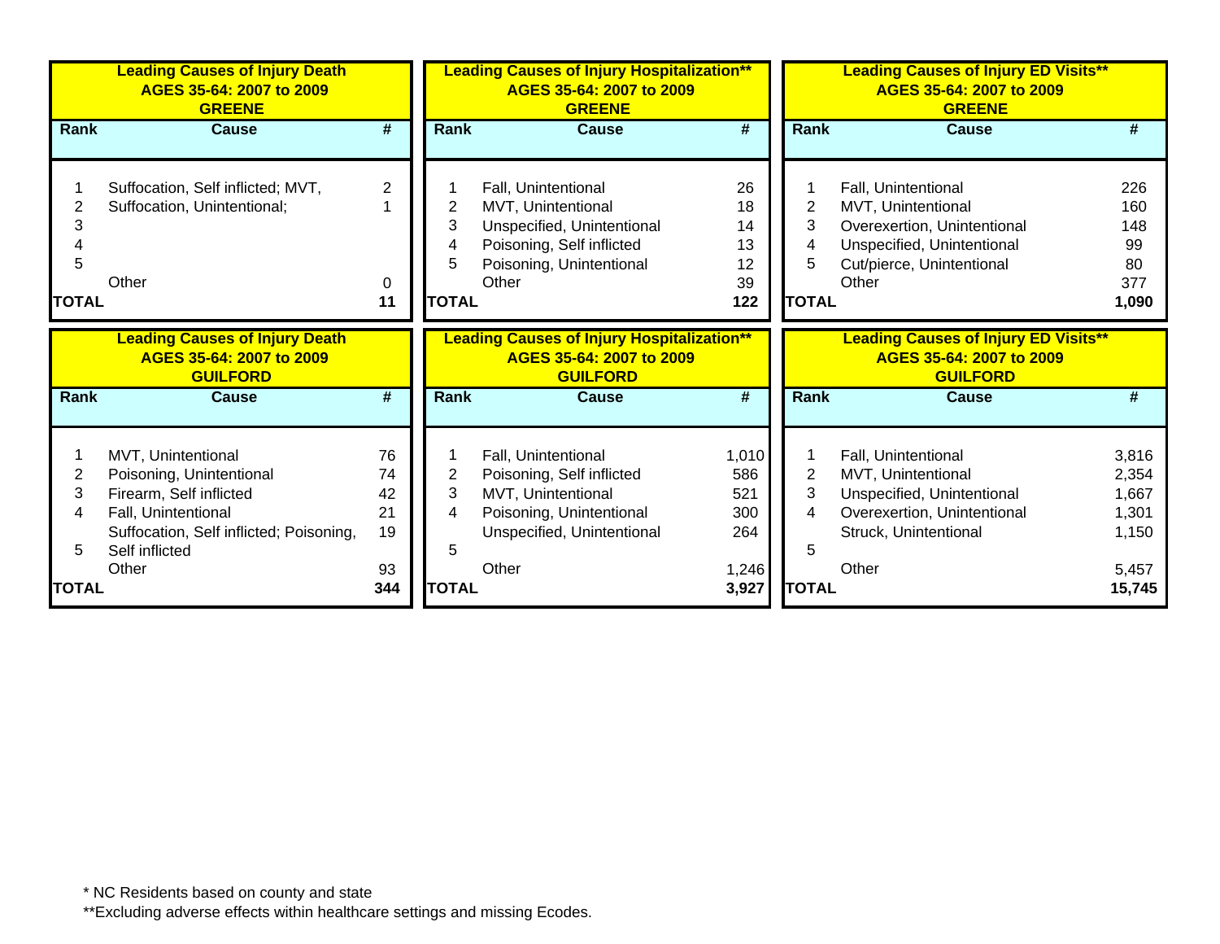**Leading Causes of Injury Death**
**AGES 35-64: 2007 to 2009**
**GREENE**

| Rank | Cause | # |
|---|---|---|
| 1 | Suffocation, Self inflicted; MVT, | 2 |
| 2 | Suffocation, Unintentional; | 1 |
| 3 | | |
| 4 | | |
| 5 | | |
| | Other | 0 |
| **TOTAL** | | **11** |

**Leading Causes of Injury Hospitalization****
**AGES 35-64: 2007 to 2009**
**GREENE**

| Rank | Cause | # |
|---|---|---|
| 1 | Fall, Unintentional | 26 |
| 2 | MVT, Unintentional | 18 |
| 3 | Unspecified, Unintentional | 14 |
| 4 | Poisoning, Self inflicted | 13 |
| 5 | Poisoning, Unintentional | 12 |
| | Other | 39 |
| **TOTAL** | | **122** |

**Leading Causes of Injury ED Visits****
**AGES 35-64: 2007 to 2009**
**GREENE**

| Rank | Cause | # |
|---|---|---|
| 1 | Fall, Unintentional | 226 |
| 2 | MVT, Unintentional | 160 |
| 3 | Overexertion, Unintentional | 148 |
| 4 | Unspecified, Unintentional | 99 |
| 5 | Cut/pierce, Unintentional | 80 |
| | Other | 377 |
| **TOTAL** | | **1,090** |

**Leading Causes of Injury Death**
**AGES 35-64: 2007 to 2009**
**GUILFORD**

| Rank | Cause | # |
|---|---|---|
| 1 | MVT, Unintentional | 76 |
| 2 | Poisoning, Unintentional | 74 |
| 3 | Firearm, Self inflicted | 42 |
| 4 | Fall, Unintentional | 21 |
| 5 | Suffocation, Self inflicted; Poisoning, Self inflicted | 19 |
| | Other | 93 |
| **TOTAL** | | **344** |

**Leading Causes of Injury Hospitalization****
**AGES 35-64: 2007 to 2009**
**GUILFORD**

| Rank | Cause | # |
|---|---|---|
| 1 | Fall, Unintentional | 1,010 |
| 2 | Poisoning, Self inflicted | 586 |
| 3 | MVT, Unintentional | 521 |
| 4 | Poisoning, Unintentional | 300 |
| | Unspecified, Unintentional | 264 |
| 5 | | |
| | Other | 1,246 |
| **TOTAL** | | **3,927** |

**Leading Causes of Injury ED Visits****
**AGES 35-64: 2007 to 2009**
**GUILFORD**

| Rank | Cause | # |
|---|---|---|
| 1 | Fall, Unintentional | 3,816 |
| 2 | MVT, Unintentional | 2,354 |
| 3 | Unspecified, Unintentional | 1,667 |
| 4 | Overexertion, Unintentional | 1,301 |
| | Struck, Unintentional | 1,150 |
| 5 | | |
| | Other | 5,457 |
| **TOTAL** | | **15,745** |

* NC Residents based on county and state

**Excluding adverse effects within healthcare settings and missing Ecodes.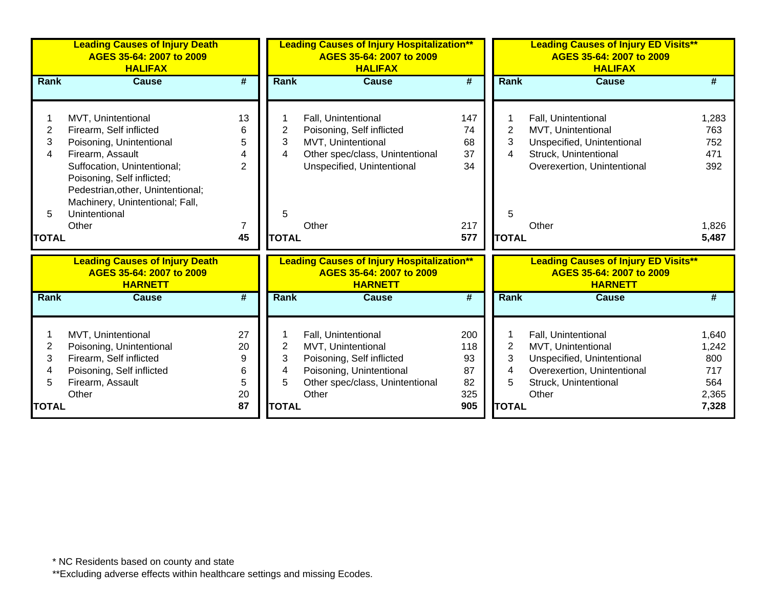**Leading Causes of Injury Death**
**AGES 35-64: 2007 to 2009**
**HALIFAX**

| Rank | Cause | # |
|---|---|---|
| 1 | MVT, Unintentional | 13 |
| 2 | Firearm, Self inflicted | 6 |
| 3 | Poisoning, Unintentional | 5 |
| 4 | Firearm, Assault | 4 |
| 5 | Suffocation, Unintentional; Poisoning, Self inflicted; Pedestrian,other, Unintentional; Machinery, Unintentional; Fall, Unintentional | 2 |
| | Other | 7 |
| **TOTAL** | | **45** |

**Leading Causes of Injury Hospitalization****
**AGES 35-64: 2007 to 2009**
**HALIFAX**

| Rank | Cause | # |
|---|---|---|
| 1 | Fall, Unintentional | 147 |
| 2 | Poisoning, Self inflicted | 74 |
| 3 | MVT, Unintentional | 68 |
| 4 | Other spec/class, Unintentional | 37 |
| 5 | Unspecified, Unintentional | 34 |
| | Other | 217 |
| **TOTAL** | | **577** |

**Leading Causes of Injury ED Visits****
**AGES 35-64: 2007 to 2009**
**HALIFAX**

| Rank | Cause | # |
|---|---|---|
| 1 | Fall, Unintentional | 1,283 |
| 2 | MVT, Unintentional | 763 |
| 3 | Unspecified, Unintentional | 752 |
| 4 | Struck, Unintentional | 471 |
| 5 | Overexertion, Unintentional | 392 |
| | Other | 1,826 |
| **TOTAL** | | **5,487** |

**Leading Causes of Injury Death**
**AGES 35-64: 2007 to 2009**
**HARNETT**

| Rank | Cause | # |
|---|---|---|
| 1 | MVT, Unintentional | 27 |
| 2 | Poisoning, Unintentional | 20 |
| 3 | Firearm, Self inflicted | 9 |
| 4 | Poisoning, Self inflicted | 6 |
| 5 | Firearm, Assault | 5 |
| | Other | 20 |
| **TOTAL** | | **87** |

**Leading Causes of Injury Hospitalization****
**AGES 35-64: 2007 to 2009**
**HARNETT**

| Rank | Cause | # |
|---|---|---|
| 1 | Fall, Unintentional | 200 |
| 2 | MVT, Unintentional | 118 |
| 3 | Poisoning, Self inflicted | 93 |
| 4 | Poisoning, Unintentional | 87 |
| 5 | Other spec/class, Unintentional | 82 |
| | Other | 325 |
| **TOTAL** | | **905** |

**Leading Causes of Injury ED Visits****
**AGES 35-64: 2007 to 2009**
**HARNETT**

| Rank | Cause | # |
|---|---|---|
| 1 | Fall, Unintentional | 1,640 |
| 2 | MVT, Unintentional | 1,242 |
| 3 | Unspecified, Unintentional | 800 |
| 4 | Overexertion, Unintentional | 717 |
| 5 | Struck, Unintentional | 564 |
| | Other | 2,365 |
| **TOTAL** | | **7,328** |

* NC Residents based on county and state
**Excluding adverse effects within healthcare settings and missing Ecodes.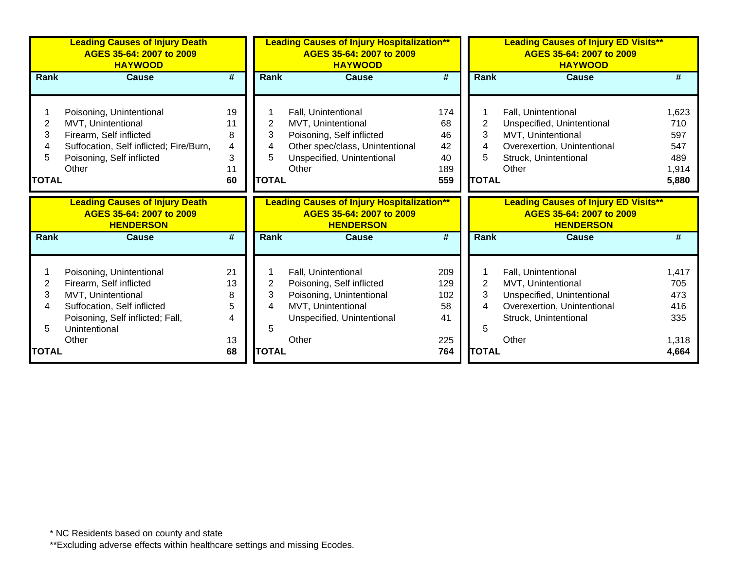**Leading Causes of Injury Death**
**AGES 35-64: 2007 to 2009**
**HAYWOOD**

| Rank | Cause | # |
|---|---|---|
| 1 | Poisoning, Unintentional | 19 |
| 2 | MVT, Unintentional | 11 |
| 3 | Firearm, Self inflicted | 8 |
| 4 | Suffocation, Self inflicted; Fire/Burn, | 4 |
| 5 | Poisoning, Self inflicted | 3 |
| | Other | 11 |
| **TOTAL** | | **60** |

**Leading Causes of Injury Hospitalization****
**AGES 35-64: 2007 to 2009**
**HAYWOOD**

| Rank | Cause | # |
|---|---|---|
| 1 | Fall, Unintentional | 174 |
| 2 | MVT, Unintentional | 68 |
| 3 | Poisoning, Self inflicted | 46 |
| 4 | Other spec/class, Unintentional | 42 |
| 5 | Unspecified, Unintentional | 40 |
| | Other | 189 |
| **TOTAL** | | **559** |

**Leading Causes of Injury ED Visits****
**AGES 35-64: 2007 to 2009**
**HAYWOOD**

| Rank | Cause | # |
|---|---|---|
| 1 | Fall, Unintentional | 1,623 |
| 2 | Unspecified, Unintentional | 710 |
| 3 | MVT, Unintentional | 597 |
| 4 | Overexertion, Unintentional | 547 |
| 5 | Struck, Unintentional | 489 |
| | Other | 1,914 |
| **TOTAL** | | **5,880** |

**Leading Causes of Injury Death**
**AGES 35-64: 2007 to 2009**
**HENDERSON**

| Rank | Cause | # |
|---|---|---|
| 1 | Poisoning, Unintentional | 21 |
| 2 | Firearm, Self inflicted | 13 |
| 3 | MVT, Unintentional | 8 |
| 4 | Suffocation, Self inflicted | 5 |
| 5 | Poisoning, Self inflicted; Fall, Unintentional | 4 |
| | Other | 13 |
| **TOTAL** | | **68** |

**Leading Causes of Injury Hospitalization****
**AGES 35-64: 2007 to 2009**
**HENDERSON**

| Rank | Cause | # |
|---|---|---|
| 1 | Fall, Unintentional | 209 |
| 2 | Poisoning, Self inflicted | 129 |
| 3 | Poisoning, Unintentional | 102 |
| 4 | MVT, Unintentional | 58 |
| 5 | Unspecified, Unintentional | 41 |
| | Other | 225 |
| **TOTAL** | | **764** |

**Leading Causes of Injury ED Visits****
**AGES 35-64: 2007 to 2009**
**HENDERSON**

| Rank | Cause | # |
|---|---|---|
| 1 | Fall, Unintentional | 1,417 |
| 2 | MVT, Unintentional | 705 |
| 3 | Unspecified, Unintentional | 473 |
| 4 | Overexertion, Unintentional | 416 |
| 5 | Struck, Unintentional | 335 |
| | Other | 1,318 |
| **TOTAL** | | **4,664** |

* NC Residents based on county and state

**Excluding adverse effects within healthcare settings and missing Ecodes.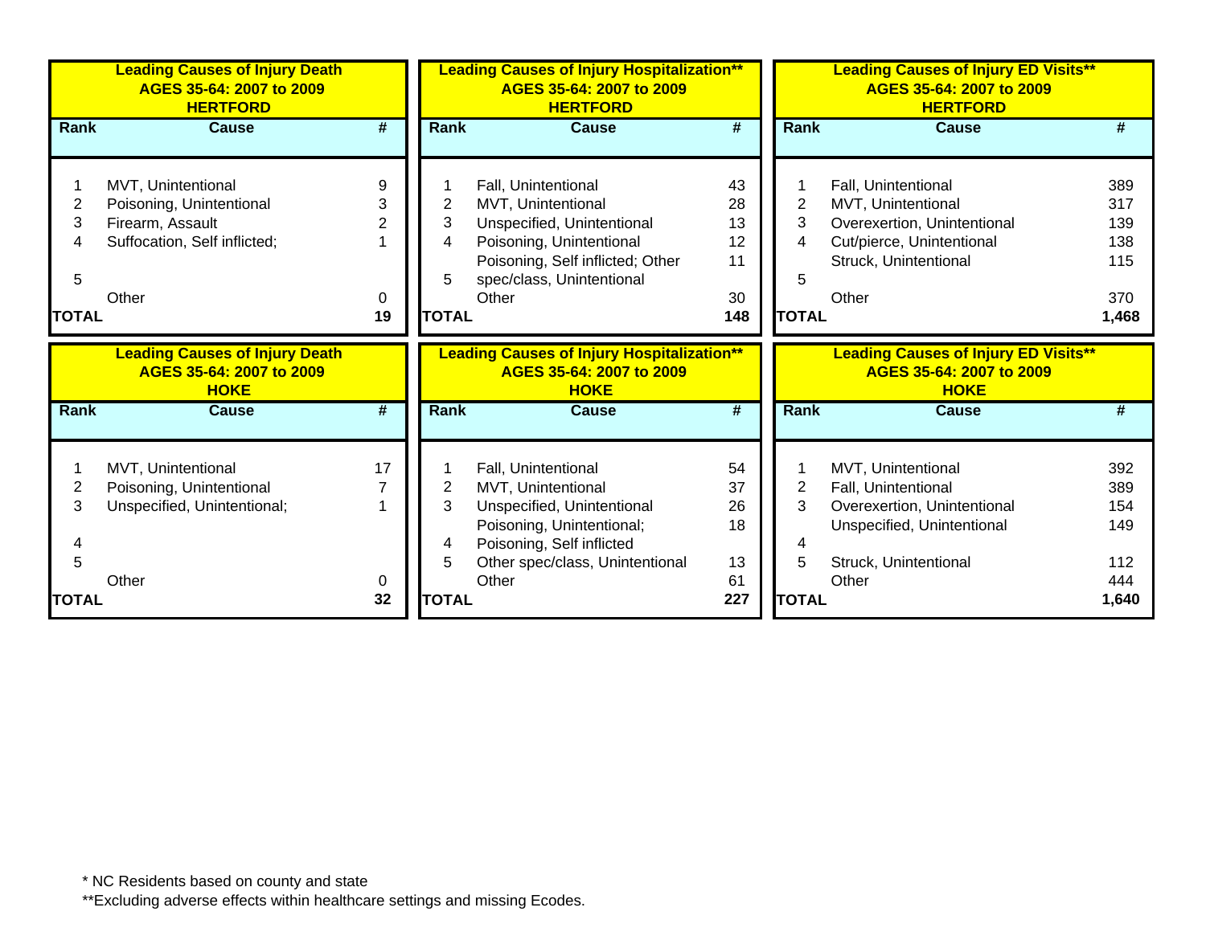**Leading Causes of Injury Death AGES 35-64: 2007 to 2009 HERTFORD**

| Rank | Cause | # |
|---|---|---|
| 1 | MVT, Unintentional | 9 |
| 2 | Poisoning, Unintentional | 3 |
| 3 | Firearm, Assault | 2 |
| 4 | Suffocation, Self inflicted; | 1 |
| 5 | | |
| | Other | 0 |
| TOTAL | | 19 |

**Leading Causes of Injury Hospitalization** AGES 35-64: 2007 to 2009 HERTFORD**

| Rank | Cause | # |
|---|---|---|
| 1 | Fall, Unintentional | 43 |
| 2 | MVT, Unintentional | 28 |
| 3 | Unspecified, Unintentional | 13 |
| 4 | Poisoning, Unintentional | 12 |
| 5 | Poisoning, Self inflicted; Other spec/class, Unintentional | 11 |
| | Other | 30 |
| TOTAL | | 148 |

**Leading Causes of Injury ED Visits** AGES 35-64: 2007 to 2009 HERTFORD**

| Rank | Cause | # |
|---|---|---|
| 1 | Fall, Unintentional | 389 |
| 2 | MVT, Unintentional | 317 |
| 3 | Overexertion, Unintentional | 139 |
| 4 | Cut/pierce, Unintentional | 138 |
| 5 | Struck, Unintentional | 115 |
| | Other | 370 |
| TOTAL | | 1,468 |

**Leading Causes of Injury Death AGES 35-64: 2007 to 2009 HOKE**

| Rank | Cause | # |
|---|---|---|
| 1 | MVT, Unintentional | 17 |
| 2 | Poisoning, Unintentional | 7 |
| 3 | Unspecified, Unintentional; | 1 |
| 4 | | |
| 5 | | |
| | Other | 0 |
| TOTAL | | 32 |

**Leading Causes of Injury Hospitalization** AGES 35-64: 2007 to 2009 HOKE**

| Rank | Cause | # |
|---|---|---|
| 1 | Fall, Unintentional | 54 |
| 2 | MVT, Unintentional | 37 |
| 3 | Unspecified, Unintentional | 26 |
| 4 | Poisoning, Unintentional; Poisoning, Self inflicted | 18 |
| 5 | Other spec/class, Unintentional | 13 |
| | Other | 61 |
| TOTAL | | 227 |

**Leading Causes of Injury ED Visits** AGES 35-64: 2007 to 2009 HOKE**

| Rank | Cause | # |
|---|---|---|
| 1 | MVT, Unintentional | 392 |
| 2 | Fall, Unintentional | 389 |
| 3 | Overexertion, Unintentional | 154 |
| 4 | Unspecified, Unintentional | 149 |
| 5 | Struck, Unintentional | 112 |
| | Other | 444 |
| TOTAL | | 1,640 |

* NC Residents based on county and state

**Excluding adverse effects within healthcare settings and missing Ecodes.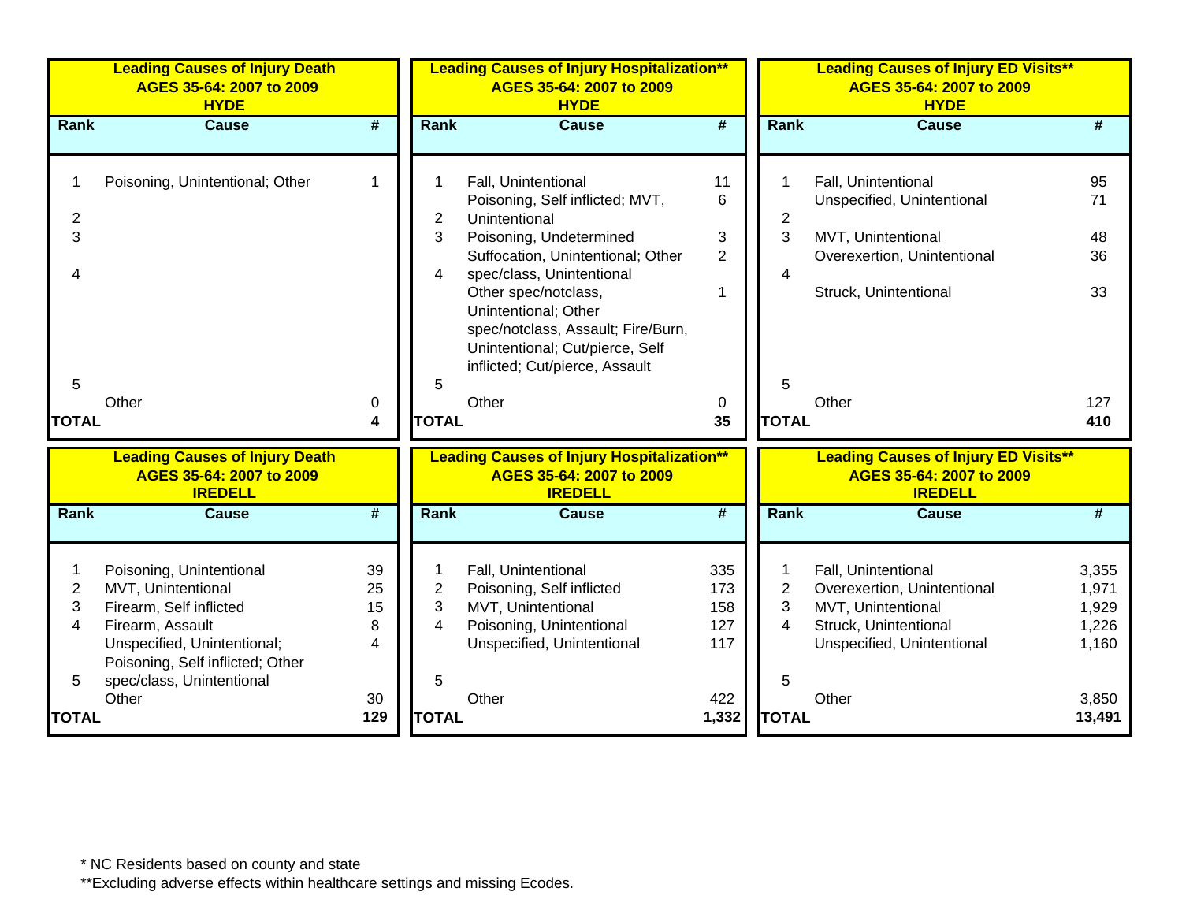| Leading Causes of Injury Death<br>AGES 35-64: 2007 to 2009<br>HYDE | | |
|---|---|---|
| **Rank** | **Cause** | **#** |
| 1 | Poisoning, Unintentional; Other | 1 |
| 2 | | |
| 3 | | |
| 4 | | |
| 5 | | |
| | Other | 0 |
| **TOTAL** | | **4** |

| Leading Causes of Injury Hospitalization**<br>AGES 35-64: 2007 to 2009<br>HYDE | | |
|---|---|---|
| **Rank** | **Cause** | **#** |
| 1 | Fall, Unintentional | 11 |
| 2 | Poisoning, Self inflicted; MVT, Unintentional | 6 |
| 3 | Poisoning, Undetermined | 3 |
| 4 | Suffocation, Unintentional; Other spec/class, Unintentional | 2 |
| 5 | Other spec/notclass, Unintentional; Other spec/notclass, Assault; Fire/Burn, Unintentional; Cut/pierce, Self inflicted; Cut/pierce, Assault | 1 |
| | Other | 0 |
| **TOTAL** | | **35** |

| Leading Causes of Injury ED Visits**<br>AGES 35-64: 2007 to 2009<br>HYDE | | |
|---|---|---|
| **Rank** | **Cause** | **#** |
| 1 | Fall, Unintentional | 95 |
| 2 | Unspecified, Unintentional | 71 |
| 3 | MVT, Unintentional | 48 |
| 4 | Overexertion, Unintentional | 36 |
| 5 | Struck, Unintentional | 33 |
| | Other | 127 |
| **TOTAL** | | **410** |

| Leading Causes of Injury Death<br>AGES 35-64: 2007 to 2009<br>IREDELL | | |
|---|---|---|
| **Rank** | **Cause** | **#** |
| 1 | Poisoning, Unintentional | 39 |
| 2 | MVT, Unintentional | 25 |
| 3 | Firearm, Self inflicted | 15 |
| 4 | Firearm, Assault | 8 |
| 5 | Unspecified, Unintentional; Poisoning, Self inflicted; Other spec/class, Unintentional | 4 |
| | Other | 30 |
| **TOTAL** | | **129** |

| Leading Causes of Injury Hospitalization**<br>AGES 35-64: 2007 to 2009<br>IREDELL | | |
|---|---|---|
| **Rank** | **Cause** | **#** |
| 1 | Fall, Unintentional | 335 |
| 2 | Poisoning, Self inflicted | 173 |
| 3 | MVT, Unintentional | 158 |
| 4 | Poisoning, Unintentional | 127 |
| 5 | Unspecified, Unintentional | 117 |
| | Other | 422 |
| **TOTAL** | | **1,332** |

| Leading Causes of Injury ED Visits**<br>AGES 35-64: 2007 to 2009<br>IREDELL | | |
|---|---|---|
| **Rank** | **Cause** | **#** |
| 1 | Fall, Unintentional | 3,355 |
| 2 | Overexertion, Unintentional | 1,971 |
| 3 | MVT, Unintentional | 1,929 |
| 4 | Struck, Unintentional | 1,226 |
| 5 | Unspecified, Unintentional | 1,160 |
| | Other | 3,850 |
| **TOTAL** | | **13,491** |

* NC Residents based on county and state

**Excluding adverse effects within healthcare settings and missing Ecodes.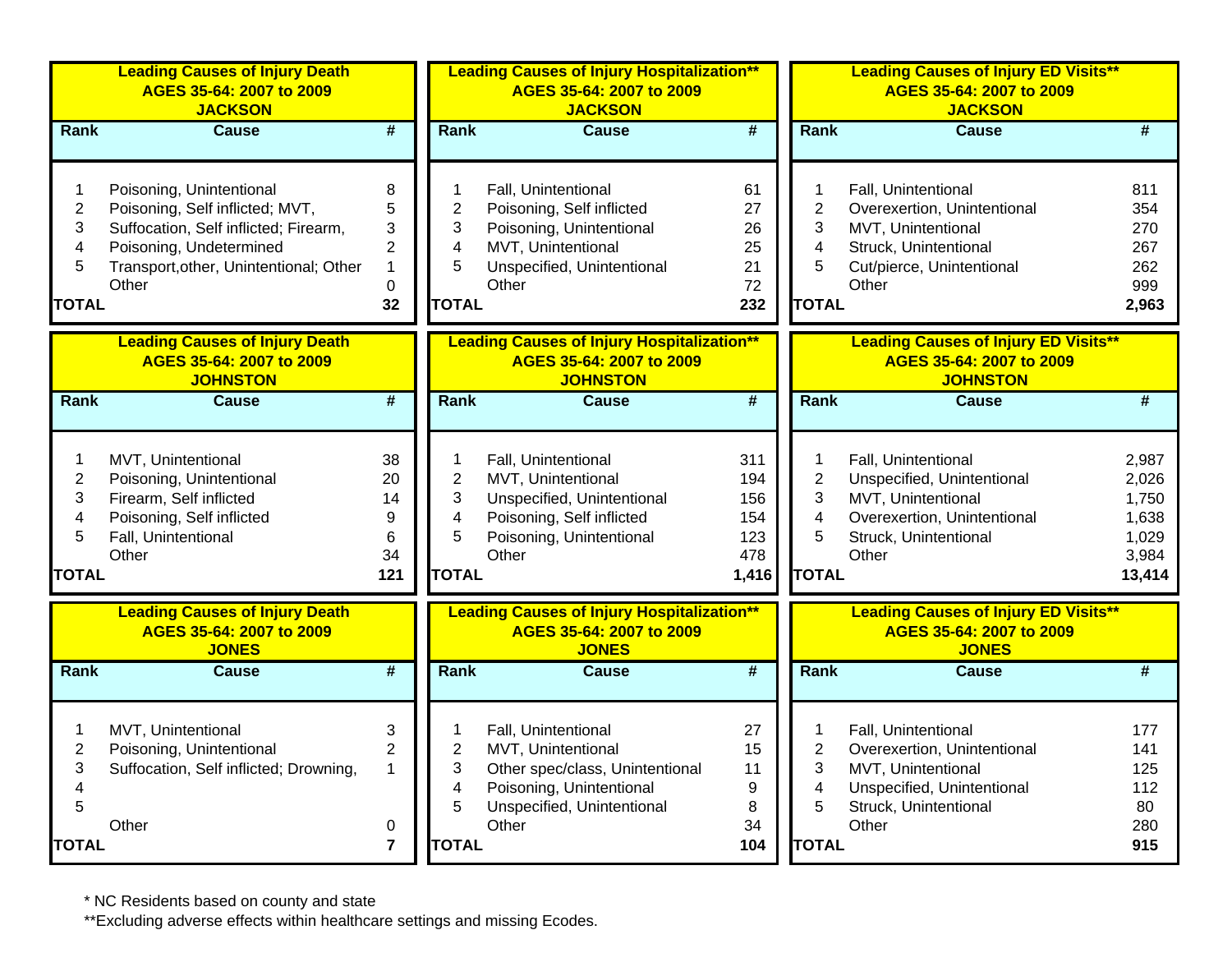**Leading Causes of Injury Death**
**AGES 35-64: 2007 to 2009**
**JACKSON**

| Rank | Cause | # |
|---|---|---|
| 1 | Poisoning, Unintentional | 8 |
| 2 | Poisoning, Self inflicted; MVT, | 5 |
| 3 | Suffocation, Self inflicted; Firearm, | 3 |
| 4 | Poisoning, Undetermined | 2 |
| 5 | Transport,other, Unintentional; Other | 1 |
| | Other | 0 |
| **TOTAL** | | **32** |

**Leading Causes of Injury Hospitalization****
**AGES 35-64: 2007 to 2009**
**JACKSON**

| Rank | Cause | # |
|---|---|---|
| 1 | Fall, Unintentional | 61 |
| 2 | Poisoning, Self inflicted | 27 |
| 3 | Poisoning, Unintentional | 26 |
| 4 | MVT, Unintentional | 25 |
| 5 | Unspecified, Unintentional | 21 |
| | Other | 72 |
| **TOTAL** | | **232** |

**Leading Causes of Injury ED Visits****
**AGES 35-64: 2007 to 2009**
**JACKSON**

| Rank | Cause | # |
|---|---|---|
| 1 | Fall, Unintentional | 811 |
| 2 | Overexertion, Unintentional | 354 |
| 3 | MVT, Unintentional | 270 |
| 4 | Struck, Unintentional | 267 |
| 5 | Cut/pierce, Unintentional | 262 |
| | Other | 999 |
| **TOTAL** | | **2,963** |

**Leading Causes of Injury Death**
**AGES 35-64: 2007 to 2009**
**JOHNSTON**

| Rank | Cause | # |
|---|---|---|
| 1 | MVT, Unintentional | 38 |
| 2 | Poisoning, Unintentional | 20 |
| 3 | Firearm, Self inflicted | 14 |
| 4 | Poisoning, Self inflicted | 9 |
| 5 | Fall, Unintentional | 6 |
| | Other | 34 |
| **TOTAL** | | **121** |

**Leading Causes of Injury Hospitalization****
**AGES 35-64: 2007 to 2009**
**JOHNSTON**

| Rank | Cause | # |
|---|---|---|
| 1 | Fall, Unintentional | 311 |
| 2 | MVT, Unintentional | 194 |
| 3 | Unspecified, Unintentional | 156 |
| 4 | Poisoning, Self inflicted | 154 |
| 5 | Poisoning, Unintentional | 123 |
| | Other | 478 |
| **TOTAL** | | **1,416** |

**Leading Causes of Injury ED Visits****
**AGES 35-64: 2007 to 2009**
**JOHNSTON**

| Rank | Cause | # |
|---|---|---|
| 1 | Fall, Unintentional | 2,987 |
| 2 | Unspecified, Unintentional | 2,026 |
| 3 | MVT, Unintentional | 1,750 |
| 4 | Overexertion, Unintentional | 1,638 |
| 5 | Struck, Unintentional | 1,029 |
| | Other | 3,984 |
| **TOTAL** | | **13,414** |

**Leading Causes of Injury Death**
**AGES 35-64: 2007 to 2009**
**JONES**

| Rank | Cause | # |
|---|---|---|
| 1 | MVT, Unintentional | 3 |
| 2 | Poisoning, Unintentional | 2 |
| 3 | Suffocation, Self inflicted; Drowning, | 1 |
| 4 | | |
| 5 | | |
| | Other | 0 |
| **TOTAL** | | **7** |

**Leading Causes of Injury Hospitalization****
**AGES 35-64: 2007 to 2009**
**JONES**

| Rank | Cause | # |
|---|---|---|
| 1 | Fall, Unintentional | 27 |
| 2 | MVT, Unintentional | 15 |
| 3 | Other spec/class, Unintentional | 11 |
| 4 | Poisoning, Unintentional | 9 |
| 5 | Unspecified, Unintentional | 8 |
| | Other | 34 |
| **TOTAL** | | **104** |

**Leading Causes of Injury ED Visits****
**AGES 35-64: 2007 to 2009**
**JONES**

| Rank | Cause | # |
|---|---|---|
| 1 | Fall, Unintentional | 177 |
| 2 | Overexertion, Unintentional | 141 |
| 3 | MVT, Unintentional | 125 |
| 4 | Unspecified, Unintentional | 112 |
| 5 | Struck, Unintentional | 80 |
| | Other | 280 |
| **TOTAL** | | **915** |

* NC Residents based on county and state

**Excluding adverse effects within healthcare settings and missing Ecodes.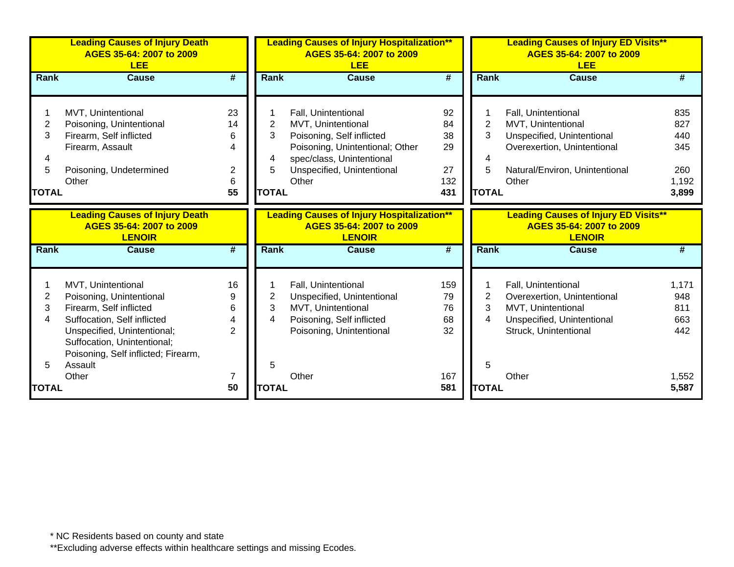**Leading Causes of Injury Death**
**AGES 35-64: 2007 to 2009**
**LEE**

| Rank | Cause | # |
|---|---|---|
| 1 | MVT, Unintentional | 23 |
| 2 | Poisoning, Unintentional | 14 |
| 3 | Firearm, Self inflicted | 6 |
| 4 | Firearm, Assault | 4 |
| 5 | Poisoning, Undetermined | 2 |
| | Other | 6 |
| **TOTAL** | | **55** |

**Leading Causes of Injury Hospitalization****
**AGES 35-64: 2007 to 2009**
**LEE**

| Rank | Cause | # |
|---|---|---|
| 1 | Fall, Unintentional | 92 |
| 2 | MVT, Unintentional | 84 |
| 3 | Poisoning, Self inflicted | 38 |
| 4 | Poisoning, Unintentional; Other spec/class, Unintentional | 29 |
| 5 | Unspecified, Unintentional | 27 |
| | Other | 132 |
| **TOTAL** | | **431** |

**Leading Causes of Injury ED Visits****
**AGES 35-64: 2007 to 2009**
**LEE**

| Rank | Cause | # |
|---|---|---|
| 1 | Fall, Unintentional | 835 |
| 2 | MVT, Unintentional | 827 |
| 3 | Unspecified, Unintentional | 440 |
| 4 | Overexertion, Unintentional | 345 |
| 5 | Natural/Environ, Unintentional | 260 |
| | Other | 1,192 |
| **TOTAL** | | **3,899** |

**Leading Causes of Injury Death**
**AGES 35-64: 2007 to 2009**
**LENOIR**

| Rank | Cause | # |
|---|---|---|
| 1 | MVT, Unintentional | 16 |
| 2 | Poisoning, Unintentional | 9 |
| 3 | Firearm, Self inflicted | 6 |
| 4 | Suffocation, Self inflicted | 4 |
| 5 | Unspecified, Unintentional; Suffocation, Unintentional; Poisoning, Self inflicted; Firearm, Assault | 2 |
| | Other | 7 |
| **TOTAL** | | **50** |

**Leading Causes of Injury Hospitalization****
**AGES 35-64: 2007 to 2009**
**LENOIR**

| Rank | Cause | # |
|---|---|---|
| 1 | Fall, Unintentional | 159 |
| 2 | Unspecified, Unintentional | 79 |
| 3 | MVT, Unintentional | 76 |
| 4 | Poisoning, Self inflicted | 68 |
| 5 | Poisoning, Unintentional | 32 |
| | Other | 167 |
| **TOTAL** | | **581** |

**Leading Causes of Injury ED Visits****
**AGES 35-64: 2007 to 2009**
**LENOIR**

| Rank | Cause | # |
|---|---|---|
| 1 | Fall, Unintentional | 1,171 |
| 2 | Overexertion, Unintentional | 948 |
| 3 | MVT, Unintentional | 811 |
| 4 | Unspecified, Unintentional | 663 |
| 5 | Struck, Unintentional | 442 |
| | Other | 1,552 |
| **TOTAL** | | **5,587** |

* NC Residents based on county and state

**Excluding adverse effects within healthcare settings and missing Ecodes.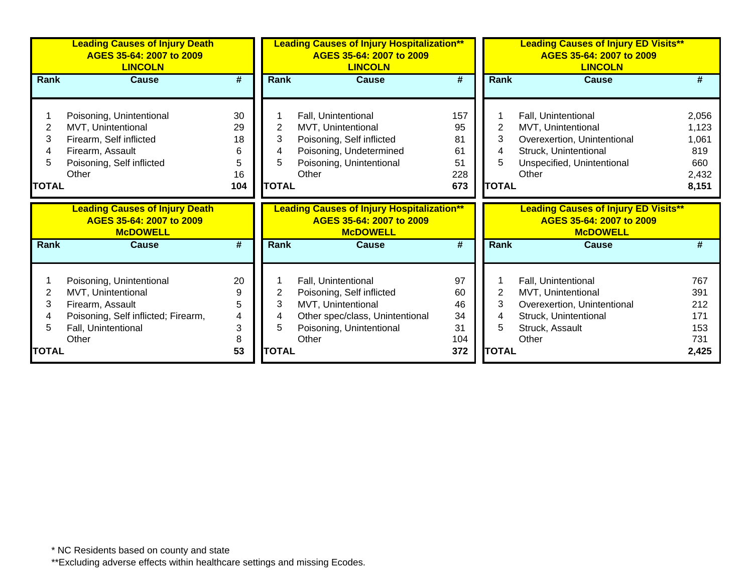### Leading Causes of Injury Death AGES 35-64: 2007 to 2009 LINCOLN

| Rank | Cause | # |
|---|---|---|
| 1 | Poisoning, Unintentional | 30 |
| 2 | MVT, Unintentional | 29 |
| 3 | Firearm, Self inflicted | 18 |
| 4 | Firearm, Assault | 6 |
| 5 | Poisoning, Self inflicted | 5 |
| | Other | 16 |
| **TOTAL** | | **104** |

### Leading Causes of Injury Hospitalization** AGES 35-64: 2007 to 2009 LINCOLN

| Rank | Cause | # |
|---|---|---|
| 1 | Fall, Unintentional | 157 |
| 2 | MVT, Unintentional | 95 |
| 3 | Poisoning, Self inflicted | 81 |
| 4 | Poisoning, Undetermined | 61 |
| 5 | Poisoning, Unintentional | 51 |
| | Other | 228 |
| **TOTAL** | | **673** |

### Leading Causes of Injury ED Visits** AGES 35-64: 2007 to 2009 LINCOLN

| Rank | Cause | # |
|---|---|---|
| 1 | Fall, Unintentional | 2,056 |
| 2 | MVT, Unintentional | 1,123 |
| 3 | Overexertion, Unintentional | 1,061 |
| 4 | Struck, Unintentional | 819 |
| 5 | Unspecified, Unintentional | 660 |
| | Other | 2,432 |
| **TOTAL** | | **8,151** |

### Leading Causes of Injury Death AGES 35-64: 2007 to 2009 McDOWELL

| Rank | Cause | # |
|---|---|---|
| 1 | Poisoning, Unintentional | 20 |
| 2 | MVT, Unintentional | 9 |
| 3 | Firearm, Assault | 5 |
| 4 | Poisoning, Self inflicted; Firearm, | 4 |
| 5 | Fall, Unintentional | 3 |
| | Other | 8 |
| **TOTAL** | | **53** |

### Leading Causes of Injury Hospitalization** AGES 35-64: 2007 to 2009 McDOWELL

| Rank | Cause | # |
|---|---|---|
| 1 | Fall, Unintentional | 97 |
| 2 | Poisoning, Self inflicted | 60 |
| 3 | MVT, Unintentional | 46 |
| 4 | Other spec/class, Unintentional | 34 |
| 5 | Poisoning, Unintentional | 31 |
| | Other | 104 |
| **TOTAL** | | **372** |

### Leading Causes of Injury ED Visits** AGES 35-64: 2007 to 2009 McDOWELL

| Rank | Cause | # |
|---|---|---|
| 1 | Fall, Unintentional | 767 |
| 2 | MVT, Unintentional | 391 |
| 3 | Overexertion, Unintentional | 212 |
| 4 | Struck, Unintentional | 171 |
| 5 | Struck, Assault | 153 |
| | Other | 731 |
| **TOTAL** | | **2,425** |

* NC Residents based on county and state

**Excluding adverse effects within healthcare settings and missing Ecodes.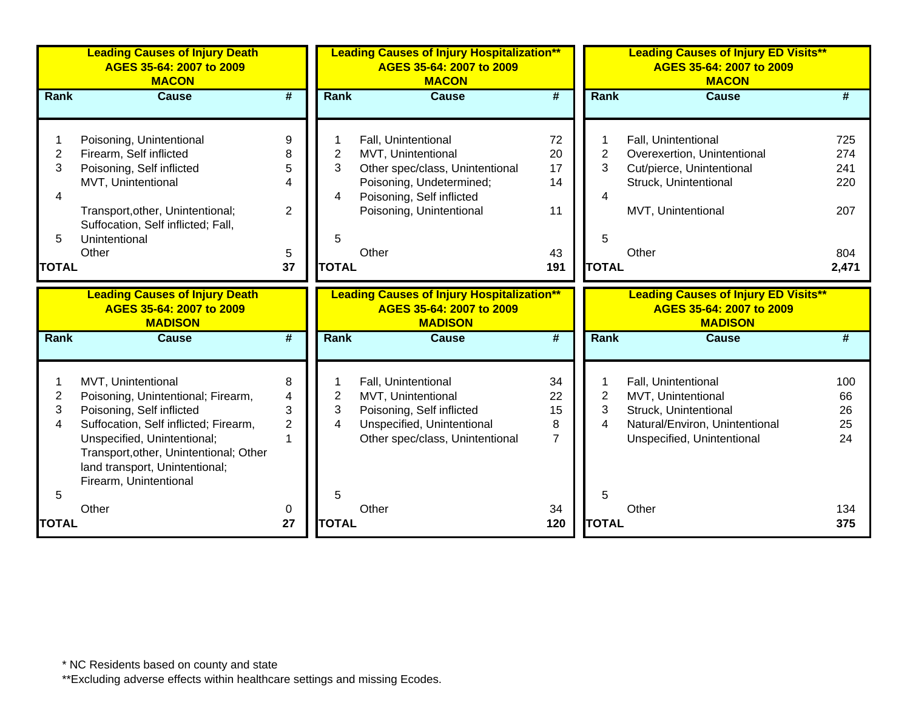## Leading Causes of Injury Death AGES 35-64: 2007 to 2009 MACON

| Rank | Cause | # |
|---|---|---|
| 1 | Poisoning, Unintentional | 9 |
| 2 | Firearm, Self inflicted | 8 |
| 3 | Poisoning, Self inflicted | 5 |
| 4 | MVT, Unintentional | 4 |
| 5 | Transport,other, Unintentional; Suffocation, Self inflicted; Fall, Unintentional | 2 |
| | Other | 5 |
| **TOTAL** | | **37** |

## Leading Causes of Injury Hospitalization** AGES 35-64: 2007 to 2009 MACON

| Rank | Cause | # |
|---|---|---|
| 1 | Fall, Unintentional | 72 |
| 2 | MVT, Unintentional | 20 |
| 3 | Other spec/class, Unintentional | 17 |
| 4 | Poisoning, Undetermined; | 14 |
| 5 | Poisoning, Self inflicted<br>Poisoning, Unintentional | 11 |
| | Other | 43 |
| **TOTAL** | | **191** |

## Leading Causes of Injury ED Visits** AGES 35-64: 2007 to 2009 MACON

| Rank | Cause | # |
|---|---|---|
| 1 | Fall, Unintentional | 725 |
| 2 | Overexertion, Unintentional | 274 |
| 3 | Cut/pierce, Unintentional | 241 |
| 4 | Struck, Unintentional | 220 |
| 5 | MVT, Unintentional | 207 |
| | Other | 804 |
| **TOTAL** | | **2,471** |

## Leading Causes of Injury Death AGES 35-64: 2007 to 2009 MADISON

| Rank | Cause | # |
|---|---|---|
| 1 | MVT, Unintentional | 8 |
| 2 | Poisoning, Unintentional; Firearm, | 4 |
| 3 | Poisoning, Self inflicted | 3 |
| 4 | Suffocation, Self inflicted; Firearm, | 2 |
| 5 | Unspecified, Unintentional; Transport,other, Unintentional; Other land transport, Unintentional; Firearm, Unintentional | 1 |
| | Other | 0 |
| **TOTAL** | | **27** |

## Leading Causes of Injury Hospitalization** AGES 35-64: 2007 to 2009 MADISON

| Rank | Cause | # |
|---|---|---|
| 1 | Fall, Unintentional | 34 |
| 2 | MVT, Unintentional | 22 |
| 3 | Poisoning, Self inflicted | 15 |
| 4 | Unspecified, Unintentional | 8 |
| 5 | Other spec/class, Unintentional | 7 |
| | Other | 34 |
| **TOTAL** | | **120** |

## Leading Causes of Injury ED Visits** AGES 35-64: 2007 to 2009 MADISON

| Rank | Cause | # |
|---|---|---|
| 1 | Fall, Unintentional | 100 |
| 2 | MVT, Unintentional | 66 |
| 3 | Struck, Unintentional | 26 |
| 4 | Natural/Environ, Unintentional | 25 |
| 5 | Unspecified, Unintentional | 24 |
| | Other | 134 |
| **TOTAL** | | **375** |

* NC Residents based on county and state

**Excluding adverse effects within healthcare settings and missing Ecodes.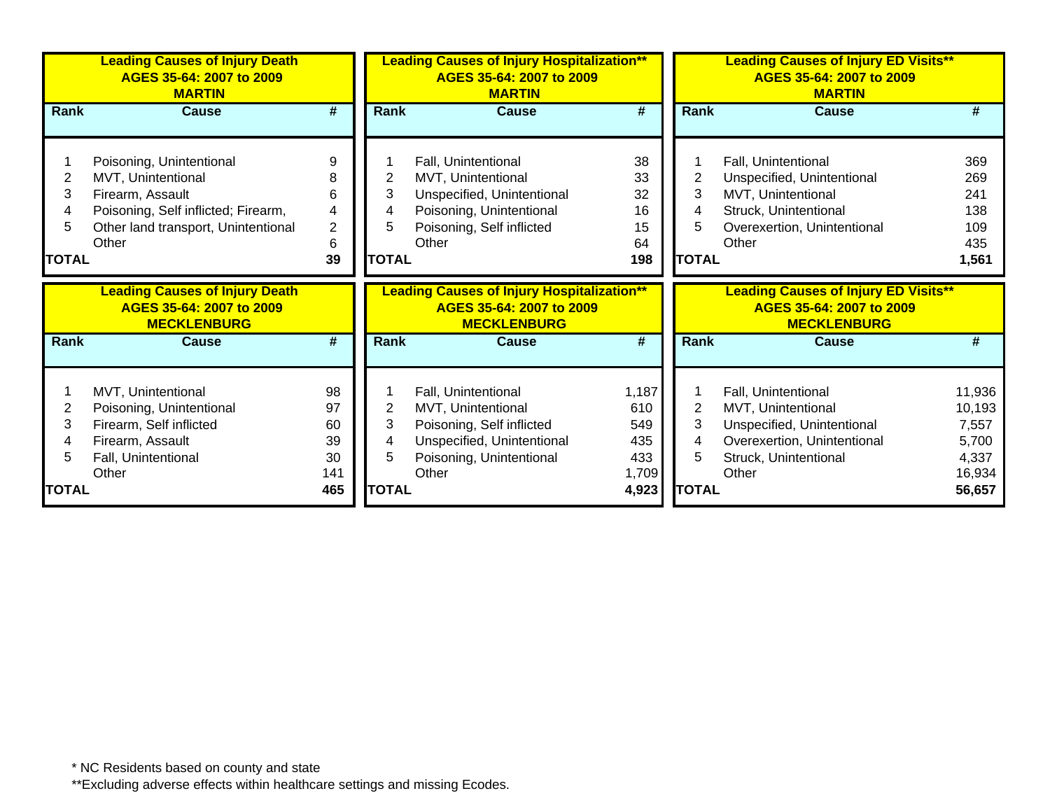**Leading Causes of Injury Death**
**AGES 35-64: 2007 to 2009**
**MARTIN**

| Rank | Cause | # |
|---|---|---|
| 1 | Poisoning, Unintentional | 9 |
| 2 | MVT, Unintentional | 8 |
| 3 | Firearm, Assault | 6 |
| 4 | Poisoning, Self inflicted; Firearm, | 4 |
| 5 | Other land transport, Unintentional | 2 |
| | Other | 6 |
| **TOTAL** | | **39** |

**Leading Causes of Injury Hospitalization****
**AGES 35-64: 2007 to 2009**
**MARTIN**

| Rank | Cause | # |
|---|---|---|
| 1 | Fall, Unintentional | 38 |
| 2 | MVT, Unintentional | 33 |
| 3 | Unspecified, Unintentional | 32 |
| 4 | Poisoning, Unintentional | 16 |
| 5 | Poisoning, Self inflicted | 15 |
| | Other | 64 |
| **TOTAL** | | **198** |

**Leading Causes of Injury ED Visits****
**AGES 35-64: 2007 to 2009**
**MARTIN**

| Rank | Cause | # |
|---|---|---|
| 1 | Fall, Unintentional | 369 |
| 2 | Unspecified, Unintentional | 269 |
| 3 | MVT, Unintentional | 241 |
| 4 | Struck, Unintentional | 138 |
| 5 | Overexertion, Unintentional | 109 |
| | Other | 435 |
| **TOTAL** | | **1,561** |

**Leading Causes of Injury Death**
**AGES 35-64: 2007 to 2009**
**MECKLENBURG**

| Rank | Cause | # |
|---|---|---|
| 1 | MVT, Unintentional | 98 |
| 2 | Poisoning, Unintentional | 97 |
| 3 | Firearm, Self inflicted | 60 |
| 4 | Firearm, Assault | 39 |
| 5 | Fall, Unintentional | 30 |
| | Other | 141 |
| **TOTAL** | | **465** |

**Leading Causes of Injury Hospitalization****
**AGES 35-64: 2007 to 2009**
**MECKLENBURG**

| Rank | Cause | # |
|---|---|---|
| 1 | Fall, Unintentional | 1,187 |
| 2 | MVT, Unintentional | 610 |
| 3 | Poisoning, Self inflicted | 549 |
| 4 | Unspecified, Unintentional | 435 |
| 5 | Poisoning, Unintentional | 433 |
| | Other | 1,709 |
| **TOTAL** | | **4,923** |

**Leading Causes of Injury ED Visits****
**AGES 35-64: 2007 to 2009**
**MECKLENBURG**

| Rank | Cause | # |
|---|---|---|
| 1 | Fall, Unintentional | 11,936 |
| 2 | MVT, Unintentional | 10,193 |
| 3 | Unspecified, Unintentional | 7,557 |
| 4 | Overexertion, Unintentional | 5,700 |
| 5 | Struck, Unintentional | 4,337 |
| | Other | 16,934 |
| **TOTAL** | | **56,657** |

* NC Residents based on county and state

**Excluding adverse effects within healthcare settings and missing Ecodes.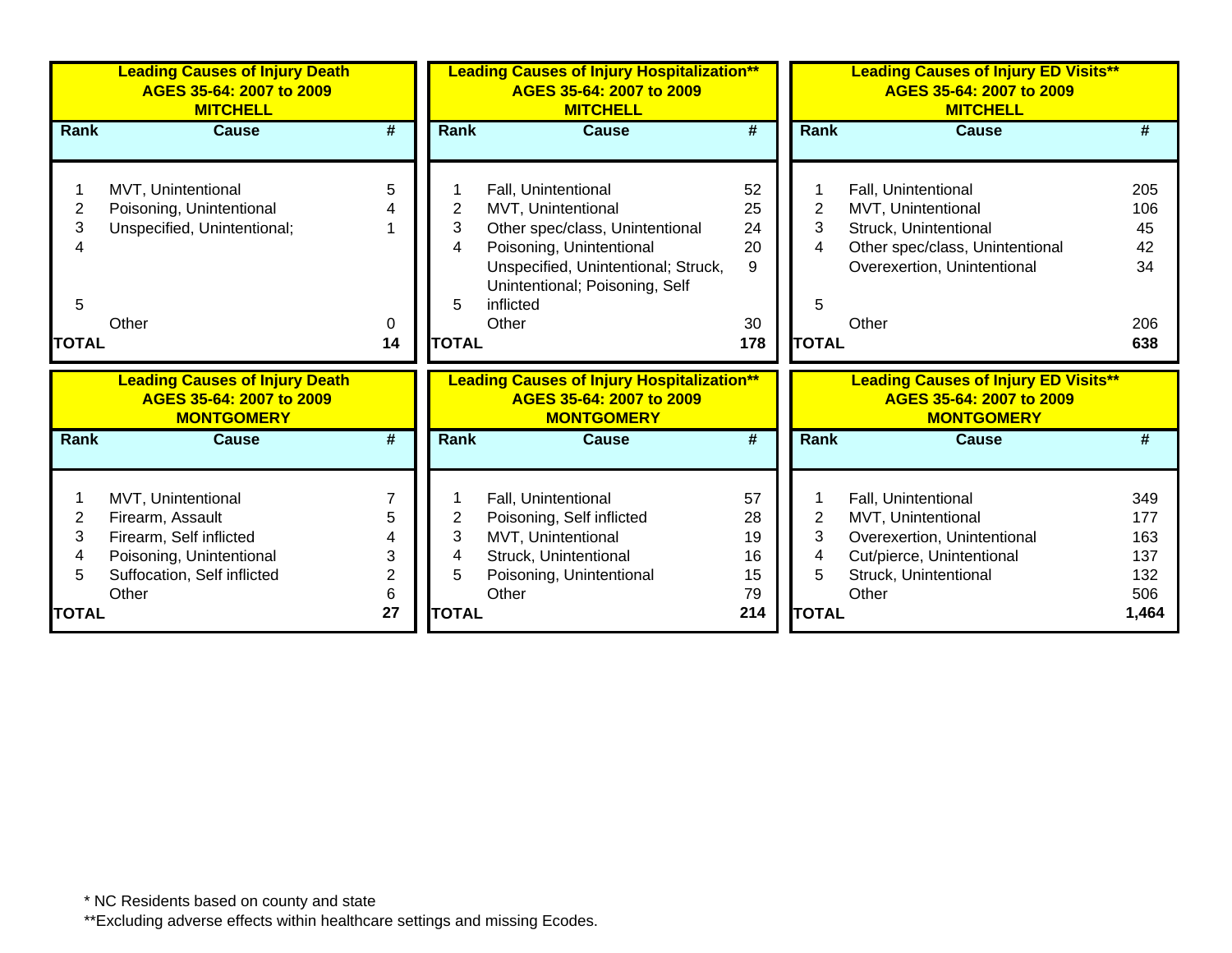**Leading Causes of Injury Death**
**AGES 35-64: 2007 to 2009**
**MITCHELL**

| Rank | Cause | # |
|---|---|---|
| 1 | MVT, Unintentional | 5 |
| 2 | Poisoning, Unintentional | 4 |
| 3 | Unspecified, Unintentional; | 1 |
| 4 | | |
| 5 | | |
| | Other | 0 |
| **TOTAL** | | **14** |

**Leading Causes of Injury Hospitalization****
**AGES 35-64: 2007 to 2009**
**MITCHELL**

| Rank | Cause | # |
|---|---|---|
| 1 | Fall, Unintentional | 52 |
| 2 | MVT, Unintentional | 25 |
| 3 | Other spec/class, Unintentional | 24 |
| 4 | Poisoning, Unintentional | 20 |
| 5 | Unspecified, Unintentional; Struck, Unintentional; Poisoning, Self inflicted | 9 |
| | Other | 30 |
| **TOTAL** | | **178** |

**Leading Causes of Injury ED Visits****
**AGES 35-64: 2007 to 2009**
**MITCHELL**

| Rank | Cause | # |
|---|---|---|
| 1 | Fall, Unintentional | 205 |
| 2 | MVT, Unintentional | 106 |
| 3 | Struck, Unintentional | 45 |
| 4 | Other spec/class, Unintentional | 42 |
| 5 | Overexertion, Unintentional | 34 |
| | Other | 206 |
| **TOTAL** | | **638** |

**Leading Causes of Injury Death**
**AGES 35-64: 2007 to 2009**
**MONTGOMERY**

| Rank | Cause | # |
|---|---|---|
| 1 | MVT, Unintentional | 7 |
| 2 | Firearm, Assault | 5 |
| 3 | Firearm, Self inflicted | 4 |
| 4 | Poisoning, Unintentional | 3 |
| 5 | Suffocation, Self inflicted | 2 |
| | Other | 6 |
| **TOTAL** | | **27** |

**Leading Causes of Injury Hospitalization****
**AGES 35-64: 2007 to 2009**
**MONTGOMERY**

| Rank | Cause | # |
|---|---|---|
| 1 | Fall, Unintentional | 57 |
| 2 | Poisoning, Self inflicted | 28 |
| 3 | MVT, Unintentional | 19 |
| 4 | Struck, Unintentional | 16 |
| 5 | Poisoning, Unintentional | 15 |
| | Other | 79 |
| **TOTAL** | | **214** |

**Leading Causes of Injury ED Visits****
**AGES 35-64: 2007 to 2009**
**MONTGOMERY**

| Rank | Cause | # |
|---|---|---|
| 1 | Fall, Unintentional | 349 |
| 2 | MVT, Unintentional | 177 |
| 3 | Overexertion, Unintentional | 163 |
| 4 | Cut/pierce, Unintentional | 137 |
| 5 | Struck, Unintentional | 132 |
| | Other | 506 |
| **TOTAL** | | **1,464** |

* NC Residents based on county and state
**Excluding adverse effects within healthcare settings and missing Ecodes.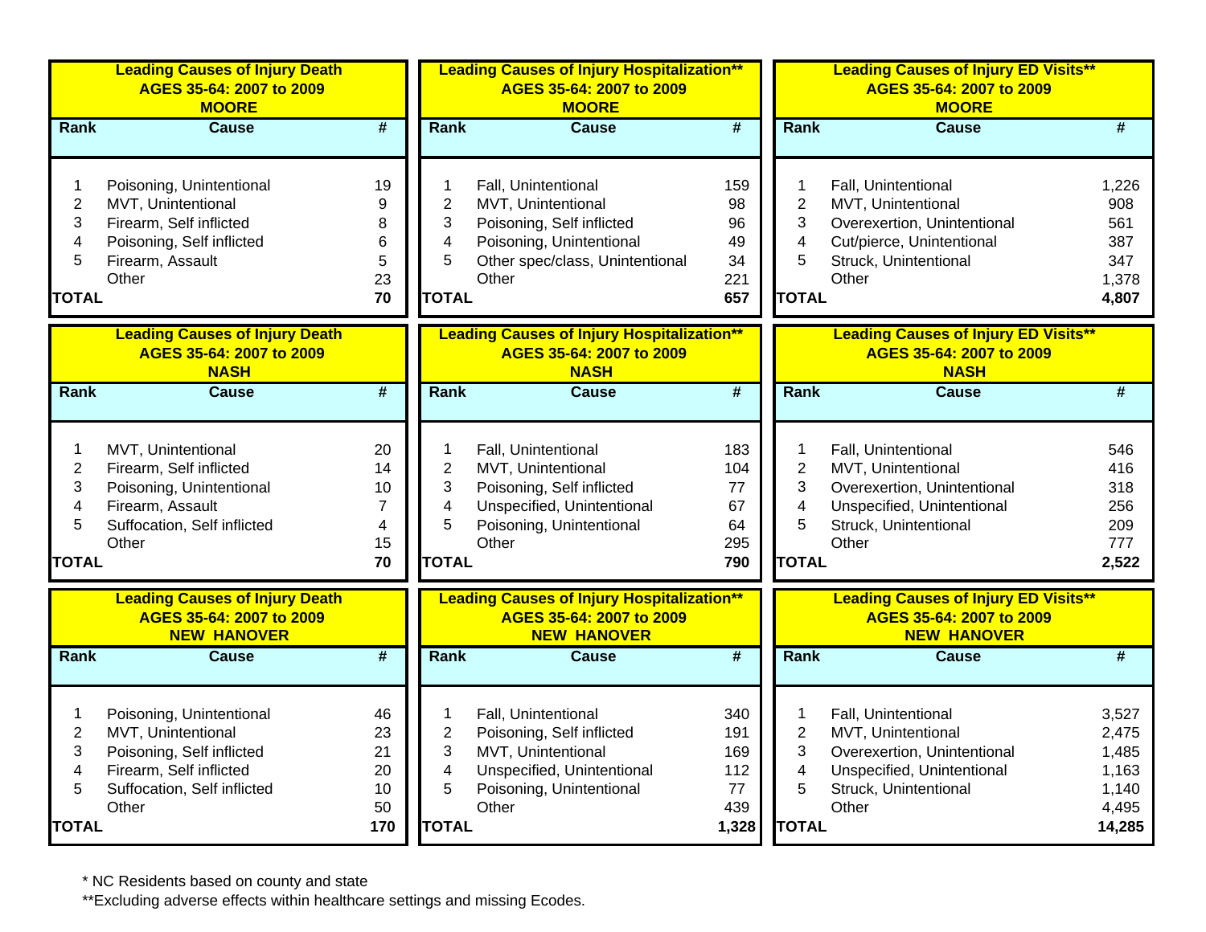**Leading Causes of Injury Death**
**AGES 35-64: 2007 to 2009**
**MOORE**

| Rank | Cause | # |
|---|---|---|
| 1 | Poisoning, Unintentional | 19 |
| 2 | MVT, Unintentional | 9 |
| 3 | Firearm, Self inflicted | 8 |
| 4 | Poisoning, Self inflicted | 6 |
| 5 | Firearm, Assault | 5 |
| | Other | 23 |
| **TOTAL** | | **70** |

**Leading Causes of Injury Hospitalization****
**AGES 35-64: 2007 to 2009**
**MOORE**

| Rank | Cause | # |
|---|---|---|
| 1 | Fall, Unintentional | 159 |
| 2 | MVT, Unintentional | 98 |
| 3 | Poisoning, Self inflicted | 96 |
| 4 | Poisoning, Unintentional | 49 |
| 5 | Other spec/class, Unintentional | 34 |
| | Other | 221 |
| **TOTAL** | | **657** |

**Leading Causes of Injury ED Visits****
**AGES 35-64: 2007 to 2009**
**MOORE**

| Rank | Cause | # |
|---|---|---|
| 1 | Fall, Unintentional | 1,226 |
| 2 | MVT, Unintentional | 908 |
| 3 | Overexertion, Unintentional | 561 |
| 4 | Cut/pierce, Unintentional | 387 |
| 5 | Struck, Unintentional | 347 |
| | Other | 1,378 |
| **TOTAL** | | **4,807** |

**Leading Causes of Injury Death**
**AGES 35-64: 2007 to 2009**
**NASH**

| Rank | Cause | # |
|---|---|---|
| 1 | MVT, Unintentional | 20 |
| 2 | Firearm, Self inflicted | 14 |
| 3 | Poisoning, Unintentional | 10 |
| 4 | Firearm, Assault | 7 |
| 5 | Suffocation, Self inflicted | 4 |
| | Other | 15 |
| **TOTAL** | | **70** |

**Leading Causes of Injury Hospitalization****
**AGES 35-64: 2007 to 2009**
**NASH**

| Rank | Cause | # |
|---|---|---|
| 1 | Fall, Unintentional | 183 |
| 2 | MVT, Unintentional | 104 |
| 3 | Poisoning, Self inflicted | 77 |
| 4 | Unspecified, Unintentional | 67 |
| 5 | Poisoning, Unintentional | 64 |
| | Other | 295 |
| **TOTAL** | | **790** |

**Leading Causes of Injury ED Visits****
**AGES 35-64: 2007 to 2009**
**NASH**

| Rank | Cause | # |
|---|---|---|
| 1 | Fall, Unintentional | 546 |
| 2 | MVT, Unintentional | 416 |
| 3 | Overexertion, Unintentional | 318 |
| 4 | Unspecified, Unintentional | 256 |
| 5 | Struck, Unintentional | 209 |
| | Other | 777 |
| **TOTAL** | | **2,522** |

**Leading Causes of Injury Death**
**AGES 35-64: 2007 to 2009**
**NEW HANOVER**

| Rank | Cause | # |
|---|---|---|
| 1 | Poisoning, Unintentional | 46 |
| 2 | MVT, Unintentional | 23 |
| 3 | Poisoning, Self inflicted | 21 |
| 4 | Firearm, Self inflicted | 20 |
| 5 | Suffocation, Self inflicted | 10 |
| | Other | 50 |
| **TOTAL** | | **170** |

**Leading Causes of Injury Hospitalization****
**AGES 35-64: 2007 to 2009**
**NEW HANOVER**

| Rank | Cause | # |
|---|---|---|
| 1 | Fall, Unintentional | 340 |
| 2 | Poisoning, Self inflicted | 191 |
| 3 | MVT, Unintentional | 169 |
| 4 | Unspecified, Unintentional | 112 |
| 5 | Poisoning, Unintentional | 77 |
| | Other | 439 |
| **TOTAL** | | **1,328** |

**Leading Causes of Injury ED Visits****
**AGES 35-64: 2007 to 2009**
**NEW HANOVER**

| Rank | Cause | # |
|---|---|---|
| 1 | Fall, Unintentional | 3,527 |
| 2 | MVT, Unintentional | 2,475 |
| 3 | Overexertion, Unintentional | 1,485 |
| 4 | Unspecified, Unintentional | 1,163 |
| 5 | Struck, Unintentional | 1,140 |
| | Other | 4,495 |
| **TOTAL** | | **14,285** |

* NC Residents based on county and state

**Excluding adverse effects within healthcare settings and missing Ecodes.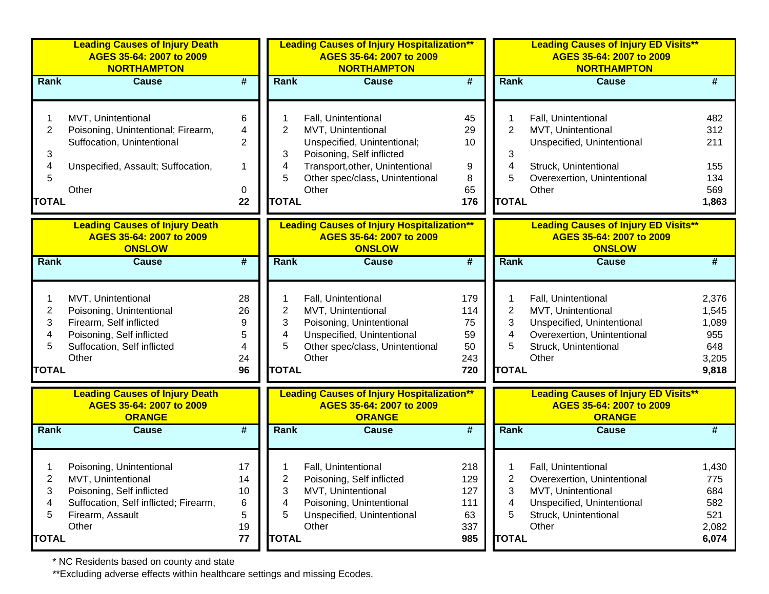**Leading Causes of Injury Death AGES 35-64: 2007 to 2009 NORTHAMPTON**

| Rank | Cause | # |
|---|---|---|
| 1 | MVT, Unintentional | 6 |
| 2 | Poisoning, Unintentional; Firearm, | 4 |
| | Suffocation, Unintentional | 2 |
| 3 | | |
| 4 | Unspecified, Assault; Suffocation, | 1 |
| 5 | | |
| | Other | 0 |
| TOTAL | | 22 |

**Leading Causes of Injury Hospitalization** AGES 35-64: 2007 to 2009 NORTHAMPTON**

| Rank | Cause | # |
|---|---|---|
| 1 | Fall, Unintentional | 45 |
| 2 | MVT, Unintentional | 29 |
| | Unspecified, Unintentional; | 10 |
| 3 | Poisoning, Self inflicted | |
| 4 | Transport,other, Unintentional | 9 |
| 5 | Other spec/class, Unintentional | 8 |
| | Other | 65 |
| TOTAL | | 176 |

**Leading Causes of Injury ED Visits** AGES 35-64: 2007 to 2009 NORTHAMPTON**

| Rank | Cause | # |
|---|---|---|
| 1 | Fall, Unintentional | 482 |
| 2 | MVT, Unintentional | 312 |
| | Unspecified, Unintentional | 211 |
| 3 | | |
| 4 | Struck, Unintentional | 155 |
| 5 | Overexertion, Unintentional | 134 |
| | Other | 569 |
| TOTAL | | 1,863 |

**Leading Causes of Injury Death AGES 35-64: 2007 to 2009 ONSLOW**

| Rank | Cause | # |
|---|---|---|
| 1 | MVT, Unintentional | 28 |
| 2 | Poisoning, Unintentional | 26 |
| 3 | Firearm, Self inflicted | 9 |
| 4 | Poisoning, Self inflicted | 5 |
| 5 | Suffocation, Self inflicted | 4 |
| | Other | 24 |
| TOTAL | | 96 |

**Leading Causes of Injury Hospitalization** AGES 35-64: 2007 to 2009 ONSLOW**

| Rank | Cause | # |
|---|---|---|
| 1 | Fall, Unintentional | 179 |
| 2 | MVT, Unintentional | 114 |
| 3 | Poisoning, Unintentional | 75 |
| 4 | Unspecified, Unintentional | 59 |
| 5 | Other spec/class, Unintentional | 50 |
| | Other | 243 |
| TOTAL | | 720 |

**Leading Causes of Injury ED Visits** AGES 35-64: 2007 to 2009 ONSLOW**

| Rank | Cause | # |
|---|---|---|
| 1 | Fall, Unintentional | 2,376 |
| 2 | MVT, Unintentional | 1,545 |
| 3 | Unspecified, Unintentional | 1,089 |
| 4 | Overexertion, Unintentional | 955 |
| 5 | Struck, Unintentional | 648 |
| | Other | 3,205 |
| TOTAL | | 9,818 |

**Leading Causes of Injury Death AGES 35-64: 2007 to 2009 ORANGE**

| Rank | Cause | # |
|---|---|---|
| 1 | Poisoning, Unintentional | 17 |
| 2 | MVT, Unintentional | 14 |
| 3 | Poisoning, Self inflicted | 10 |
| 4 | Suffocation, Self inflicted; Firearm, | 6 |
| 5 | Firearm, Assault | 5 |
| | Other | 19 |
| TOTAL | | 77 |

**Leading Causes of Injury Hospitalization** AGES 35-64: 2007 to 2009 ORANGE**

| Rank | Cause | # |
|---|---|---|
| 1 | Fall, Unintentional | 218 |
| 2 | Poisoning, Self inflicted | 129 |
| 3 | MVT, Unintentional | 127 |
| 4 | Poisoning, Unintentional | 111 |
| 5 | Unspecified, Unintentional | 63 |
| | Other | 337 |
| TOTAL | | 985 |

**Leading Causes of Injury ED Visits** AGES 35-64: 2007 to 2009 ORANGE**

| Rank | Cause | # |
|---|---|---|
| 1 | Fall, Unintentional | 1,430 |
| 2 | Overexertion, Unintentional | 775 |
| 3 | MVT, Unintentional | 684 |
| 4 | Unspecified, Unintentional | 582 |
| 5 | Struck, Unintentional | 521 |
| | Other | 2,082 |
| TOTAL | | 6,074 |

* NC Residents based on county and state

**Excluding adverse effects within healthcare settings and missing Ecodes.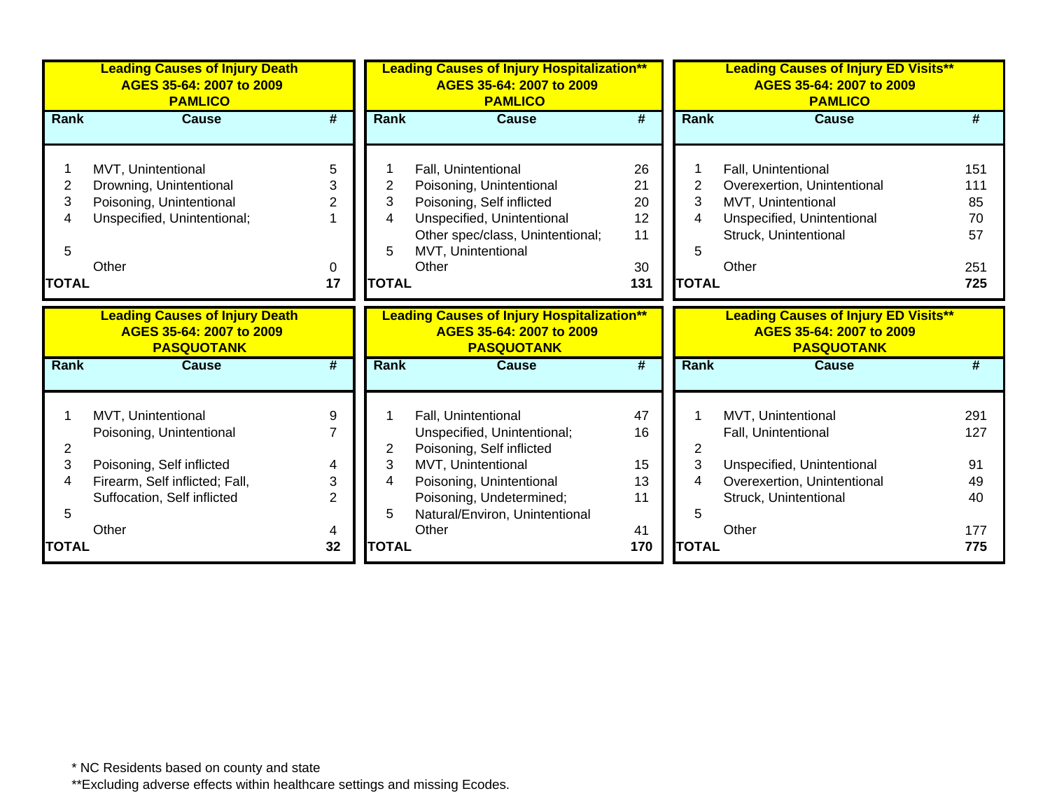### Leading Causes of Injury Death AGES 35-64: 2007 to 2009 PAMLICO

| Rank | Cause | # |
|---|---|---|
| 1 | MVT, Unintentional | 5 |
| 2 | Drowning, Unintentional | 3 |
| 3 | Poisoning, Unintentional | 2 |
| 4 | Unspecified, Unintentional; | 1 |
| 5 | | |
| | Other | 0 |
| TOTAL | | 17 |

### Leading Causes of Injury Hospitalization** AGES 35-64: 2007 to 2009 PAMLICO

| Rank | Cause | # |
|---|---|---|
| 1 | Fall, Unintentional | 26 |
| 2 | Poisoning, Unintentional | 21 |
| 3 | Poisoning, Self inflicted | 20 |
| 4 | Unspecified, Unintentional | 12 |
| | Other spec/class, Unintentional; | 11 |
| 5 | MVT, Unintentional | |
| | Other | 30 |
| TOTAL | | 131 |

### Leading Causes of Injury ED Visits** AGES 35-64: 2007 to 2009 PAMLICO

| Rank | Cause | # |
|---|---|---|
| 1 | Fall, Unintentional | 151 |
| 2 | Overexertion, Unintentional | 111 |
| 3 | MVT, Unintentional | 85 |
| 4 | Unspecified, Unintentional | 70 |
| | Struck, Unintentional | 57 |
| 5 | | |
| | Other | 251 |
| TOTAL | | 725 |

### Leading Causes of Injury Death AGES 35-64: 2007 to 2009 PASQUOTANK

| Rank | Cause | # |
|---|---|---|
| 1 | MVT, Unintentional | 9 |
| | Poisoning, Unintentional | 7 |
| 2 | | |
| 3 | Poisoning, Self inflicted | 4 |
| 4 | Firearm, Self inflicted; Fall, | 3 |
| | Suffocation, Self inflicted | 2 |
| 5 | | |
| | Other | 4 |
| TOTAL | | 32 |

### Leading Causes of Injury Hospitalization** AGES 35-64: 2007 to 2009 PASQUOTANK

| Rank | Cause | # |
|---|---|---|
| 1 | Fall, Unintentional | 47 |
| | Unspecified, Unintentional; | 16 |
| 2 | Poisoning, Self inflicted | |
| 3 | MVT, Unintentional | 15 |
| 4 | Poisoning, Unintentional | 13 |
| | Poisoning, Undetermined; | 11 |
| 5 | Natural/Environ, Unintentional | |
| | Other | 41 |
| TOTAL | | 170 |

### Leading Causes of Injury ED Visits** AGES 35-64: 2007 to 2009 PASQUOTANK

| Rank | Cause | # |
|---|---|---|
| 1 | MVT, Unintentional | 291 |
| | Fall, Unintentional | 127 |
| 2 | | |
| 3 | Unspecified, Unintentional | 91 |
| 4 | Overexertion, Unintentional | 49 |
| | Struck, Unintentional | 40 |
| 5 | | |
| | Other | 177 |
| TOTAL | | 775 |

* NC Residents based on county and state

**Excluding adverse effects within healthcare settings and missing Ecodes.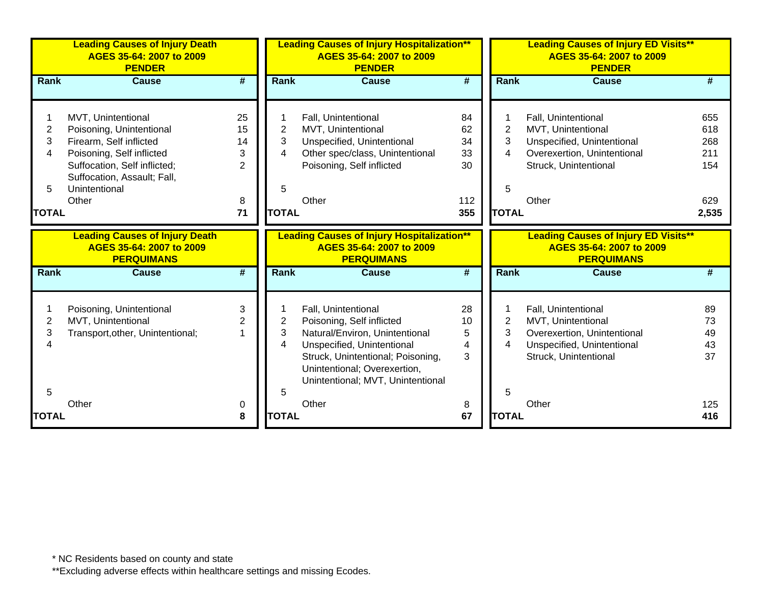### Leading Causes of Injury Death AGES 35-64: 2007 to 2009 PENDER

| Rank | Cause | # |
|---|---|---|
| 1 | MVT, Unintentional | 25 |
| 2 | Poisoning, Unintentional | 15 |
| 3 | Firearm, Self inflicted | 14 |
| 4 | Poisoning, Self inflicted | 3 |
| 5 | Suffocation, Self inflicted; Suffocation, Assault; Fall, Unintentional | 2 |
| | Other | 8 |
| TOTAL | | 71 |

### Leading Causes of Injury Hospitalization** AGES 35-64: 2007 to 2009 PENDER

| Rank | Cause | # |
|---|---|---|
| 1 | Fall, Unintentional | 84 |
| 2 | MVT, Unintentional | 62 |
| 3 | Unspecified, Unintentional | 34 |
| 4 | Other spec/class, Unintentional | 33 |
| 5 | Poisoning, Self inflicted | 30 |
| | Other | 112 |
| TOTAL | | 355 |

### Leading Causes of Injury ED Visits** AGES 35-64: 2007 to 2009 PENDER

| Rank | Cause | # |
|---|---|---|
| 1 | Fall, Unintentional | 655 |
| 2 | MVT, Unintentional | 618 |
| 3 | Unspecified, Unintentional | 268 |
| 4 | Overexertion, Unintentional | 211 |
| 5 | Struck, Unintentional | 154 |
| | Other | 629 |
| TOTAL | | 2,535 |

### Leading Causes of Injury Death AGES 35-64: 2007 to 2009 PERQUIMANS

| Rank | Cause | # |
|---|---|---|
| 1 | Poisoning, Unintentional | 3 |
| 2 | MVT, Unintentional | 2 |
| 3 | Transport,other, Unintentional; | 1 |
| 4 | | |
| 5 | | |
| | Other | 0 |
| TOTAL | | 8 |

### Leading Causes of Injury Hospitalization** AGES 35-64: 2007 to 2009 PERQUIMANS

| Rank | Cause | # |
|---|---|---|
| 1 | Fall, Unintentional | 28 |
| 2 | Poisoning, Self inflicted | 10 |
| 3 | Natural/Environ, Unintentional | 5 |
| 4 | Unspecified, Unintentional | 4 |
| 5 | Struck, Unintentional; Poisoning, Unintentional; Overexertion, Unintentional; MVT, Unintentional | 3 |
| | Other | 8 |
| TOTAL | | 67 |

### Leading Causes of Injury ED Visits** AGES 35-64: 2007 to 2009 PERQUIMANS

| Rank | Cause | # |
|---|---|---|
| 1 | Fall, Unintentional | 89 |
| 2 | MVT, Unintentional | 73 |
| 3 | Overexertion, Unintentional | 49 |
| 4 | Unspecified, Unintentional | 43 |
| 5 | Struck, Unintentional | 37 |
| | Other | 125 |
| TOTAL | | 416 |

* NC Residents based on county and state

**Excluding adverse effects within healthcare settings and missing Ecodes.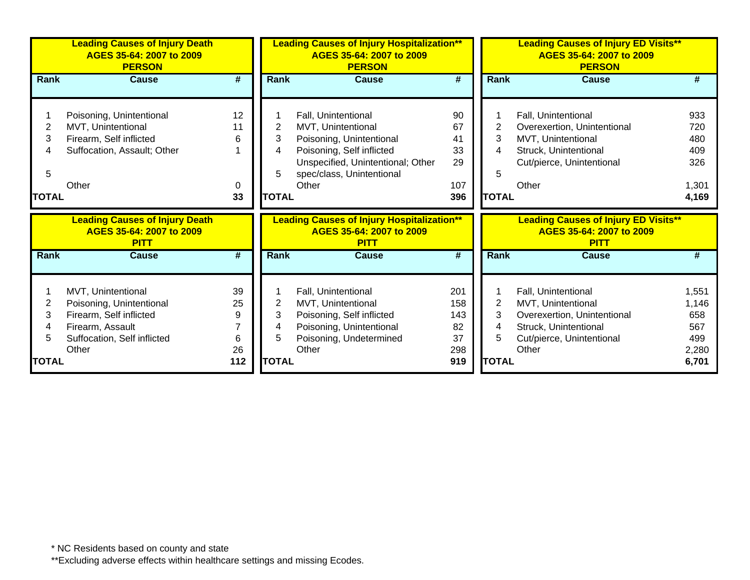### Leading Causes of Injury Death AGES 35-64: 2007 to 2009 PERSON

| Rank | Cause | # |
|---|---|---|
| 1 | Poisoning, Unintentional | 12 |
| 2 | MVT, Unintentional | 11 |
| 3 | Firearm, Self inflicted | 6 |
| 4 | Suffocation, Assault; Other | 1 |
| 5 | | |
| | Other | 0 |
| TOTAL | | 33 |

### Leading Causes of Injury Hospitalization** AGES 35-64: 2007 to 2009 PERSON

| Rank | Cause | # |
|---|---|---|
| 1 | Fall, Unintentional | 90 |
| 2 | MVT, Unintentional | 67 |
| 3 | Poisoning, Unintentional | 41 |
| 4 | Poisoning, Self inflicted | 33 |
| 5 | Unspecified, Unintentional; Other spec/class, Unintentional | 29 |
| | Other | 107 |
| TOTAL | | 396 |

### Leading Causes of Injury ED Visits** AGES 35-64: 2007 to 2009 PERSON

| Rank | Cause | # |
|---|---|---|
| 1 | Fall, Unintentional | 933 |
| 2 | Overexertion, Unintentional | 720 |
| 3 | MVT, Unintentional | 480 |
| 4 | Struck, Unintentional | 409 |
| 5 | Cut/pierce, Unintentional | 326 |
| | Other | 1,301 |
| TOTAL | | 4,169 |

### Leading Causes of Injury Death AGES 35-64: 2007 to 2009 PITT

| Rank | Cause | # |
|---|---|---|
| 1 | MVT, Unintentional | 39 |
| 2 | Poisoning, Unintentional | 25 |
| 3 | Firearm, Self inflicted | 9 |
| 4 | Firearm, Assault | 7 |
| 5 | Suffocation, Self inflicted | 6 |
| | Other | 26 |
| TOTAL | | 112 |

### Leading Causes of Injury Hospitalization** AGES 35-64: 2007 to 2009 PITT

| Rank | Cause | # |
|---|---|---|
| 1 | Fall, Unintentional | 201 |
| 2 | MVT, Unintentional | 158 |
| 3 | Poisoning, Self inflicted | 143 |
| 4 | Poisoning, Unintentional | 82 |
| 5 | Poisoning, Undetermined | 37 |
| | Other | 298 |
| TOTAL | | 919 |

### Leading Causes of Injury ED Visits** AGES 35-64: 2007 to 2009 PITT

| Rank | Cause | # |
|---|---|---|
| 1 | Fall, Unintentional | 1,551 |
| 2 | MVT, Unintentional | 1,146 |
| 3 | Overexertion, Unintentional | 658 |
| 4 | Struck, Unintentional | 567 |
| 5 | Cut/pierce, Unintentional | 499 |
| | Other | 2,280 |
| TOTAL | | 6,701 |

* NC Residents based on county and state

**Excluding adverse effects within healthcare settings and missing Ecodes.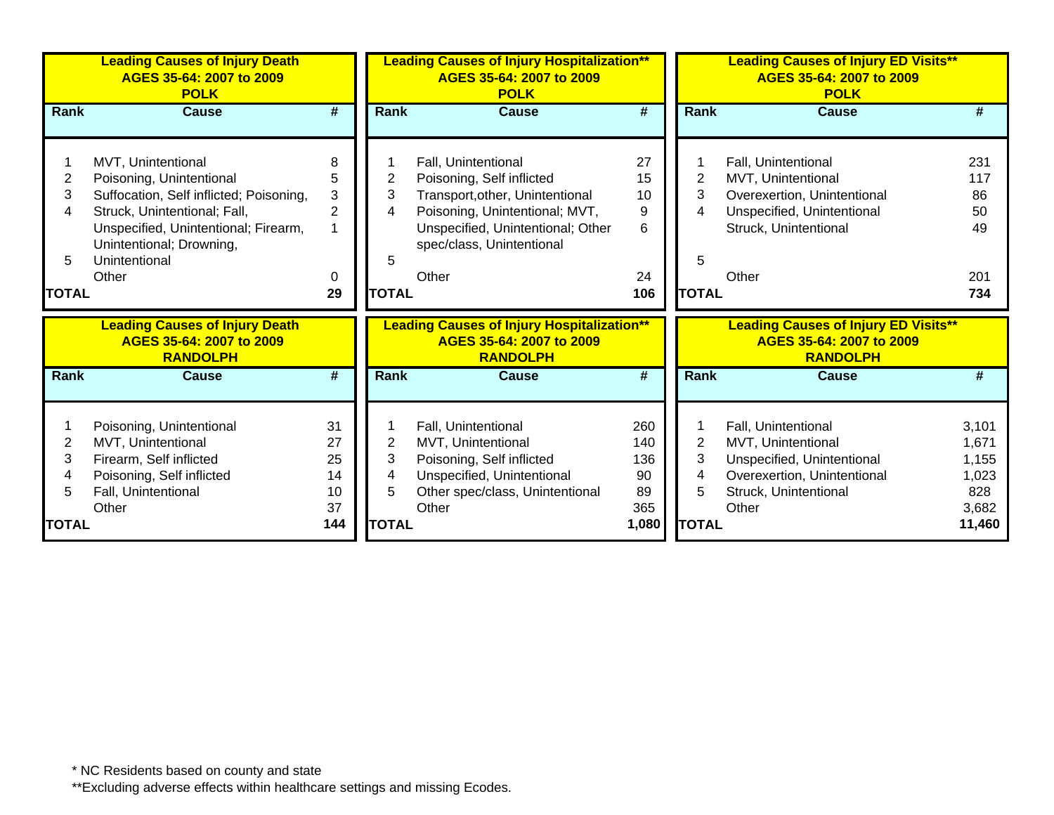### Leading Causes of Injury Death AGES 35-64: 2007 to 2009 POLK

| Rank | Cause | # |
|---|---|---|
| 1 | MVT, Unintentional | 8 |
| 2 | Poisoning, Unintentional | 5 |
| 3 | Suffocation, Self inflicted; Poisoning, | 3 |
| 4 | Struck, Unintentional; Fall, | 2 |
| | Unspecified, Unintentional; Firearm, Unintentional; Drowning, | 1 |
| 5 | Unintentional | |
| | Other | 0 |
| **TOTAL** | | **29** |

### Leading Causes of Injury Hospitalization** AGES 35-64: 2007 to 2009 POLK

| Rank | Cause | # |
|---|---|---|
| 1 | Fall, Unintentional | 27 |
| 2 | Poisoning, Self inflicted | 15 |
| 3 | Transport,other, Unintentional | 10 |
| 4 | Poisoning, Unintentional; MVT, | 9 |
| | Unspecified, Unintentional; Other spec/class, Unintentional | 6 |
| 5 | | |
| | Other | 24 |
| **TOTAL** | | **106** |

### Leading Causes of Injury ED Visits** AGES 35-64: 2007 to 2009 POLK

| Rank | Cause | # |
|---|---|---|
| 1 | Fall, Unintentional | 231 |
| 2 | MVT, Unintentional | 117 |
| 3 | Overexertion, Unintentional | 86 |
| 4 | Unspecified, Unintentional | 50 |
| | Struck, Unintentional | 49 |
| 5 | | |
| | Other | 201 |
| **TOTAL** | | **734** |

### Leading Causes of Injury Death AGES 35-64: 2007 to 2009 RANDOLPH

| Rank | Cause | # |
|---|---|---|
| 1 | Poisoning, Unintentional | 31 |
| 2 | MVT, Unintentional | 27 |
| 3 | Firearm, Self inflicted | 25 |
| 4 | Poisoning, Self inflicted | 14 |
| 5 | Fall, Unintentional | 10 |
| | Other | 37 |
| **TOTAL** | | **144** |

### Leading Causes of Injury Hospitalization** AGES 35-64: 2007 to 2009 RANDOLPH

| Rank | Cause | # |
|---|---|---|
| 1 | Fall, Unintentional | 260 |
| 2 | MVT, Unintentional | 140 |
| 3 | Poisoning, Self inflicted | 136 |
| 4 | Unspecified, Unintentional | 90 |
| 5 | Other spec/class, Unintentional | 89 |
| | Other | 365 |
| **TOTAL** | | **1,080** |

### Leading Causes of Injury ED Visits** AGES 35-64: 2007 to 2009 RANDOLPH

| Rank | Cause | # |
|---|---|---|
| 1 | Fall, Unintentional | 3,101 |
| 2 | MVT, Unintentional | 1,671 |
| 3 | Unspecified, Unintentional | 1,155 |
| 4 | Overexertion, Unintentional | 1,023 |
| 5 | Struck, Unintentional | 828 |
| | Other | 3,682 |
| **TOTAL** | | **11,460** |

* NC Residents based on county and state

**Excluding adverse effects within healthcare settings and missing Ecodes.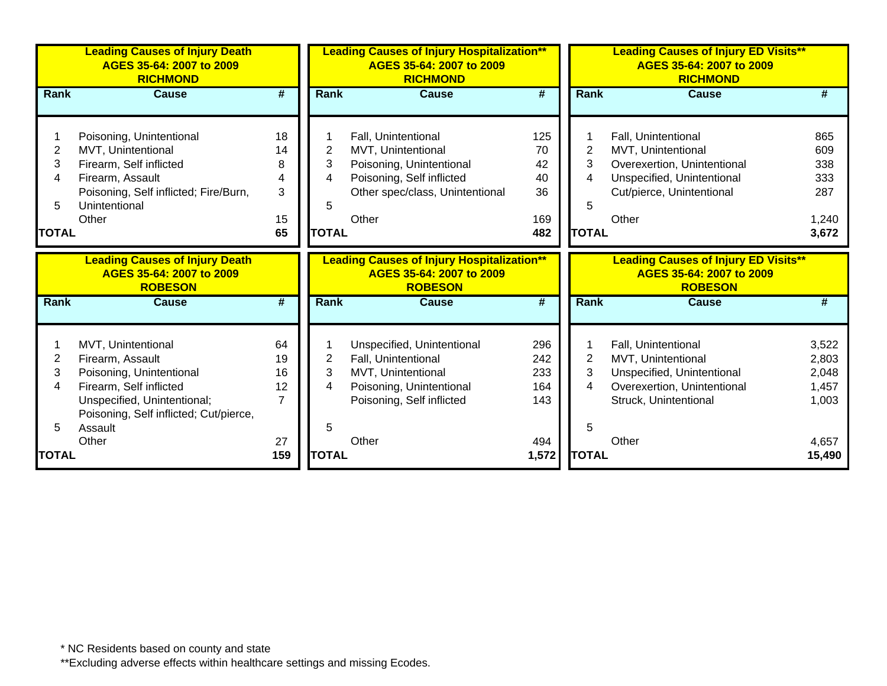## Leading Causes of Injury Death AGES 35-64: 2007 to 2009 RICHMOND

| Rank | Cause | # |
|---|---|---|
| 1 | Poisoning, Unintentional | 18 |
| 2 | MVT, Unintentional | 14 |
| 3 | Firearm, Self inflicted | 8 |
| 4 | Firearm, Assault | 4 |
| 5 | Poisoning, Self inflicted; Fire/Burn, Unintentional | 3 |
| | Other | 15 |
| TOTAL | | 65 |

## Leading Causes of Injury Hospitalization** AGES 35-64: 2007 to 2009 RICHMOND

| Rank | Cause | # |
|---|---|---|
| 1 | Fall, Unintentional | 125 |
| 2 | MVT, Unintentional | 70 |
| 3 | Poisoning, Unintentional | 42 |
| 4 | Poisoning, Self inflicted | 40 |
| 5 | Other spec/class, Unintentional | 36 |
| | Other | 169 |
| TOTAL | | 482 |

## Leading Causes of Injury ED Visits** AGES 35-64: 2007 to 2009 RICHMOND

| Rank | Cause | # |
|---|---|---|
| 1 | Fall, Unintentional | 865 |
| 2 | MVT, Unintentional | 609 |
| 3 | Overexertion, Unintentional | 338 |
| 4 | Unspecified, Unintentional | 333 |
| 5 | Cut/pierce, Unintentional | 287 |
| | Other | 1,240 |
| TOTAL | | 3,672 |

## Leading Causes of Injury Death AGES 35-64: 2007 to 2009 ROBESON

| Rank | Cause | # |
|---|---|---|
| 1 | MVT, Unintentional | 64 |
| 2 | Firearm, Assault | 19 |
| 3 | Poisoning, Unintentional | 16 |
| 4 | Firearm, Self inflicted | 12 |
| 5 | Unspecified, Unintentional; Poisoning, Self inflicted; Cut/pierce, Assault | 7 |
| | Other | 27 |
| TOTAL | | 159 |

## Leading Causes of Injury Hospitalization** AGES 35-64: 2007 to 2009 ROBESON

| Rank | Cause | # |
|---|---|---|
| 1 | Unspecified, Unintentional | 296 |
| 2 | Fall, Unintentional | 242 |
| 3 | MVT, Unintentional | 233 |
| 4 | Poisoning, Unintentional | 164 |
| 5 | Poisoning, Self inflicted | 143 |
| | Other | 494 |
| TOTAL | | 1,572 |

## Leading Causes of Injury ED Visits** AGES 35-64: 2007 to 2009 ROBESON

| Rank | Cause | # |
|---|---|---|
| 1 | Fall, Unintentional | 3,522 |
| 2 | MVT, Unintentional | 2,803 |
| 3 | Unspecified, Unintentional | 2,048 |
| 4 | Overexertion, Unintentional | 1,457 |
| 5 | Struck, Unintentional | 1,003 |
| | Other | 4,657 |
| TOTAL | | 15,490 |

* NC Residents based on county and state

**Excluding adverse effects within healthcare settings and missing Ecodes.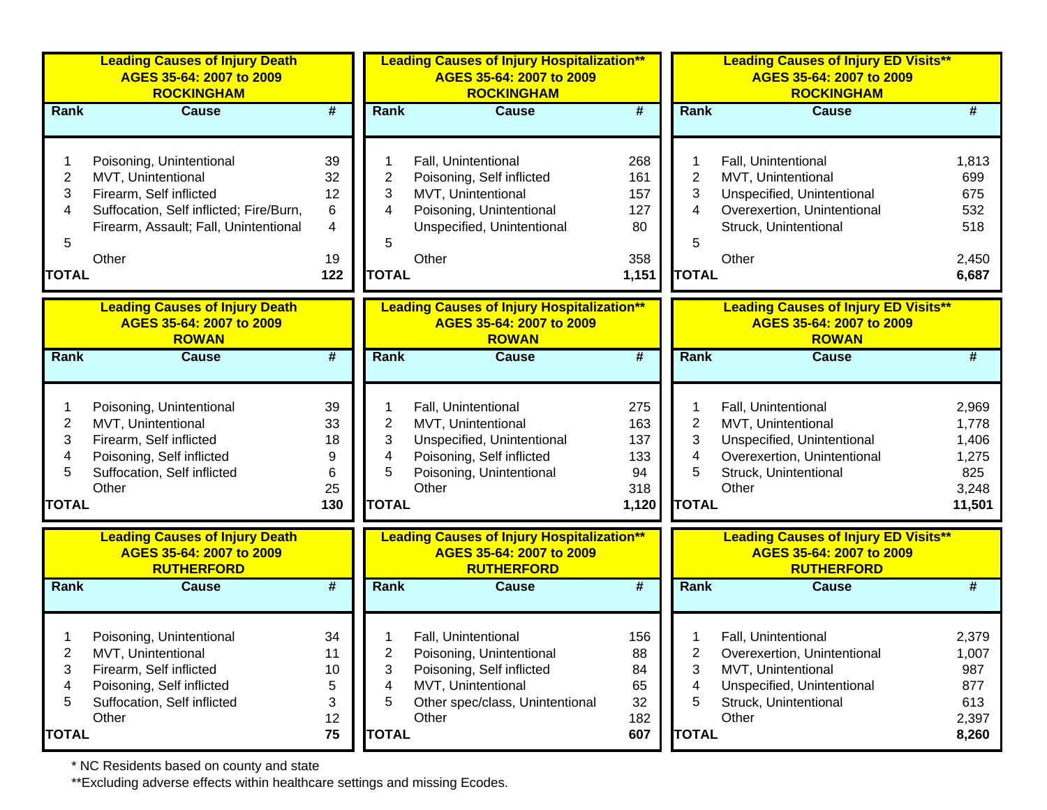**Leading Causes of Injury Death AGES 35-64: 2007 to 2009 ROCKINGHAM**

| Rank | Cause | # |
|---|---|---|
| 1 | Poisoning, Unintentional | 39 |
| 2 | MVT, Unintentional | 32 |
| 3 | Firearm, Self inflicted | 12 |
| 4 | Suffocation, Self inflicted; Fire/Burn, | 6 |
| | Firearm, Assault; Fall, Unintentional | 4 |
| 5 | | |
| | Other | 19 |
| TOTAL | | 122 |

**Leading Causes of Injury Hospitalization** AGES 35-64: 2007 to 2009 ROCKINGHAM**

| Rank | Cause | # |
|---|---|---|
| 1 | Fall, Unintentional | 268 |
| 2 | Poisoning, Self inflicted | 161 |
| 3 | MVT, Unintentional | 157 |
| 4 | Poisoning, Unintentional | 127 |
| | Unspecified, Unintentional | 80 |
| 5 | | |
| | Other | 358 |
| TOTAL | | 1,151 |

**Leading Causes of Injury ED Visits** AGES 35-64: 2007 to 2009 ROCKINGHAM**

| Rank | Cause | # |
|---|---|---|
| 1 | Fall, Unintentional | 1,813 |
| 2 | MVT, Unintentional | 699 |
| 3 | Unspecified, Unintentional | 675 |
| 4 | Overexertion, Unintentional | 532 |
| | Struck, Unintentional | 518 |
| 5 | | |
| | Other | 2,450 |
| TOTAL | | 6,687 |

**Leading Causes of Injury Death AGES 35-64: 2007 to 2009 ROWAN**

| Rank | Cause | # |
|---|---|---|
| 1 | Poisoning, Unintentional | 39 |
| 2 | MVT, Unintentional | 33 |
| 3 | Firearm, Self inflicted | 18 |
| 4 | Poisoning, Self inflicted | 9 |
| 5 | Suffocation, Self inflicted | 6 |
| | Other | 25 |
| TOTAL | | 130 |

**Leading Causes of Injury Hospitalization** AGES 35-64: 2007 to 2009 ROWAN**

| Rank | Cause | # |
|---|---|---|
| 1 | Fall, Unintentional | 275 |
| 2 | MVT, Unintentional | 163 |
| 3 | Unspecified, Unintentional | 137 |
| 4 | Poisoning, Self inflicted | 133 |
| 5 | Poisoning, Unintentional | 94 |
| | Other | 318 |
| TOTAL | | 1,120 |

**Leading Causes of Injury ED Visits** AGES 35-64: 2007 to 2009 ROWAN**

| Rank | Cause | # |
|---|---|---|
| 1 | Fall, Unintentional | 2,969 |
| 2 | MVT, Unintentional | 1,778 |
| 3 | Unspecified, Unintentional | 1,406 |
| 4 | Overexertion, Unintentional | 1,275 |
| 5 | Struck, Unintentional | 825 |
| | Other | 3,248 |
| TOTAL | | 11,501 |

**Leading Causes of Injury Death AGES 35-64: 2007 to 2009 RUTHERFORD**

| Rank | Cause | # |
|---|---|---|
| 1 | Poisoning, Unintentional | 34 |
| 2 | MVT, Unintentional | 11 |
| 3 | Firearm, Self inflicted | 10 |
| 4 | Poisoning, Self inflicted | 5 |
| 5 | Suffocation, Self inflicted | 3 |
| | Other | 12 |
| TOTAL | | 75 |

**Leading Causes of Injury Hospitalization** AGES 35-64: 2007 to 2009 RUTHERFORD**

| Rank | Cause | # |
|---|---|---|
| 1 | Fall, Unintentional | 156 |
| 2 | Poisoning, Unintentional | 88 |
| 3 | Poisoning, Self inflicted | 84 |
| 4 | MVT, Unintentional | 65 |
| 5 | Other spec/class, Unintentional | 32 |
| | Other | 182 |
| TOTAL | | 607 |

**Leading Causes of Injury ED Visits** AGES 35-64: 2007 to 2009 RUTHERFORD**

| Rank | Cause | # |
|---|---|---|
| 1 | Fall, Unintentional | 2,379 |
| 2 | Overexertion, Unintentional | 1,007 |
| 3 | MVT, Unintentional | 987 |
| 4 | Unspecified, Unintentional | 877 |
| 5 | Struck, Unintentional | 613 |
| | Other | 2,397 |
| TOTAL | | 8,260 |

* NC Residents based on county and state

**Excluding adverse effects within healthcare settings and missing Ecodes.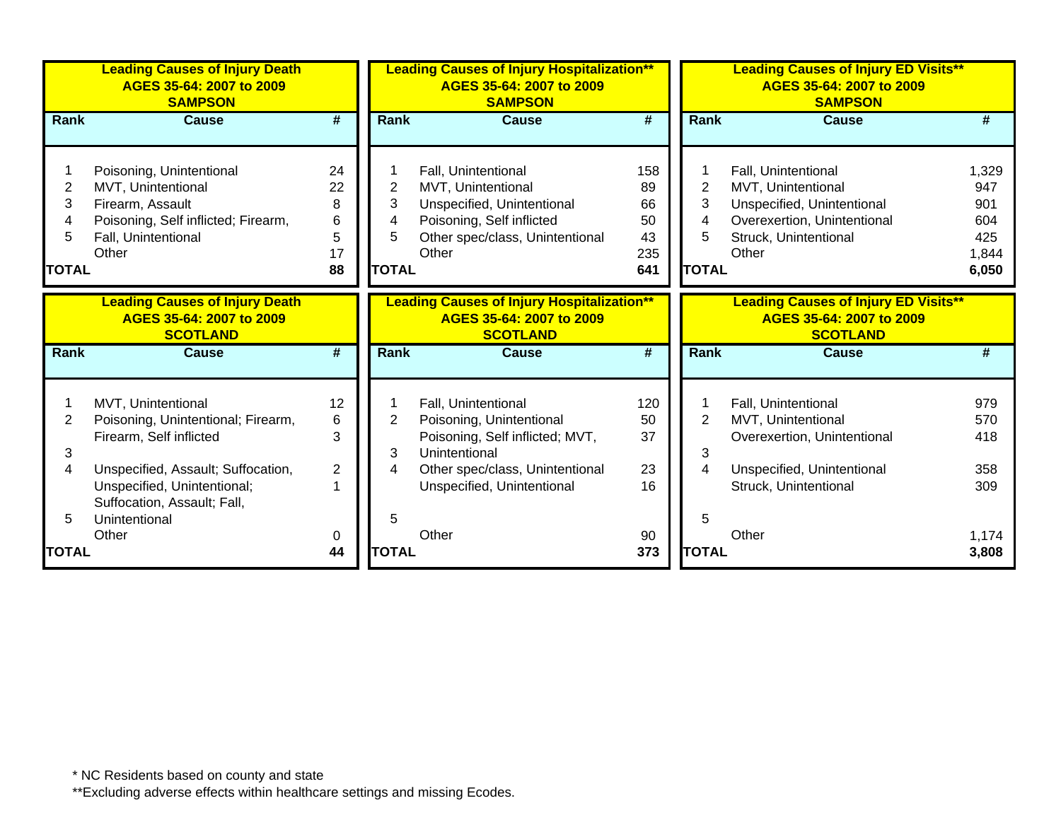**Leading Causes of Injury Death**
**AGES 35-64: 2007 to 2009**
**SAMPSON**

| Rank | Cause | # |
|---|---|---|
| 1 | Poisoning, Unintentional | 24 |
| 2 | MVT, Unintentional | 22 |
| 3 | Firearm, Assault | 8 |
| 4 | Poisoning, Self inflicted; Firearm, | 6 |
| 5 | Fall, Unintentional | 5 |
| | Other | 17 |
| **TOTAL** | | **88** |

**Leading Causes of Injury Hospitalization****
**AGES 35-64: 2007 to 2009**
**SAMPSON**

| Rank | Cause | # |
|---|---|---|
| 1 | Fall, Unintentional | 158 |
| 2 | MVT, Unintentional | 89 |
| 3 | Unspecified, Unintentional | 66 |
| 4 | Poisoning, Self inflicted | 50 |
| 5 | Other spec/class, Unintentional | 43 |
| | Other | 235 |
| **TOTAL** | | **641** |

**Leading Causes of Injury ED Visits****
**AGES 35-64: 2007 to 2009**
**SAMPSON**

| Rank | Cause | # |
|---|---|---|
| 1 | Fall, Unintentional | 1,329 |
| 2 | MVT, Unintentional | 947 |
| 3 | Unspecified, Unintentional | 901 |
| 4 | Overexertion, Unintentional | 604 |
| 5 | Struck, Unintentional | 425 |
| | Other | 1,844 |
| **TOTAL** | | **6,050** |

**Leading Causes of Injury Death**
**AGES 35-64: 2007 to 2009**
**SCOTLAND**

| Rank | Cause | # |
|---|---|---|
| 1 | MVT, Unintentional | 12 |
| 2 | Poisoning, Unintentional; Firearm, | 6 |
| | Firearm, Self inflicted | 3 |
| 3 | | |
| 4 | Unspecified, Assault; Suffocation, | 2 |
| | Unspecified, Unintentional; | 1 |
| | Suffocation, Assault; Fall, | |
| 5 | Unintentional | |
| | Other | 0 |
| **TOTAL** | | **44** |

**Leading Causes of Injury Hospitalization****
**AGES 35-64: 2007 to 2009**
**SCOTLAND**

| Rank | Cause | # |
|---|---|---|
| 1 | Fall, Unintentional | 120 |
| 2 | Poisoning, Unintentional | 50 |
| | Poisoning, Self inflicted; MVT, | 37 |
| 3 | Unintentional | |
| 4 | Other spec/class, Unintentional | 23 |
| | Unspecified, Unintentional | 16 |
| 5 | | |
| | Other | 90 |
| **TOTAL** | | **373** |

**Leading Causes of Injury ED Visits****
**AGES 35-64: 2007 to 2009**
**SCOTLAND**

| Rank | Cause | # |
|---|---|---|
| 1 | Fall, Unintentional | 979 |
| 2 | MVT, Unintentional | 570 |
| | Overexertion, Unintentional | 418 |
| 3 | | |
| 4 | Unspecified, Unintentional | 358 |
| | Struck, Unintentional | 309 |
| 5 | | |
| | Other | 1,174 |
| **TOTAL** | | **3,808** |

* NC Residents based on county and state
**Excluding adverse effects within healthcare settings and missing Ecodes.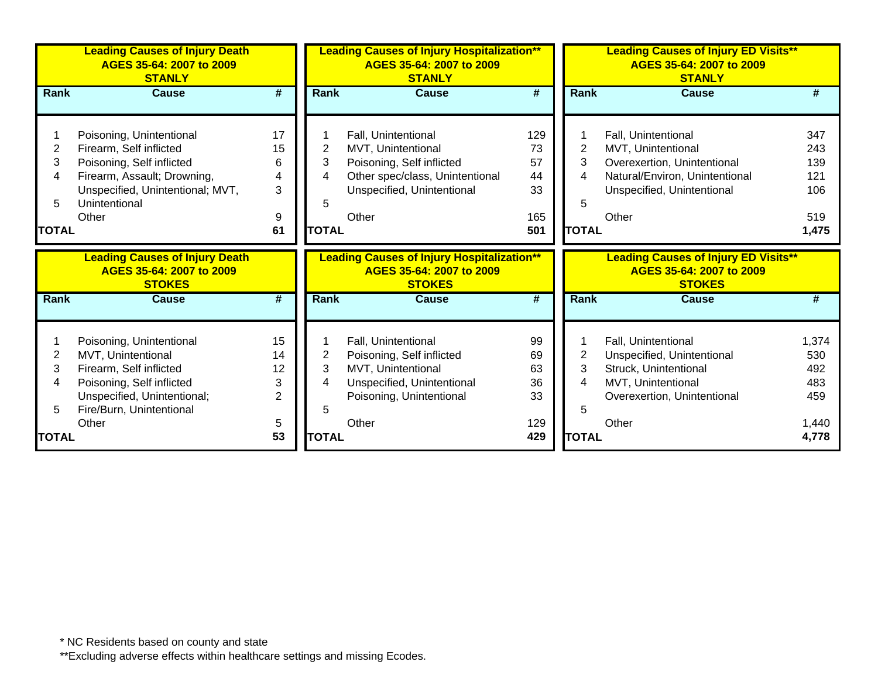| Leading Causes of Injury Death<br>AGES 35-64: 2007 to 2009<br>STANLY | | |
|---|---|---|
| Rank | Cause | # |
| 1 | Poisoning, Unintentional | 17 |
| 2 | Firearm, Self inflicted | 15 |
| 3 | Poisoning, Self inflicted | 6 |
| 4 | Firearm, Assault; Drowning, | 4 |
| | Unspecified, Unintentional; MVT, | 3 |
| 5 | Unintentional | |
| | Other | 9 |
| **TOTAL** | | **61** |

| Leading Causes of Injury Hospitalization**<br>AGES 35-64: 2007 to 2009<br>STANLY | | |
|---|---|---|
| Rank | Cause | # |
| 1 | Fall, Unintentional | 129 |
| 2 | MVT, Unintentional | 73 |
| 3 | Poisoning, Self inflicted | 57 |
| 4 | Other spec/class, Unintentional | 44 |
| | Unspecified, Unintentional | 33 |
| 5 | | |
| | Other | 165 |
| **TOTAL** | | **501** |

| Leading Causes of Injury ED Visits**<br>AGES 35-64: 2007 to 2009<br>STANLY | | |
|---|---|---|
| Rank | Cause | # |
| 1 | Fall, Unintentional | 347 |
| 2 | MVT, Unintentional | 243 |
| 3 | Overexertion, Unintentional | 139 |
| 4 | Natural/Environ, Unintentional | 121 |
| | Unspecified, Unintentional | 106 |
| 5 | | |
| | Other | 519 |
| **TOTAL** | | **1,475** |

| Leading Causes of Injury Death<br>AGES 35-64: 2007 to 2009<br>STOKES | | |
|---|---|---|
| Rank | Cause | # |
| 1 | Poisoning, Unintentional | 15 |
| 2 | MVT, Unintentional | 14 |
| 3 | Firearm, Self inflicted | 12 |
| 4 | Poisoning, Self inflicted | 3 |
| | Unspecified, Unintentional; | 2 |
| 5 | Fire/Burn, Unintentional | |
| | Other | 5 |
| **TOTAL** | | **53** |

| Leading Causes of Injury Hospitalization**<br>AGES 35-64: 2007 to 2009<br>STOKES | | |
|---|---|---|
| Rank | Cause | # |
| 1 | Fall, Unintentional | 99 |
| 2 | Poisoning, Self inflicted | 69 |
| 3 | MVT, Unintentional | 63 |
| 4 | Unspecified, Unintentional | 36 |
| | Poisoning, Unintentional | 33 |
| 5 | | |
| | Other | 129 |
| **TOTAL** | | **429** |

| Leading Causes of Injury ED Visits**<br>AGES 35-64: 2007 to 2009<br>STOKES | | |
|---|---|---|
| Rank | Cause | # |
| 1 | Fall, Unintentional | 1,374 |
| 2 | Unspecified, Unintentional | 530 |
| 3 | Struck, Unintentional | 492 |
| 4 | MVT, Unintentional | 483 |
| | Overexertion, Unintentional | 459 |
| 5 | | |
| | Other | 1,440 |
| **TOTAL** | | **4,778** |

* NC Residents based on county and state

**Excluding adverse effects within healthcare settings and missing Ecodes.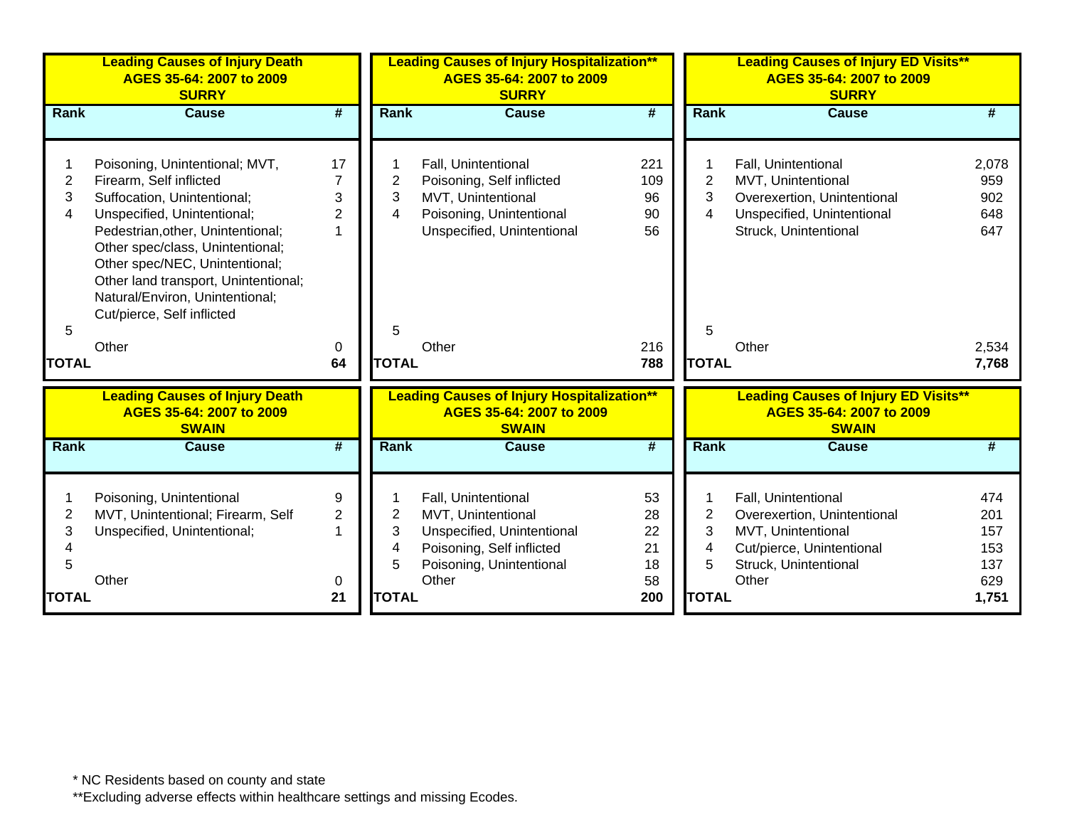**Leading Causes of Injury Death**
**AGES 35-64: 2007 to 2009**
**SURRY**

| Rank | Cause | # |
|---|---|---|
| 1 | Poisoning, Unintentional; MVT, | 17 |
| 2 | Firearm, Self inflicted | 7 |
| 3 | Suffocation, Unintentional; | 3 |
| 4 | Unspecified, Unintentional; | 2 |
| | Pedestrian,other, Unintentional; Other spec/class, Unintentional; Other spec/NEC, Unintentional; Other land transport, Unintentional; Natural/Environ, Unintentional; Cut/pierce, Self inflicted | 1 |
| 5 | | |
| | Other | 0 |
| **TOTAL** | | **64** |

**Leading Causes of Injury Hospitalization****
**AGES 35-64: 2007 to 2009**
**SURRY**

| Rank | Cause | # |
|---|---|---|
| 1 | Fall, Unintentional | 221 |
| 2 | Poisoning, Self inflicted | 109 |
| 3 | MVT, Unintentional | 96 |
| 4 | Poisoning, Unintentional | 90 |
| | Unspecified, Unintentional | 56 |
| 5 | | |
| | Other | 216 |
| **TOTAL** | | **788** |

**Leading Causes of Injury ED Visits****
**AGES 35-64: 2007 to 2009**
**SURRY**

| Rank | Cause | # |
|---|---|---|
| 1 | Fall, Unintentional | 2,078 |
| 2 | MVT, Unintentional | 959 |
| 3 | Overexertion, Unintentional | 902 |
| 4 | Unspecified, Unintentional | 648 |
| | Struck, Unintentional | 647 |
| 5 | | |
| | Other | 2,534 |
| **TOTAL** | | **7,768** |

**Leading Causes of Injury Death**
**AGES 35-64: 2007 to 2009**
**SWAIN**

| Rank | Cause | # |
|---|---|---|
| 1 | Poisoning, Unintentional | 9 |
| 2 | MVT, Unintentional; Firearm, Self | 2 |
| 3 | Unspecified, Unintentional; | 1 |
| 4 | | |
| 5 | | |
| | Other | 0 |
| **TOTAL** | | **21** |

**Leading Causes of Injury Hospitalization****
**AGES 35-64: 2007 to 2009**
**SWAIN**

| Rank | Cause | # |
|---|---|---|
| 1 | Fall, Unintentional | 53 |
| 2 | MVT, Unintentional | 28 |
| 3 | Unspecified, Unintentional | 22 |
| 4 | Poisoning, Self inflicted | 21 |
| 5 | Poisoning, Unintentional | 18 |
| | Other | 58 |
| **TOTAL** | | **200** |

**Leading Causes of Injury ED Visits****
**AGES 35-64: 2007 to 2009**
**SWAIN**

| Rank | Cause | # |
|---|---|---|
| 1 | Fall, Unintentional | 474 |
| 2 | Overexertion, Unintentional | 201 |
| 3 | MVT, Unintentional | 157 |
| 4 | Cut/pierce, Unintentional | 153 |
| 5 | Struck, Unintentional | 137 |
| | Other | 629 |
| **TOTAL** | | **1,751** |

* NC Residents based on county and state

**Excluding adverse effects within healthcare settings and missing Ecodes.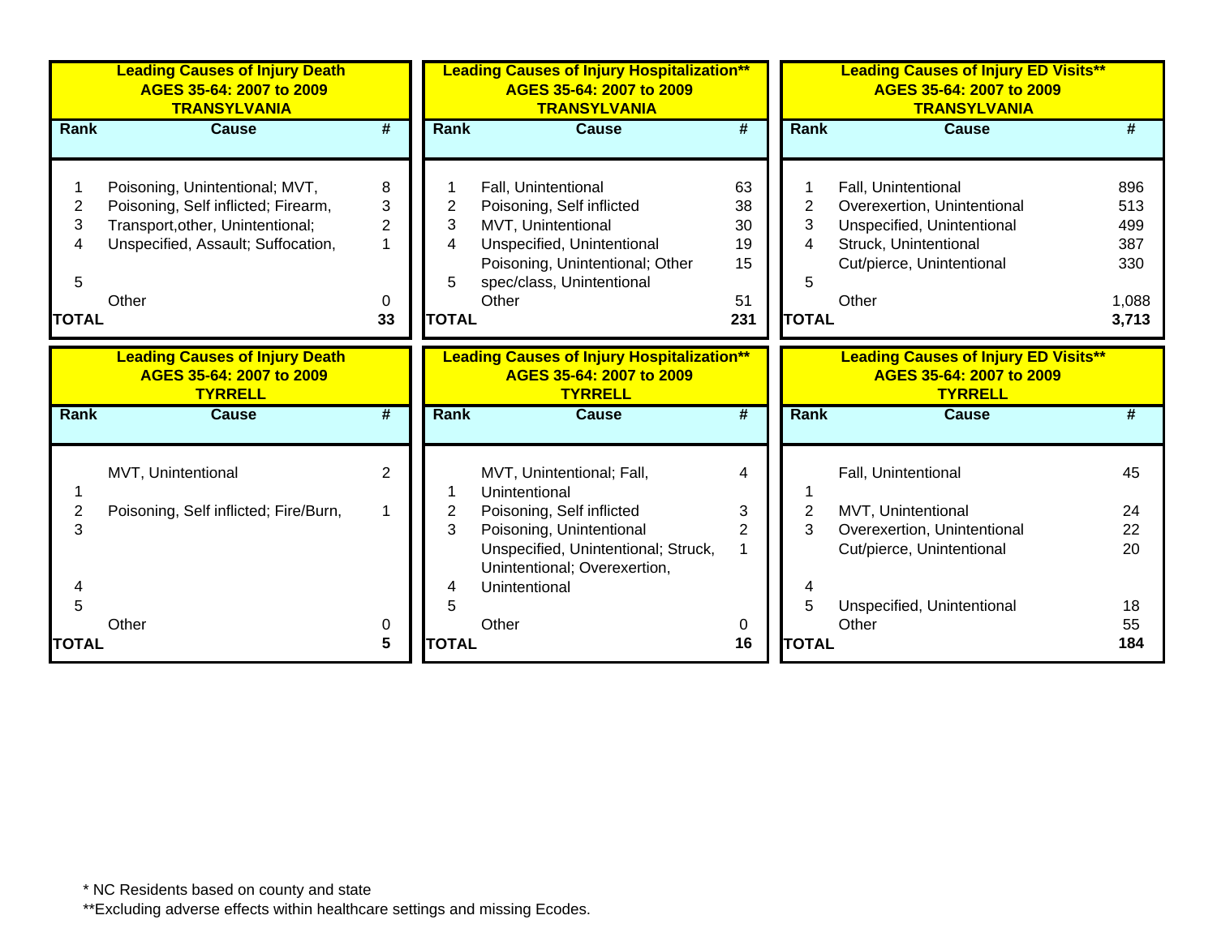| Leading Causes of Injury Death<br>AGES 35-64: 2007 to 2009<br>TRANSYLVANIA | | |
|---|---|---|
| **Rank** | **Cause** | **#** |
| 1 | Poisoning, Unintentional; MVT, | 8 |
| 2 | Poisoning, Self inflicted; Firearm, | 3 |
| 3 | Transport,other, Unintentional; | 2 |
| 4 | Unspecified, Assault; Suffocation, | 1 |
| 5 | | |
| | Other | 0 |
| **TOTAL** | | **33** |

| Leading Causes of Injury Hospitalization**<br>AGES 35-64: 2007 to 2009<br>TRANSYLVANIA | | |
|---|---|---|
| **Rank** | **Cause** | **#** |
| 1 | Fall, Unintentional | 63 |
| 2 | Poisoning, Self inflicted | 38 |
| 3 | MVT, Unintentional | 30 |
| 4 | Unspecified, Unintentional | 19 |
| 5 | Poisoning, Unintentional; Other spec/class, Unintentional | 15 |
| | Other | 51 |
| **TOTAL** | | **231** |

| Leading Causes of Injury ED Visits**<br>AGES 35-64: 2007 to 2009<br>TRANSYLVANIA | | |
|---|---|---|
| **Rank** | **Cause** | **#** |
| 1 | Fall, Unintentional | 896 |
| 2 | Overexertion, Unintentional | 513 |
| 3 | Unspecified, Unintentional | 499 |
| 4 | Struck, Unintentional | 387 |
| 5 | Cut/pierce, Unintentional | 330 |
| | Other | 1,088 |
| **TOTAL** | | **3,713** |

| Leading Causes of Injury Death<br>AGES 35-64: 2007 to 2009<br>TYRRELL | | |
|---|---|---|
| **Rank** | **Cause** | **#** |
| 1 | MVT, Unintentional | 2 |
| 2 | Poisoning, Self inflicted; Fire/Burn, | 1 |
| 3 | | |
| 4 | | |
| 5 | | |
| | Other | 0 |
| **TOTAL** | | **5** |

| Leading Causes of Injury Hospitalization**<br>AGES 35-64: 2007 to 2009<br>TYRRELL | | |
|---|---|---|
| **Rank** | **Cause** | **#** |
| 1 | MVT, Unintentional; Fall, Unintentional | 4 |
| 2 | Poisoning, Self inflicted | 3 |
| 3 | Poisoning, Unintentional | 2 |
| 4 | Unspecified, Unintentional; Struck, Unintentional; Overexertion, Unintentional | 1 |
| 5 | | |
| | Other | 0 |
| **TOTAL** | | **16** |

| Leading Causes of Injury ED Visits**<br>AGES 35-64: 2007 to 2009<br>TYRRELL | | |
|---|---|---|
| **Rank** | **Cause** | **#** |
| 1 | Fall, Unintentional | 45 |
| 2 | MVT, Unintentional | 24 |
| 3 | Overexertion, Unintentional | 22 |
| 4 | Cut/pierce, Unintentional | 20 |
| 5 | Unspecified, Unintentional | 18 |
| | Other | 55 |
| **TOTAL** | | **184** |

* NC Residents based on county and state

**Excluding adverse effects within healthcare settings and missing Ecodes.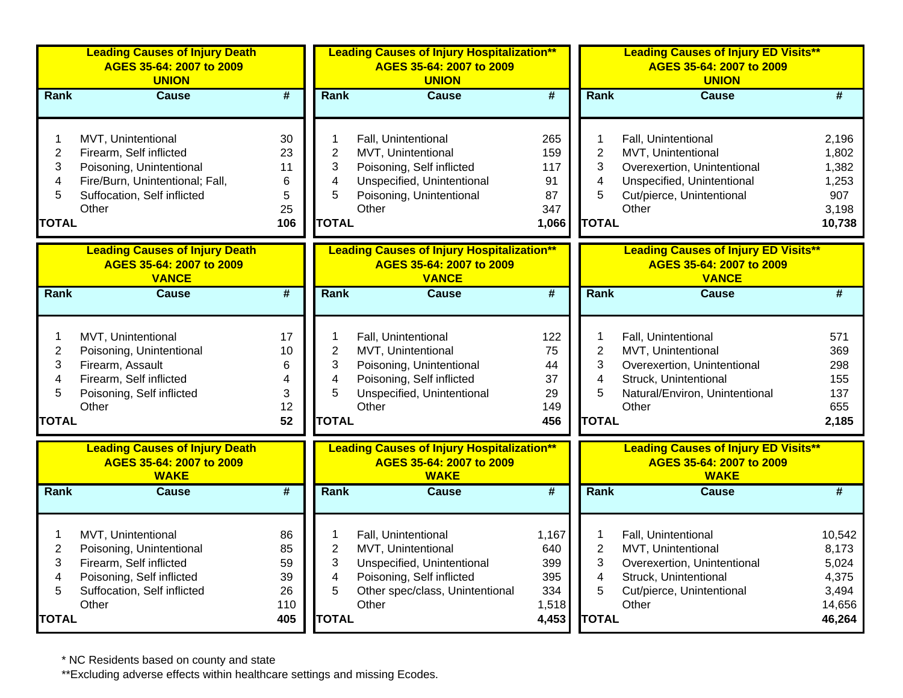**Leading Causes of Injury Death AGES 35-64: 2007 to 2009 UNION**

| Rank | Cause | # |
|---|---|---|
| 1 | MVT, Unintentional | 30 |
| 2 | Firearm, Self inflicted | 23 |
| 3 | Poisoning, Unintentional | 11 |
| 4 | Fire/Burn, Unintentional; Fall, | 6 |
| 5 | Suffocation, Self inflicted | 5 |
| | Other | 25 |
| TOTAL | | 106 |

**Leading Causes of Injury Hospitalization** AGES 35-64: 2007 to 2009 UNION**

| Rank | Cause | # |
|---|---|---|
| 1 | Fall, Unintentional | 265 |
| 2 | MVT, Unintentional | 159 |
| 3 | Poisoning, Self inflicted | 117 |
| 4 | Unspecified, Unintentional | 91 |
| 5 | Poisoning, Unintentional | 87 |
| | Other | 347 |
| TOTAL | | 1,066 |

**Leading Causes of Injury ED Visits** AGES 35-64: 2007 to 2009 UNION**

| Rank | Cause | # |
|---|---|---|
| 1 | Fall, Unintentional | 2,196 |
| 2 | MVT, Unintentional | 1,802 |
| 3 | Overexertion, Unintentional | 1,382 |
| 4 | Unspecified, Unintentional | 1,253 |
| 5 | Cut/pierce, Unintentional | 907 |
| | Other | 3,198 |
| TOTAL | | 10,738 |

**Leading Causes of Injury Death AGES 35-64: 2007 to 2009 VANCE**

| Rank | Cause | # |
|---|---|---|
| 1 | MVT, Unintentional | 17 |
| 2 | Poisoning, Unintentional | 10 |
| 3 | Firearm, Assault | 6 |
| 4 | Firearm, Self inflicted | 4 |
| 5 | Poisoning, Self inflicted | 3 |
| | Other | 12 |
| TOTAL | | 52 |

**Leading Causes of Injury Hospitalization** AGES 35-64: 2007 to 2009 VANCE**

| Rank | Cause | # |
|---|---|---|
| 1 | Fall, Unintentional | 122 |
| 2 | MVT, Unintentional | 75 |
| 3 | Poisoning, Unintentional | 44 |
| 4 | Poisoning, Self inflicted | 37 |
| 5 | Unspecified, Unintentional | 29 |
| | Other | 149 |
| TOTAL | | 456 |

**Leading Causes of Injury ED Visits** AGES 35-64: 2007 to 2009 VANCE**

| Rank | Cause | # |
|---|---|---|
| 1 | Fall, Unintentional | 571 |
| 2 | MVT, Unintentional | 369 |
| 3 | Overexertion, Unintentional | 298 |
| 4 | Struck, Unintentional | 155 |
| 5 | Natural/Environ, Unintentional | 137 |
| | Other | 655 |
| TOTAL | | 2,185 |

**Leading Causes of Injury Death AGES 35-64: 2007 to 2009 WAKE**

| Rank | Cause | # |
|---|---|---|
| 1 | MVT, Unintentional | 86 |
| 2 | Poisoning, Unintentional | 85 |
| 3 | Firearm, Self inflicted | 59 |
| 4 | Poisoning, Self inflicted | 39 |
| 5 | Suffocation, Self inflicted | 26 |
| | Other | 110 |
| TOTAL | | 405 |

**Leading Causes of Injury Hospitalization** AGES 35-64: 2007 to 2009 WAKE**

| Rank | Cause | # |
|---|---|---|
| 1 | Fall, Unintentional | 1,167 |
| 2 | MVT, Unintentional | 640 |
| 3 | Unspecified, Unintentional | 399 |
| 4 | Poisoning, Self inflicted | 395 |
| 5 | Other spec/class, Unintentional | 334 |
| | Other | 1,518 |
| TOTAL | | 4,453 |

**Leading Causes of Injury ED Visits** AGES 35-64: 2007 to 2009 WAKE**

| Rank | Cause | # |
|---|---|---|
| 1 | Fall, Unintentional | 10,542 |
| 2 | MVT, Unintentional | 8,173 |
| 3 | Overexertion, Unintentional | 5,024 |
| 4 | Struck, Unintentional | 4,375 |
| 5 | Cut/pierce, Unintentional | 3,494 |
| | Other | 14,656 |
| TOTAL | | 46,264 |

* NC Residents based on county and state

**Excluding adverse effects within healthcare settings and missing Ecodes.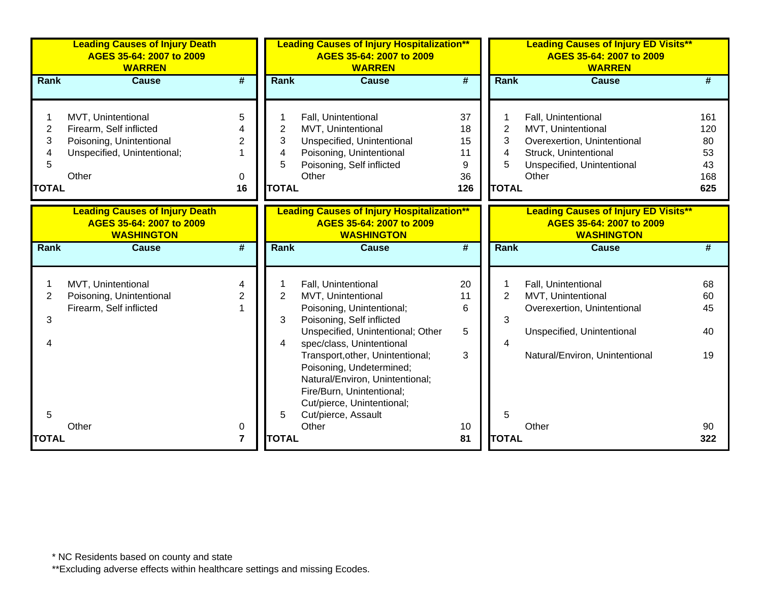**Leading Causes of Injury Death**
**AGES 35-64: 2007 to 2009**
**WARREN**

| Rank | Cause | # |
|---|---|---|
| 1 | MVT, Unintentional | 5 |
| 2 | Firearm, Self inflicted | 4 |
| 3 | Poisoning, Unintentional | 2 |
| 4 | Unspecified, Unintentional; | 1 |
| 5 | | |
| | Other | 0 |
| **TOTAL** | | **16** |

**Leading Causes of Injury Hospitalization****
**AGES 35-64: 2007 to 2009**
**WARREN**

| Rank | Cause | # |
|---|---|---|
| 1 | Fall, Unintentional | 37 |
| 2 | MVT, Unintentional | 18 |
| 3 | Unspecified, Unintentional | 15 |
| 4 | Poisoning, Unintentional | 11 |
| 5 | Poisoning, Self inflicted | 9 |
| | Other | 36 |
| **TOTAL** | | **126** |

**Leading Causes of Injury ED Visits****
**AGES 35-64: 2007 to 2009**
**WARREN**

| Rank | Cause | # |
|---|---|---|
| 1 | Fall, Unintentional | 161 |
| 2 | MVT, Unintentional | 120 |
| 3 | Overexertion, Unintentional | 80 |
| 4 | Struck, Unintentional | 53 |
| 5 | Unspecified, Unintentional | 43 |
| | Other | 168 |
| **TOTAL** | | **625** |

**Leading Causes of Injury Death**
**AGES 35-64: 2007 to 2009**
**WASHINGTON**

| Rank | Cause | # |
|---|---|---|
| 1 | MVT, Unintentional | 4 |
| 2 | Poisoning, Unintentional | 2 |
| | Firearm, Self inflicted | 1 |
| 3 | | |
| 4 | | |
| 5 | | |
| | Other | 0 |
| **TOTAL** | | **7** |

**Leading Causes of Injury Hospitalization****
**AGES 35-64: 2007 to 2009**
**WASHINGTON**

| Rank | Cause | # |
|---|---|---|
| 1 | Fall, Unintentional | 20 |
| 2 | MVT, Unintentional | 11 |
| 3 | Poisoning, Unintentional; Poisoning, Self inflicted | 6 |
| 4 | Unspecified, Unintentional; Other spec/class, Unintentional | 5 |
| 5 | Transport,other, Unintentional; Poisoning, Undetermined; Natural/Environ, Unintentional; Fire/Burn, Unintentional; Cut/pierce, Unintentional; Cut/pierce, Assault | 3 |
| | Other | 10 |
| **TOTAL** | | **81** |

**Leading Causes of Injury ED Visits****
**AGES 35-64: 2007 to 2009**
**WASHINGTON**

| Rank | Cause | # |
|---|---|---|
| 1 | Fall, Unintentional | 68 |
| 2 | MVT, Unintentional | 60 |
| 3 | Overexertion, Unintentional | 45 |
| 4 | Unspecified, Unintentional | 40 |
| 5 | Natural/Environ, Unintentional | 19 |
| | Other | 90 |
| **TOTAL** | | **322** |

* NC Residents based on county and state

**Excluding adverse effects within healthcare settings and missing Ecodes.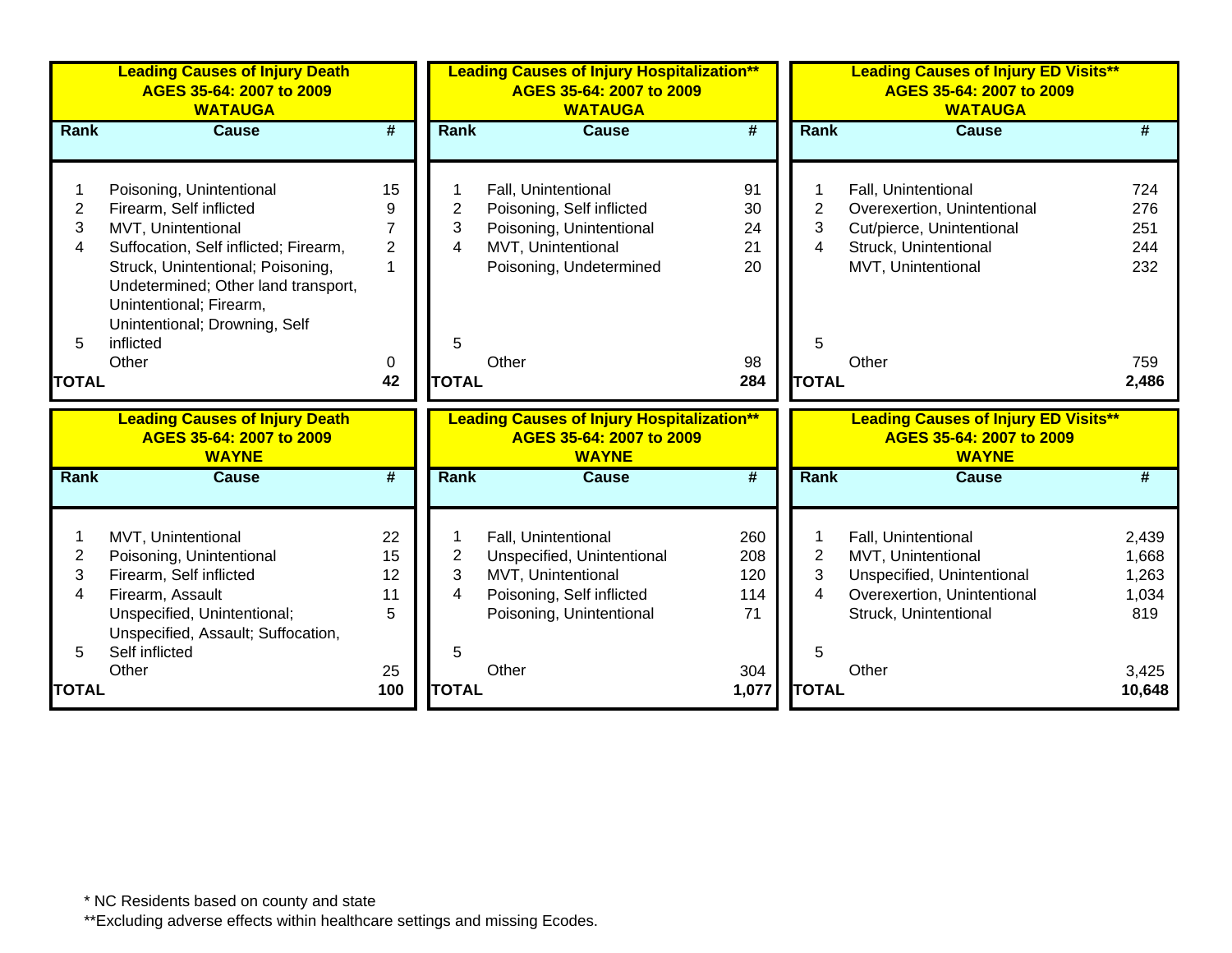### Leading Causes of Injury Death AGES 35-64: 2007 to 2009 WATAUGA

| Rank | Cause | # |
|---|---|---|
| 1 | Poisoning, Unintentional | 15 |
| 2 | Firearm, Self inflicted | 9 |
| 3 | MVT, Unintentional | 7 |
| 4 | Suffocation, Self inflicted; Firearm, | 2 |
| 5 | Struck, Unintentional; Poisoning, Undetermined; Other land transport, Unintentional; Firearm, Unintentional; Drowning, Self inflicted | 1 |
| | Other | 0 |
| **TOTAL** | | **42** |

### Leading Causes of Injury Hospitalization** AGES 35-64: 2007 to 2009 WATAUGA

| Rank | Cause | # |
|---|---|---|
| 1 | Fall, Unintentional | 91 |
| 2 | Poisoning, Self inflicted | 30 |
| 3 | Poisoning, Unintentional | 24 |
| 4 | MVT, Unintentional | 21 |
| 5 | Poisoning, Undetermined | 20 |
| | Other | 98 |
| **TOTAL** | | **284** |

### Leading Causes of Injury ED Visits** AGES 35-64: 2007 to 2009 WATAUGA

| Rank | Cause | # |
|---|---|---|
| 1 | Fall, Unintentional | 724 |
| 2 | Overexertion, Unintentional | 276 |
| 3 | Cut/pierce, Unintentional | 251 |
| 4 | Struck, Unintentional | 244 |
| 5 | MVT, Unintentional | 232 |
| | Other | 759 |
| **TOTAL** | | **2,486** |

### Leading Causes of Injury Death AGES 35-64: 2007 to 2009 WAYNE

| Rank | Cause | # |
|---|---|---|
| 1 | MVT, Unintentional | 22 |
| 2 | Poisoning, Unintentional | 15 |
| 3 | Firearm, Self inflicted | 12 |
| 4 | Firearm, Assault | 11 |
| 5 | Unspecified, Unintentional; Unspecified, Assault; Suffocation, Self inflicted | 5 |
| | Other | 25 |
| **TOTAL** | | **100** |

### Leading Causes of Injury Hospitalization** AGES 35-64: 2007 to 2009 WAYNE

| Rank | Cause | # |
|---|---|---|
| 1 | Fall, Unintentional | 260 |
| 2 | Unspecified, Unintentional | 208 |
| 3 | MVT, Unintentional | 120 |
| 4 | Poisoning, Self inflicted | 114 |
| 5 | Poisoning, Unintentional | 71 |
| | Other | 304 |
| **TOTAL** | | **1,077** |

### Leading Causes of Injury ED Visits** AGES 35-64: 2007 to 2009 WAYNE

| Rank | Cause | # |
|---|---|---|
| 1 | Fall, Unintentional | 2,439 |
| 2 | MVT, Unintentional | 1,668 |
| 3 | Unspecified, Unintentional | 1,263 |
| 4 | Overexertion, Unintentional | 1,034 |
| 5 | Struck, Unintentional | 819 |
| | Other | 3,425 |
| **TOTAL** | | **10,648** |

* NC Residents based on county and state

**Excluding adverse effects within healthcare settings and missing Ecodes.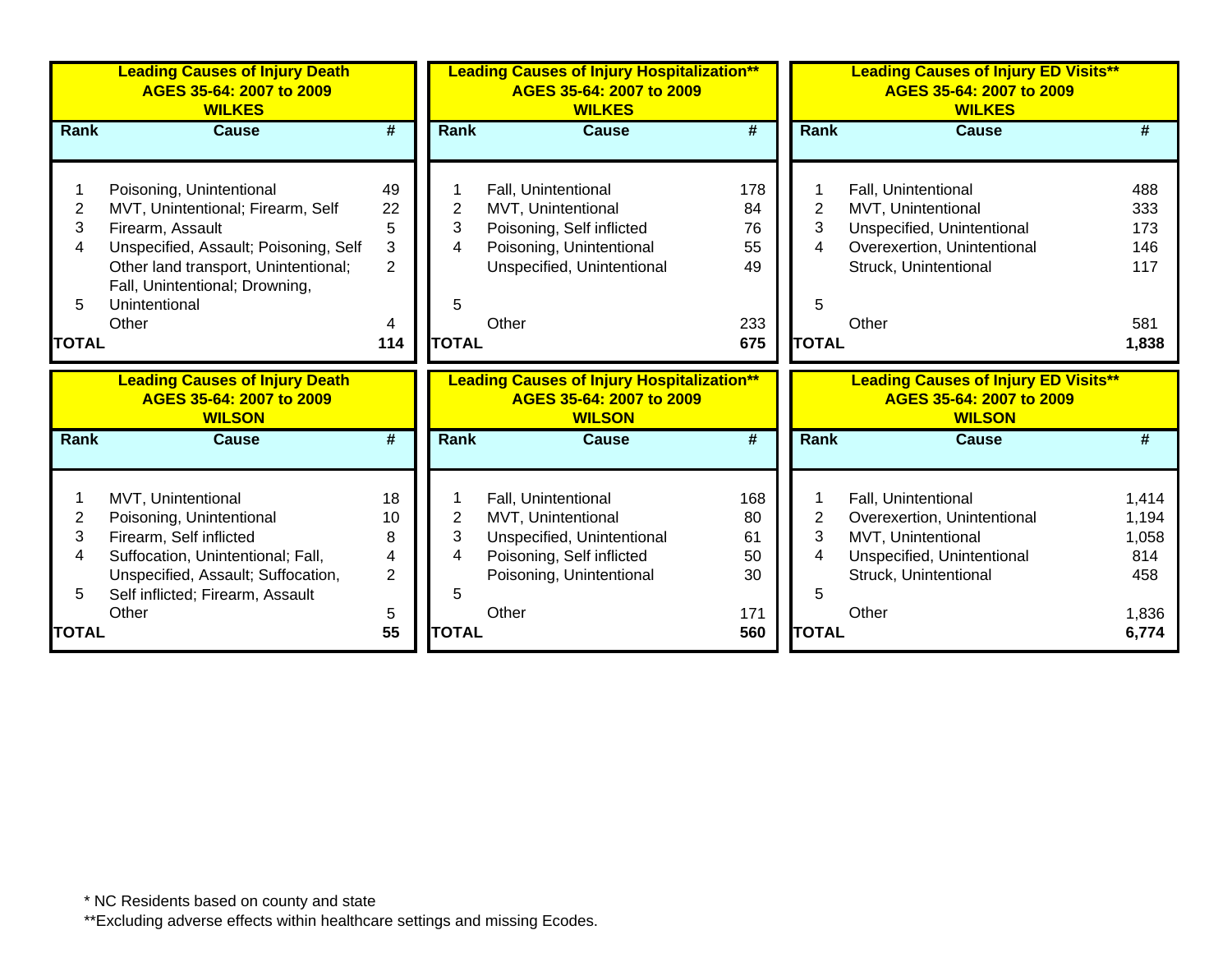**Leading Causes of Injury Death**
**AGES 35-64: 2007 to 2009**
**WILKES**

| Rank | Cause | # |
|---|---|---|
| 1 | Poisoning, Unintentional | 49 |
| 2 | MVT, Unintentional; Firearm, Self | 22 |
| 3 | Firearm, Assault | 5 |
| 4 | Unspecified, Assault; Poisoning, Self | 3 |
| 5 | Other land transport, Unintentional; Fall, Unintentional; Drowning, Unintentional | 2 |
| | Other | 4 |
| **TOTAL** | | **114** |

**Leading Causes of Injury Hospitalization****
**AGES 35-64: 2007 to 2009**
**WILKES**

| Rank | Cause | # |
|---|---|---|
| 1 | Fall, Unintentional | 178 |
| 2 | MVT, Unintentional | 84 |
| 3 | Poisoning, Self inflicted | 76 |
| 4 | Poisoning, Unintentional | 55 |
| | Unspecified, Unintentional | 49 |
| 5 | | |
| | Other | 233 |
| **TOTAL** | | **675** |

**Leading Causes of Injury ED Visits****
**AGES 35-64: 2007 to 2009**
**WILKES**

| Rank | Cause | # |
|---|---|---|
| 1 | Fall, Unintentional | 488 |
| 2 | MVT, Unintentional | 333 |
| 3 | Unspecified, Unintentional | 173 |
| 4 | Overexertion, Unintentional | 146 |
| | Struck, Unintentional | 117 |
| 5 | | |
| | Other | 581 |
| **TOTAL** | | **1,838** |

**Leading Causes of Injury Death**
**AGES 35-64: 2007 to 2009**
**WILSON**

| Rank | Cause | # |
|---|---|---|
| 1 | MVT, Unintentional | 18 |
| 2 | Poisoning, Unintentional | 10 |
| 3 | Firearm, Self inflicted | 8 |
| 4 | Suffocation, Unintentional; Fall, | 4 |
| 5 | Unspecified, Assault; Suffocation, Self inflicted; Firearm, Assault | 2 |
| | Other | 5 |
| **TOTAL** | | **55** |

**Leading Causes of Injury Hospitalization****
**AGES 35-64: 2007 to 2009**
**WILSON**

| Rank | Cause | # |
|---|---|---|
| 1 | Fall, Unintentional | 168 |
| 2 | MVT, Unintentional | 80 |
| 3 | Unspecified, Unintentional | 61 |
| 4 | Poisoning, Self inflicted | 50 |
| | Poisoning, Unintentional | 30 |
| 5 | | |
| | Other | 171 |
| **TOTAL** | | **560** |

**Leading Causes of Injury ED Visits****
**AGES 35-64: 2007 to 2009**
**WILSON**

| Rank | Cause | # |
|---|---|---|
| 1 | Fall, Unintentional | 1,414 |
| 2 | Overexertion, Unintentional | 1,194 |
| 3 | MVT, Unintentional | 1,058 |
| 4 | Unspecified, Unintentional | 814 |
| | Struck, Unintentional | 458 |
| 5 | | |
| | Other | 1,836 |
| **TOTAL** | | **6,774** |

* NC Residents based on county and state
**Excluding adverse effects within healthcare settings and missing Ecodes.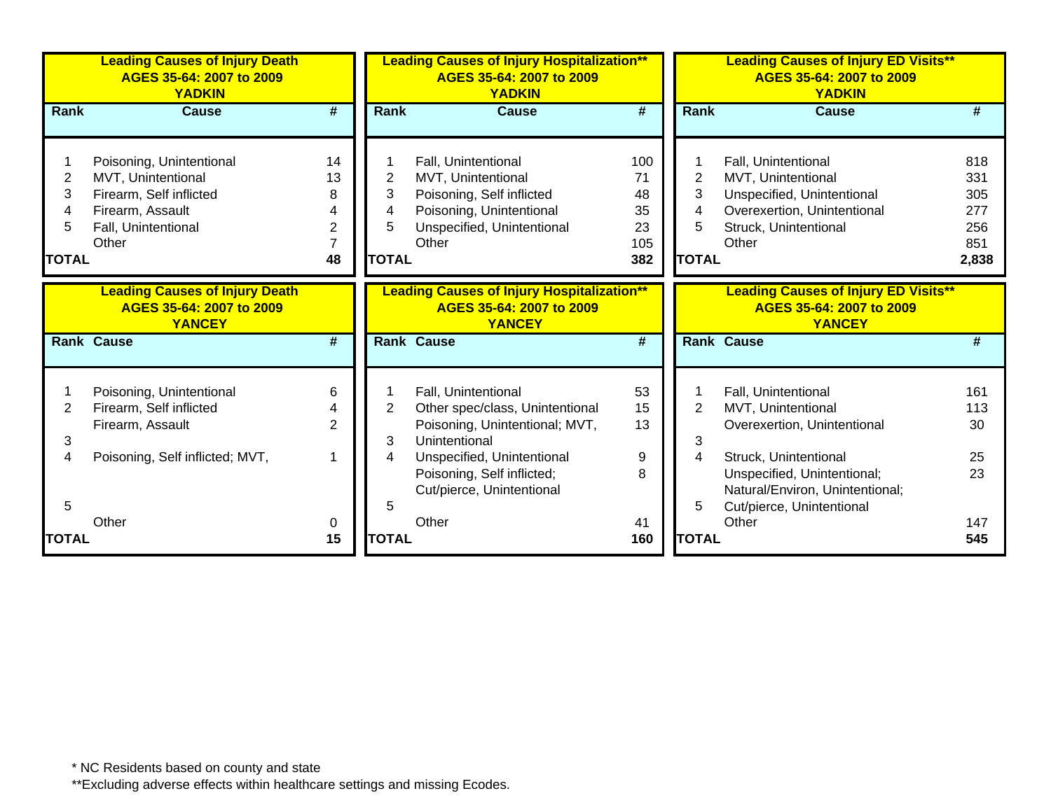## Leading Causes of Injury Death AGES 35-64: 2007 to 2009 YADKIN

| Rank | Cause | # |
|---|---|---|
| 1 | Poisoning, Unintentional | 14 |
| 2 | MVT, Unintentional | 13 |
| 3 | Firearm, Self inflicted | 8 |
| 4 | Firearm, Assault | 4 |
| 5 | Fall, Unintentional | 2 |
| | Other | 7 |
| **TOTAL** | | **48** |

## Leading Causes of Injury Hospitalization** AGES 35-64: 2007 to 2009 YADKIN

| Rank | Cause | # |
|---|---|---|
| 1 | Fall, Unintentional | 100 |
| 2 | MVT, Unintentional | 71 |
| 3 | Poisoning, Self inflicted | 48 |
| 4 | Poisoning, Unintentional | 35 |
| 5 | Unspecified, Unintentional | 23 |
| | Other | 105 |
| **TOTAL** | | **382** |

## Leading Causes of Injury ED Visits** AGES 35-64: 2007 to 2009 YADKIN

| Rank | Cause | # |
|---|---|---|
| 1 | Fall, Unintentional | 818 |
| 2 | MVT, Unintentional | 331 |
| 3 | Unspecified, Unintentional | 305 |
| 4 | Overexertion, Unintentional | 277 |
| 5 | Struck, Unintentional | 256 |
| | Other | 851 |
| **TOTAL** | | **2,838** |

## Leading Causes of Injury Death AGES 35-64: 2007 to 2009 YANCEY

| Rank | Cause | # |
|---|---|---|
| 1 | Poisoning, Unintentional | 6 |
| 2 | Firearm, Self inflicted | 4 |
| 3 | Firearm, Assault | 2 |
| 4 | Poisoning, Self inflicted; MVT, | 1 |
| 5 | | |
| | Other | 0 |
| **TOTAL** | | **15** |

## Leading Causes of Injury Hospitalization** AGES 35-64: 2007 to 2009 YANCEY

| Rank | Cause | # |
|---|---|---|
| 1 | Fall, Unintentional | 53 |
| 2 | Other spec/class, Unintentional | 15 |
| 3 | Poisoning, Unintentional; MVT, Unintentional | 13 |
| 4 | Unspecified, Unintentional | 9 |
| 5 | Poisoning, Self inflicted; Cut/pierce, Unintentional | 8 |
| | Other | 41 |
| **TOTAL** | | **160** |

## Leading Causes of Injury ED Visits** AGES 35-64: 2007 to 2009 YANCEY

| Rank | Cause | # |
|---|---|---|
| 1 | Fall, Unintentional | 161 |
| 2 | MVT, Unintentional | 113 |
| 3 | Overexertion, Unintentional | 30 |
| 4 | Struck, Unintentional | 25 |
| 5 | Unspecified, Unintentional; Natural/Environ, Unintentional; Cut/pierce, Unintentional | 23 |
| | Other | 147 |
| **TOTAL** | | **545** |

\* NC Residents based on county and state

**Excluding adverse effects within healthcare settings and missing Ecodes.